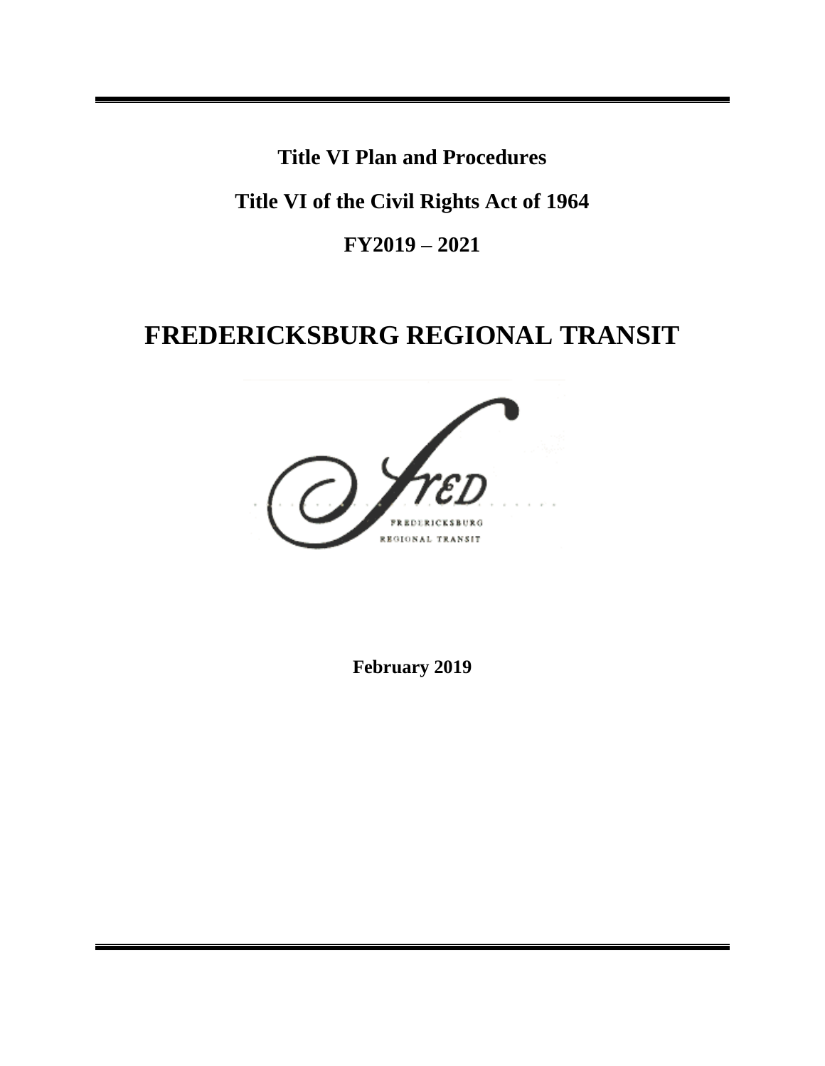**Title VI Plan and Procedures**

**Title VI of the Civil Rights Act of 1964**

**FY2019 – 2021**

# FREDERICKSBURG REGIONAL TRANSIT

**February 2019**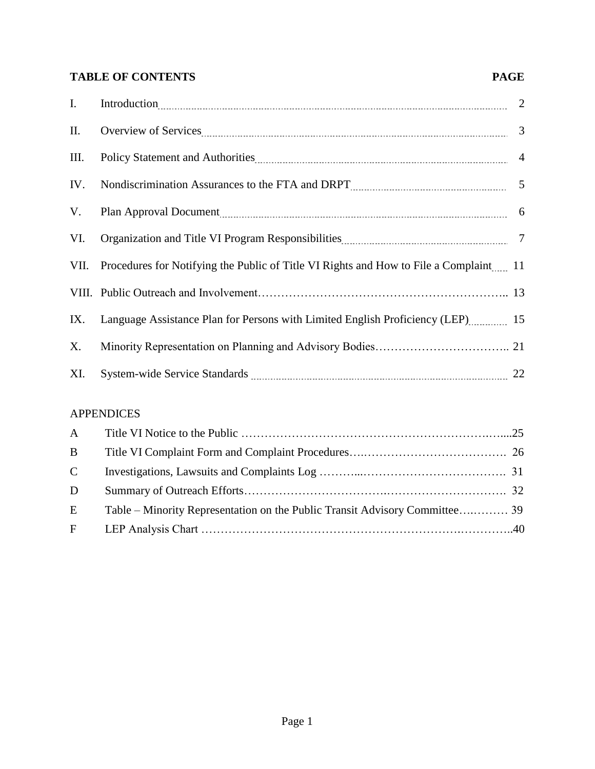## TABLE OF CONTENTS

| | | PAGE |
|---|---|---|
| I. | Introduction | 2 |
| II. | Overview of Services | 3 |
| III. | Policy Statement and Authorities | 4 |
| IV. | Nondiscrimination Assurances to the FTA and DRPT | 5 |
| V. | Plan Approval Document | 6 |
| VI. | Organization and Title VI Program Responsibilities | 7 |
| VII. | Procedures for Notifying the Public of Title VI Rights and How to File a Complaint | 11 |
| VIII. | Public Outreach and Involvement | 13 |
| IX. | Language Assistance Plan for Persons with Limited English Proficiency (LEP) | 15 |
| X. | Minority Representation on Planning and Advisory Bodies | 21 |
| XI. | System-wide Service Standards | 22 |

APPENDICES

| | | |
|---|---|---|
| A | Title VI Notice to the Public | 25 |
| B | Title VI Complaint Form and Complaint Procedures | 26 |
| C | Investigations, Lawsuits and Complaints Log | 31 |
| D | Summary of Outreach Efforts | 32 |
| E | Table – Minority Representation on the Public Transit Advisory Committee | 39 |
| F | LEP Analysis Chart | 40 |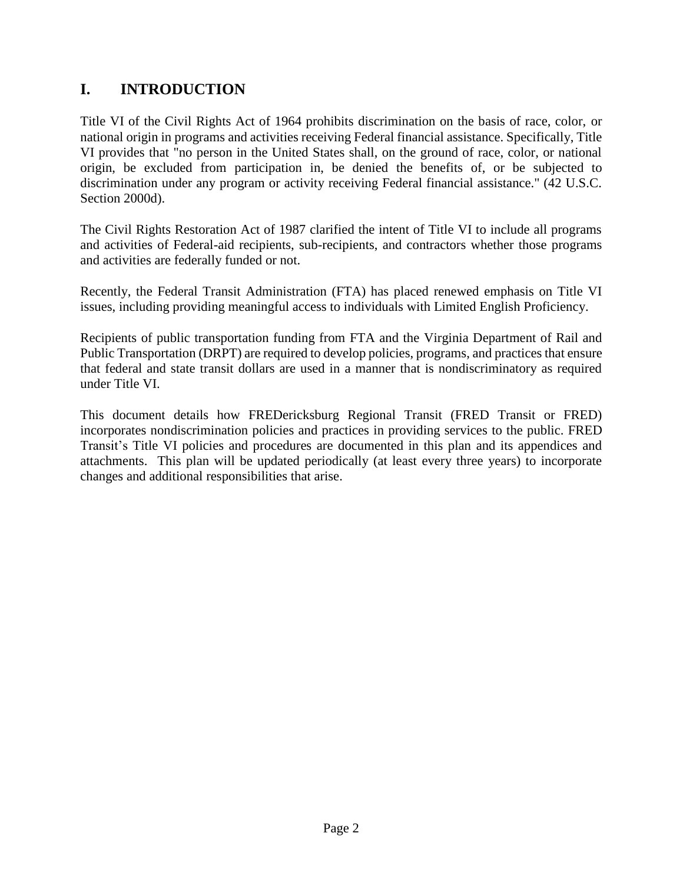# I. INTRODUCTION

Title VI of the Civil Rights Act of 1964 prohibits discrimination on the basis of race, color, or national origin in programs and activities receiving Federal financial assistance. Specifically, Title VI provides that "no person in the United States shall, on the ground of race, color, or national origin, be excluded from participation in, be denied the benefits of, or be subjected to discrimination under any program or activity receiving Federal financial assistance." (42 U.S.C. Section 2000d).

The Civil Rights Restoration Act of 1987 clarified the intent of Title VI to include all programs and activities of Federal-aid recipients, sub-recipients, and contractors whether those programs and activities are federally funded or not.

Recently, the Federal Transit Administration (FTA) has placed renewed emphasis on Title VI issues, including providing meaningful access to individuals with Limited English Proficiency.

Recipients of public transportation funding from FTA and the Virginia Department of Rail and Public Transportation (DRPT) are required to develop policies, programs, and practices that ensure that federal and state transit dollars are used in a manner that is nondiscriminatory as required under Title VI.

This document details how FREDericksburg Regional Transit (FRED Transit or FRED) incorporates nondiscrimination policies and practices in providing services to the public. FRED Transit's Title VI policies and procedures are documented in this plan and its appendices and attachments. This plan will be updated periodically (at least every three years) to incorporate changes and additional responsibilities that arise.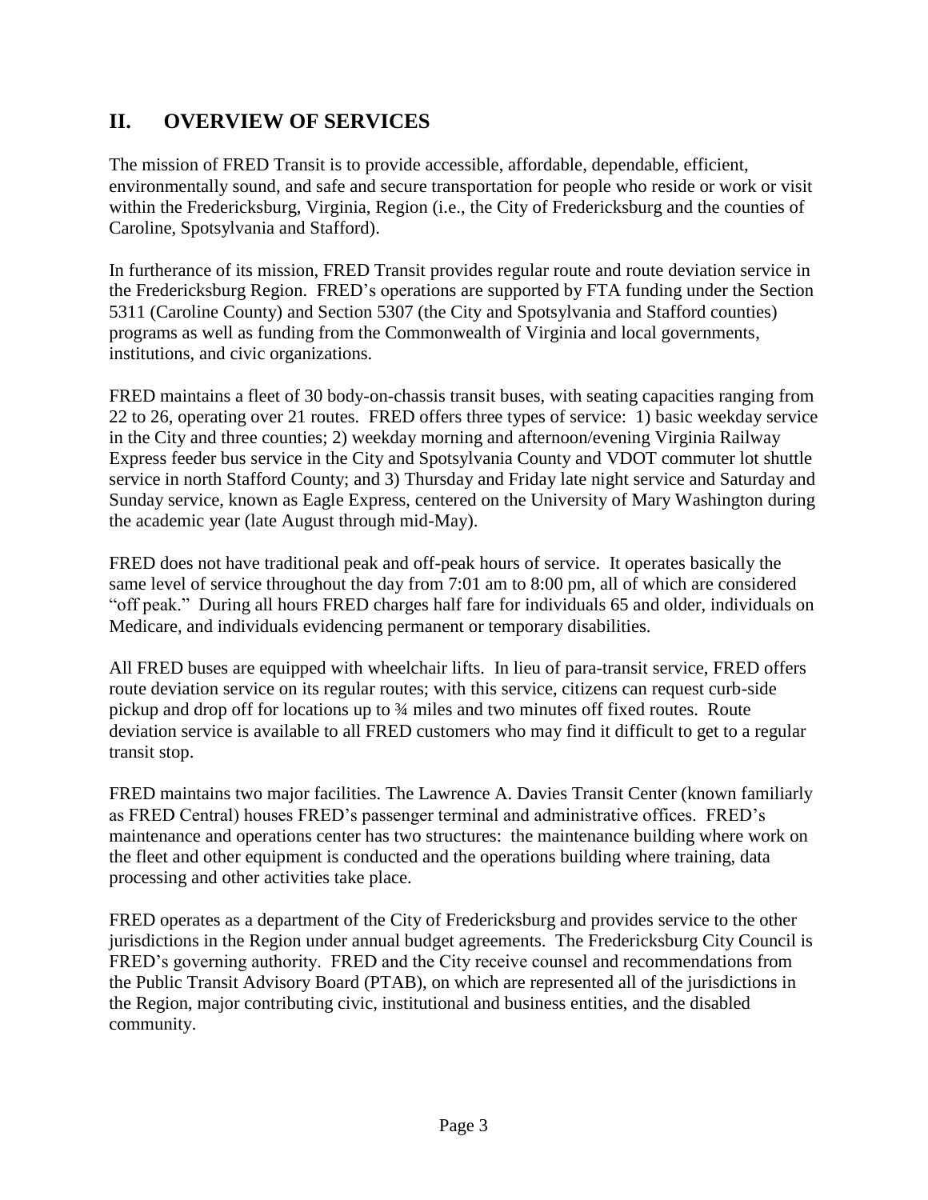## II. OVERVIEW OF SERVICES

The mission of FRED Transit is to provide accessible, affordable, dependable, efficient, environmentally sound, and safe and secure transportation for people who reside or work or visit within the Fredericksburg, Virginia, Region (i.e., the City of Fredericksburg and the counties of Caroline, Spotsylvania and Stafford).

In furtherance of its mission, FRED Transit provides regular route and route deviation service in the Fredericksburg Region. FRED's operations are supported by FTA funding under the Section 5311 (Caroline County) and Section 5307 (the City and Spotsylvania and Stafford counties) programs as well as funding from the Commonwealth of Virginia and local governments, institutions, and civic organizations.

FRED maintains a fleet of 30 body-on-chassis transit buses, with seating capacities ranging from 22 to 26, operating over 21 routes. FRED offers three types of service: 1) basic weekday service in the City and three counties; 2) weekday morning and afternoon/evening Virginia Railway Express feeder bus service in the City and Spotsylvania County and VDOT commuter lot shuttle service in north Stafford County; and 3) Thursday and Friday late night service and Saturday and Sunday service, known as Eagle Express, centered on the University of Mary Washington during the academic year (late August through mid-May).

FRED does not have traditional peak and off-peak hours of service. It operates basically the same level of service throughout the day from 7:01 am to 8:00 pm, all of which are considered "off peak." During all hours FRED charges half fare for individuals 65 and older, individuals on Medicare, and individuals evidencing permanent or temporary disabilities.

All FRED buses are equipped with wheelchair lifts. In lieu of para-transit service, FRED offers route deviation service on its regular routes; with this service, citizens can request curb-side pickup and drop off for locations up to ¾ miles and two minutes off fixed routes. Route deviation service is available to all FRED customers who may find it difficult to get to a regular transit stop.

FRED maintains two major facilities. The Lawrence A. Davies Transit Center (known familiarly as FRED Central) houses FRED's passenger terminal and administrative offices. FRED's maintenance and operations center has two structures: the maintenance building where work on the fleet and other equipment is conducted and the operations building where training, data processing and other activities take place.

FRED operates as a department of the City of Fredericksburg and provides service to the other jurisdictions in the Region under annual budget agreements. The Fredericksburg City Council is FRED's governing authority. FRED and the City receive counsel and recommendations from the Public Transit Advisory Board (PTAB), on which are represented all of the jurisdictions in the Region, major contributing civic, institutional and business entities, and the disabled community.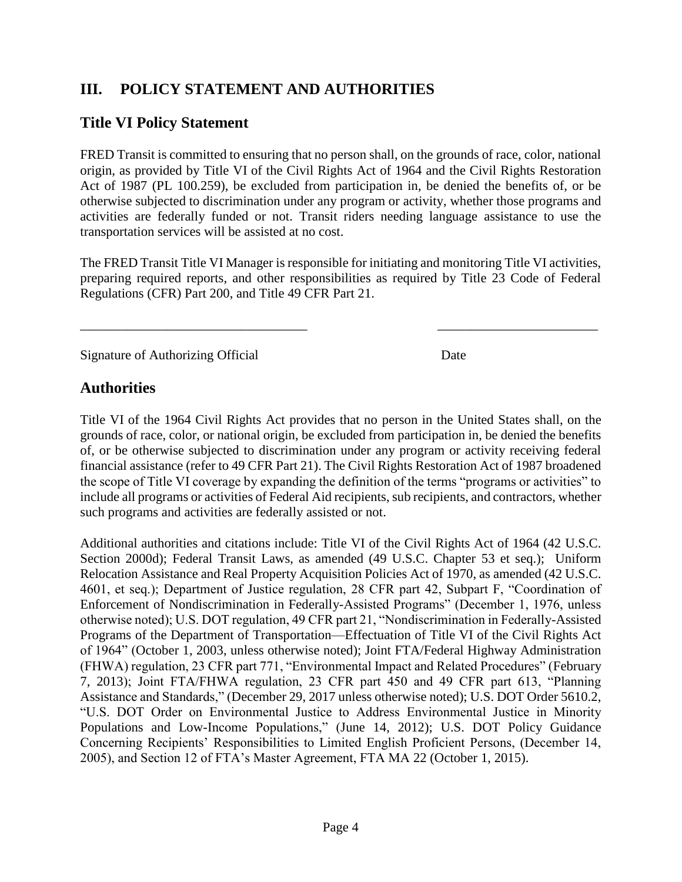## III. POLICY STATEMENT AND AUTHORITIES

### Title VI Policy Statement

FRED Transit is committed to ensuring that no person shall, on the grounds of race, color, national origin, as provided by Title VI of the Civil Rights Act of 1964 and the Civil Rights Restoration Act of 1987 (PL 100.259), be excluded from participation in, be denied the benefits of, or be otherwise subjected to discrimination under any program or activity, whether those programs and activities are federally funded or not. Transit riders needing language assistance to use the transportation services will be assisted at no cost.

The FRED Transit Title VI Manager is responsible for initiating and monitoring Title VI activities, preparing required reports, and other responsibilities as required by Title 23 Code of Federal Regulations (CFR) Part 200, and Title 49 CFR Part 21.

\_\_\_\_\_\_\_\_\_\_\_\_\_\_\_\_\_\_\_\_\_\_\_\_\_\_\_\_\_\_\_\_\_\_ \_\_\_\_\_\_\_\_\_\_\_\_\_\_\_\_\_\_\_\_\_\_\_\_

Signature of Authorizing Official Date

### Authorities

Title VI of the 1964 Civil Rights Act provides that no person in the United States shall, on the grounds of race, color, or national origin, be excluded from participation in, be denied the benefits of, or be otherwise subjected to discrimination under any program or activity receiving federal financial assistance (refer to 49 CFR Part 21). The Civil Rights Restoration Act of 1987 broadened the scope of Title VI coverage by expanding the definition of the terms "programs or activities" to include all programs or activities of Federal Aid recipients, sub recipients, and contractors, whether such programs and activities are federally assisted or not.

Additional authorities and citations include: Title VI of the Civil Rights Act of 1964 (42 U.S.C. Section 2000d); Federal Transit Laws, as amended (49 U.S.C. Chapter 53 et seq.); Uniform Relocation Assistance and Real Property Acquisition Policies Act of 1970, as amended (42 U.S.C. 4601, et seq.); Department of Justice regulation, 28 CFR part 42, Subpart F, "Coordination of Enforcement of Nondiscrimination in Federally-Assisted Programs" (December 1, 1976, unless otherwise noted); U.S. DOT regulation, 49 CFR part 21, "Nondiscrimination in Federally-Assisted Programs of the Department of Transportation—Effectuation of Title VI of the Civil Rights Act of 1964" (October 1, 2003, unless otherwise noted); Joint FTA/Federal Highway Administration (FHWA) regulation, 23 CFR part 771, "Environmental Impact and Related Procedures" (February 7, 2013); Joint FTA/FHWA regulation, 23 CFR part 450 and 49 CFR part 613, "Planning Assistance and Standards," (December 29, 2017 unless otherwise noted); U.S. DOT Order 5610.2, "U.S. DOT Order on Environmental Justice to Address Environmental Justice in Minority Populations and Low-Income Populations," (June 14, 2012); U.S. DOT Policy Guidance Concerning Recipients' Responsibilities to Limited English Proficient Persons, (December 14, 2005), and Section 12 of FTA's Master Agreement, FTA MA 22 (October 1, 2015).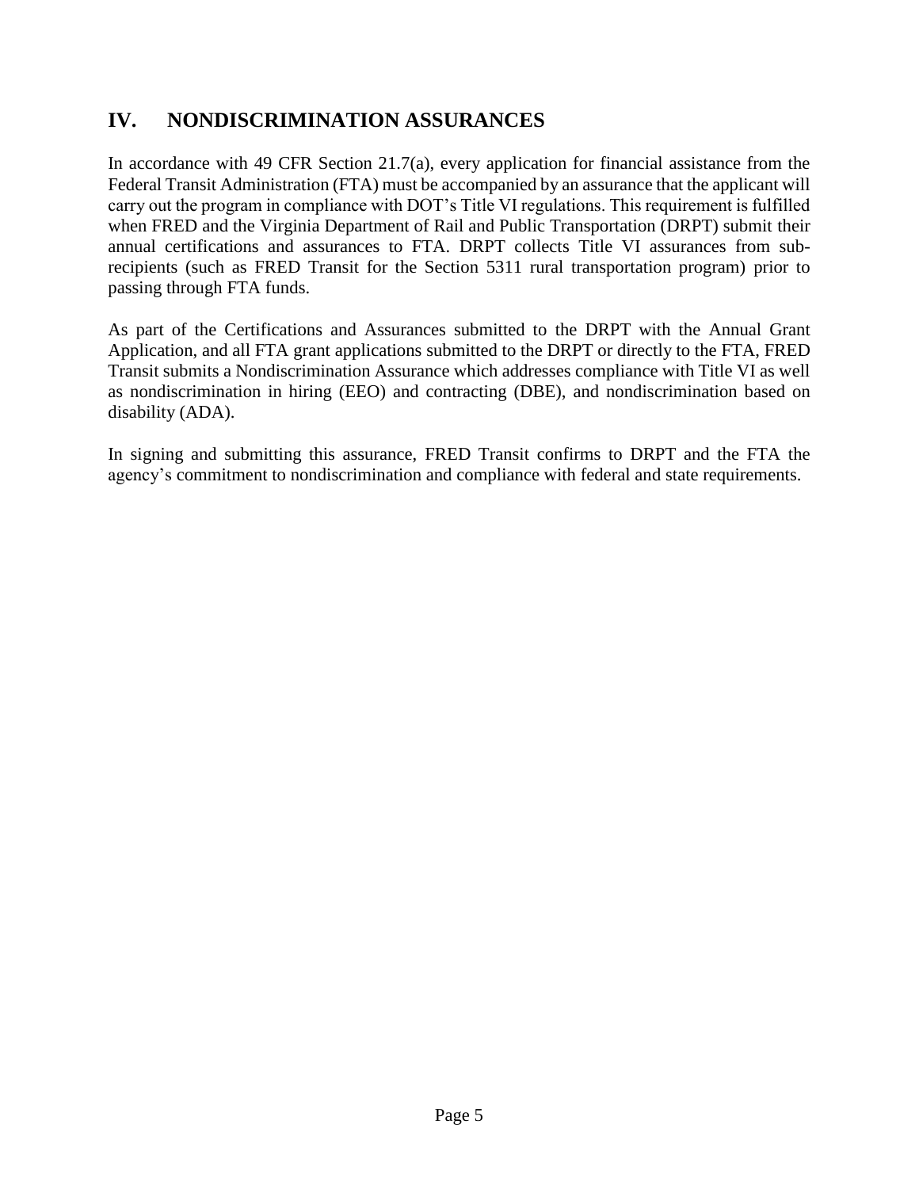## IV. NONDISCRIMINATION ASSURANCES

In accordance with 49 CFR Section 21.7(a), every application for financial assistance from the Federal Transit Administration (FTA) must be accompanied by an assurance that the applicant will carry out the program in compliance with DOT's Title VI regulations. This requirement is fulfilled when FRED and the Virginia Department of Rail and Public Transportation (DRPT) submit their annual certifications and assurances to FTA. DRPT collects Title VI assurances from sub-recipients (such as FRED Transit for the Section 5311 rural transportation program) prior to passing through FTA funds.

As part of the Certifications and Assurances submitted to the DRPT with the Annual Grant Application, and all FTA grant applications submitted to the DRPT or directly to the FTA, FRED Transit submits a Nondiscrimination Assurance which addresses compliance with Title VI as well as nondiscrimination in hiring (EEO) and contracting (DBE), and nondiscrimination based on disability (ADA).

In signing and submitting this assurance, FRED Transit confirms to DRPT and the FTA the agency's commitment to nondiscrimination and compliance with federal and state requirements.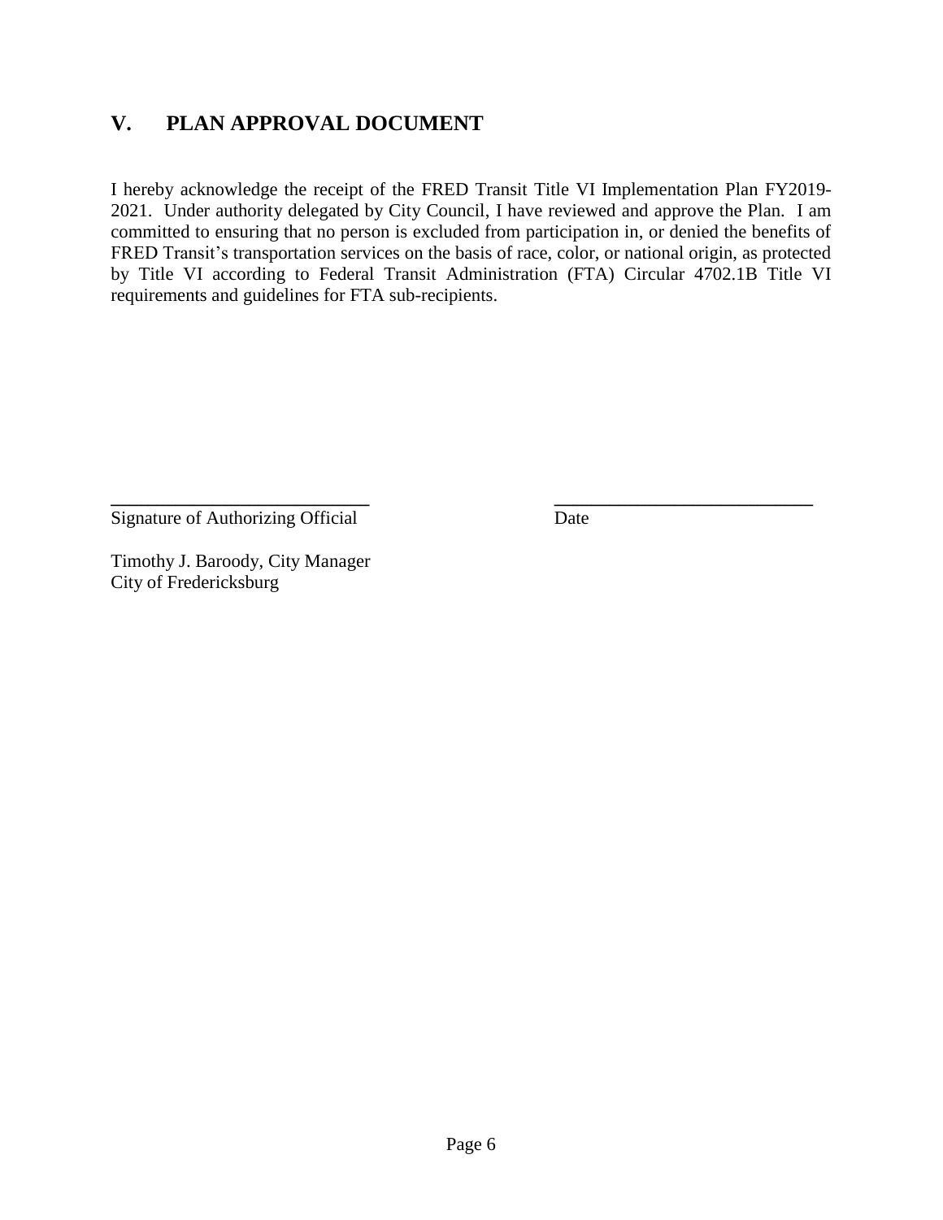## V. PLAN APPROVAL DOCUMENT

I hereby acknowledge the receipt of the FRED Transit Title VI Implementation Plan FY2019-2021. Under authority delegated by City Council, I have reviewed and approve the Plan. I am committed to ensuring that no person is excluded from participation in, or denied the benefits of FRED Transit's transportation services on the basis of race, color, or national origin, as protected by Title VI according to Federal Transit Administration (FTA) Circular 4702.1B Title VI requirements and guidelines for FTA sub-recipients.

\_\_\_\_\_\_\_\_\_\_\_\_\_\_\_\_\_\_\_\_\_\_\_\_\_\_\_\_ \_\_\_\_\_\_\_\_\_\_\_\_\_\_\_\_\_\_\_\_\_\_\_\_\_\_\_\_

Signature of Authorizing Official Date

Timothy J. Baroody, City Manager
City of Fredericksburg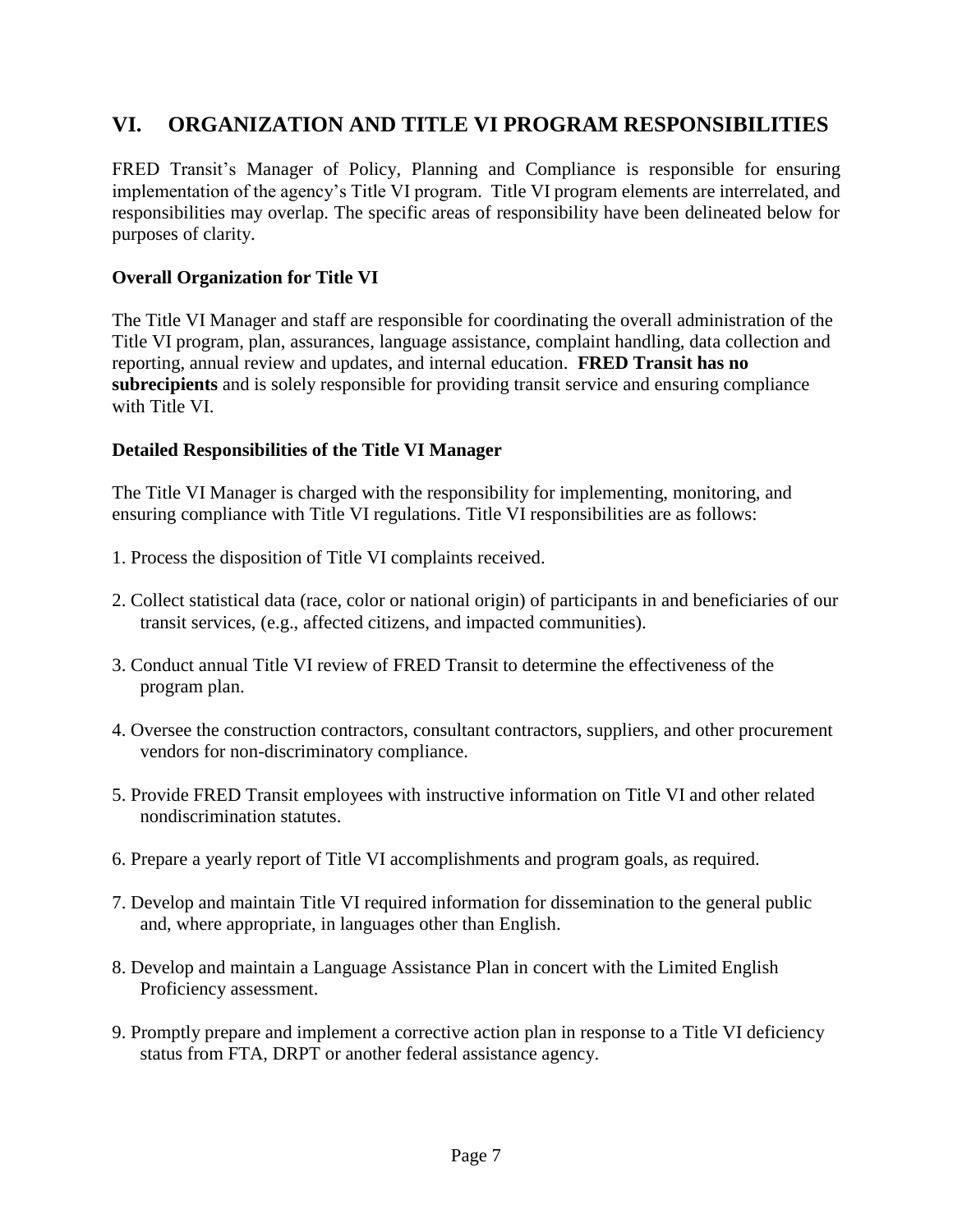## VI. ORGANIZATION AND TITLE VI PROGRAM RESPONSIBILITIES

FRED Transit's Manager of Policy, Planning and Compliance is responsible for ensuring implementation of the agency's Title VI program. Title VI program elements are interrelated, and responsibilities may overlap. The specific areas of responsibility have been delineated below for purposes of clarity.

**Overall Organization for Title VI**

The Title VI Manager and staff are responsible for coordinating the overall administration of the Title VI program, plan, assurances, language assistance, complaint handling, data collection and reporting, annual review and updates, and internal education. **FRED Transit has no subrecipients** and is solely responsible for providing transit service and ensuring compliance with Title VI.

**Detailed Responsibilities of the Title VI Manager**

The Title VI Manager is charged with the responsibility for implementing, monitoring, and ensuring compliance with Title VI regulations. Title VI responsibilities are as follows:

1. Process the disposition of Title VI complaints received.
2. Collect statistical data (race, color or national origin) of participants in and beneficiaries of our transit services, (e.g., affected citizens, and impacted communities).
3. Conduct annual Title VI review of FRED Transit to determine the effectiveness of the program plan.
4. Oversee the construction contractors, consultant contractors, suppliers, and other procurement vendors for non-discriminatory compliance.
5. Provide FRED Transit employees with instructive information on Title VI and other related nondiscrimination statutes.
6. Prepare a yearly report of Title VI accomplishments and program goals, as required.
7. Develop and maintain Title VI required information for dissemination to the general public and, where appropriate, in languages other than English.
8. Develop and maintain a Language Assistance Plan in concert with the Limited English Proficiency assessment.
9. Promptly prepare and implement a corrective action plan in response to a Title VI deficiency status from FTA, DRPT or another federal assistance agency.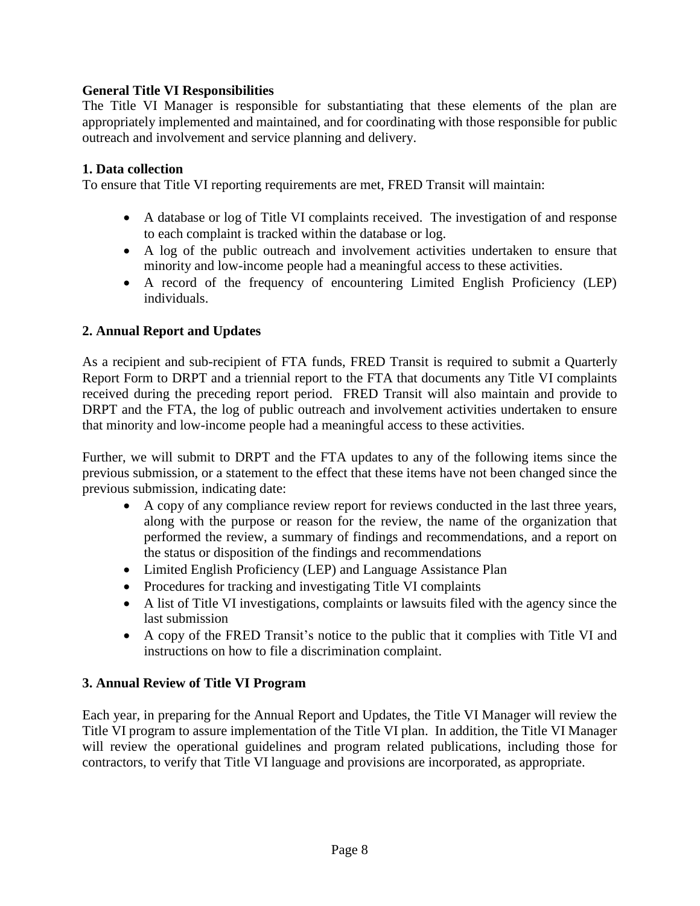### General Title VI Responsibilities

The Title VI Manager is responsible for substantiating that these elements of the plan are appropriately implemented and maintained, and for coordinating with those responsible for public outreach and involvement and service planning and delivery.

### 1. Data collection

To ensure that Title VI reporting requirements are met, FRED Transit will maintain:

- A database or log of Title VI complaints received. The investigation of and response to each complaint is tracked within the database or log.
- A log of the public outreach and involvement activities undertaken to ensure that minority and low-income people had a meaningful access to these activities.
- A record of the frequency of encountering Limited English Proficiency (LEP) individuals.

### 2. Annual Report and Updates

As a recipient and sub-recipient of FTA funds, FRED Transit is required to submit a Quarterly Report Form to DRPT and a triennial report to the FTA that documents any Title VI complaints received during the preceding report period. FRED Transit will also maintain and provide to DRPT and the FTA, the log of public outreach and involvement activities undertaken to ensure that minority and low-income people had a meaningful access to these activities.

Further, we will submit to DRPT and the FTA updates to any of the following items since the previous submission, or a statement to the effect that these items have not been changed since the previous submission, indicating date:

- A copy of any compliance review report for reviews conducted in the last three years, along with the purpose or reason for the review, the name of the organization that performed the review, a summary of findings and recommendations, and a report on the status or disposition of the findings and recommendations
- Limited English Proficiency (LEP) and Language Assistance Plan
- Procedures for tracking and investigating Title VI complaints
- A list of Title VI investigations, complaints or lawsuits filed with the agency since the last submission
- A copy of the FRED Transit's notice to the public that it complies with Title VI and instructions on how to file a discrimination complaint.

### 3. Annual Review of Title VI Program

Each year, in preparing for the Annual Report and Updates, the Title VI Manager will review the Title VI program to assure implementation of the Title VI plan. In addition, the Title VI Manager will review the operational guidelines and program related publications, including those for contractors, to verify that Title VI language and provisions are incorporated, as appropriate.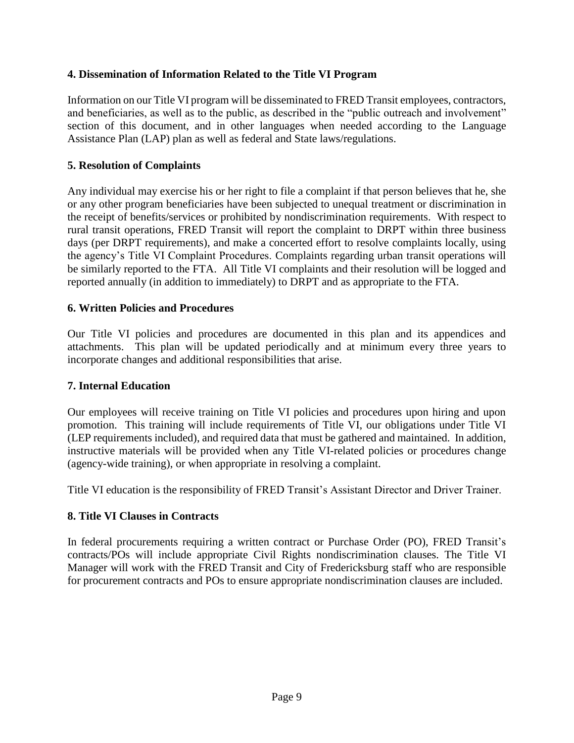### 4. Dissemination of Information Related to the Title VI Program

Information on our Title VI program will be disseminated to FRED Transit employees, contractors, and beneficiaries, as well as to the public, as described in the "public outreach and involvement" section of this document, and in other languages when needed according to the Language Assistance Plan (LAP) plan as well as federal and State laws/regulations.

### 5. Resolution of Complaints

Any individual may exercise his or her right to file a complaint if that person believes that he, she or any other program beneficiaries have been subjected to unequal treatment or discrimination in the receipt of benefits/services or prohibited by nondiscrimination requirements. With respect to rural transit operations, FRED Transit will report the complaint to DRPT within three business days (per DRPT requirements), and make a concerted effort to resolve complaints locally, using the agency's Title VI Complaint Procedures. Complaints regarding urban transit operations will be similarly reported to the FTA. All Title VI complaints and their resolution will be logged and reported annually (in addition to immediately) to DRPT and as appropriate to the FTA.

### 6. Written Policies and Procedures

Our Title VI policies and procedures are documented in this plan and its appendices and attachments. This plan will be updated periodically and at minimum every three years to incorporate changes and additional responsibilities that arise.

### 7. Internal Education

Our employees will receive training on Title VI policies and procedures upon hiring and upon promotion. This training will include requirements of Title VI, our obligations under Title VI (LEP requirements included), and required data that must be gathered and maintained. In addition, instructive materials will be provided when any Title VI-related policies or procedures change (agency-wide training), or when appropriate in resolving a complaint.

Title VI education is the responsibility of FRED Transit's Assistant Director and Driver Trainer.

### 8. Title VI Clauses in Contracts

In federal procurements requiring a written contract or Purchase Order (PO), FRED Transit's contracts/POs will include appropriate Civil Rights nondiscrimination clauses. The Title VI Manager will work with the FRED Transit and City of Fredericksburg staff who are responsible for procurement contracts and POs to ensure appropriate nondiscrimination clauses are included.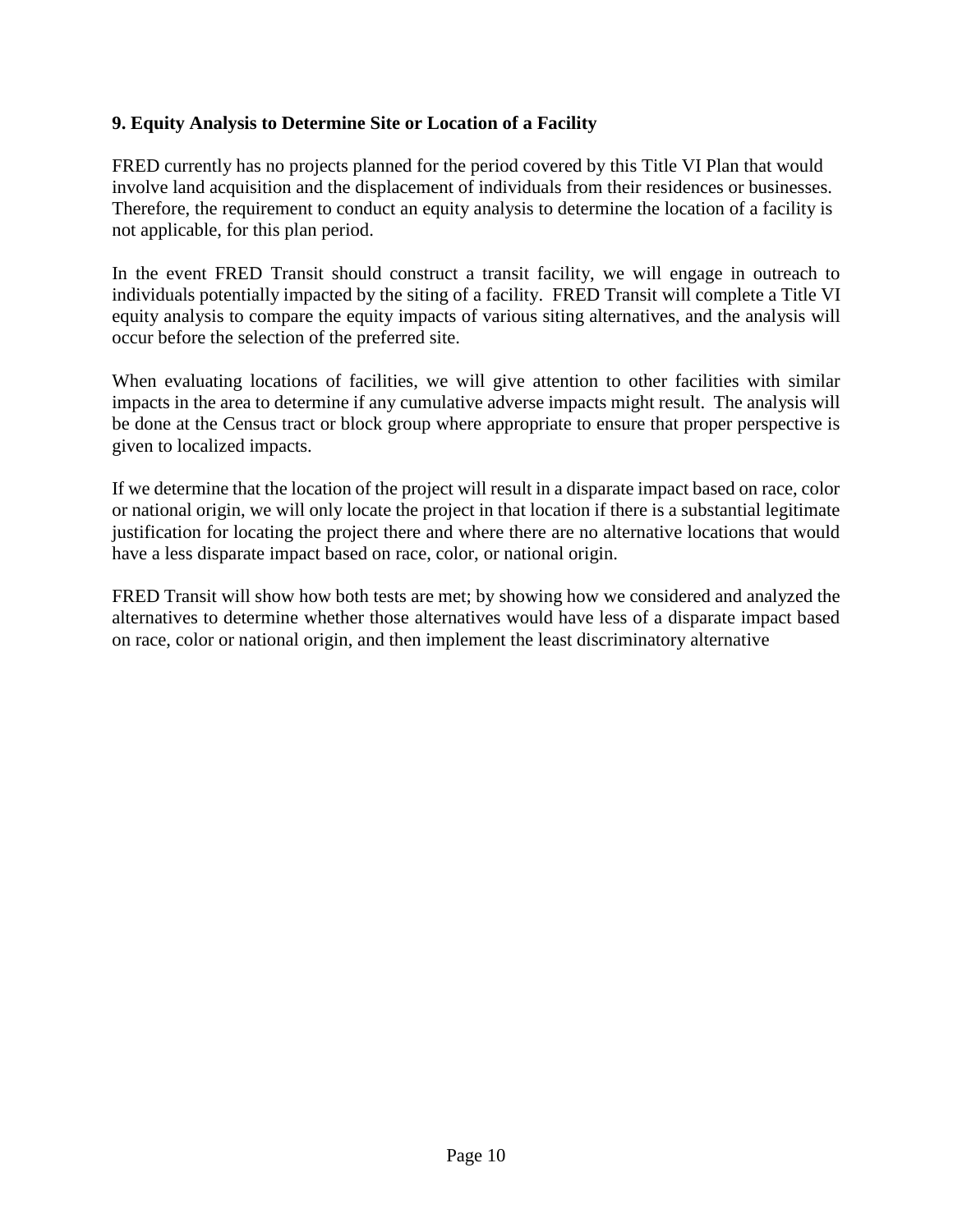### 9. Equity Analysis to Determine Site or Location of a Facility

FRED currently has no projects planned for the period covered by this Title VI Plan that would involve land acquisition and the displacement of individuals from their residences or businesses. Therefore, the requirement to conduct an equity analysis to determine the location of a facility is not applicable, for this plan period.

In the event FRED Transit should construct a transit facility, we will engage in outreach to individuals potentially impacted by the siting of a facility. FRED Transit will complete a Title VI equity analysis to compare the equity impacts of various siting alternatives, and the analysis will occur before the selection of the preferred site.

When evaluating locations of facilities, we will give attention to other facilities with similar impacts in the area to determine if any cumulative adverse impacts might result. The analysis will be done at the Census tract or block group where appropriate to ensure that proper perspective is given to localized impacts.

If we determine that the location of the project will result in a disparate impact based on race, color or national origin, we will only locate the project in that location if there is a substantial legitimate justification for locating the project there and where there are no alternative locations that would have a less disparate impact based on race, color, or national origin.

FRED Transit will show how both tests are met; by showing how we considered and analyzed the alternatives to determine whether those alternatives would have less of a disparate impact based on race, color or national origin, and then implement the least discriminatory alternative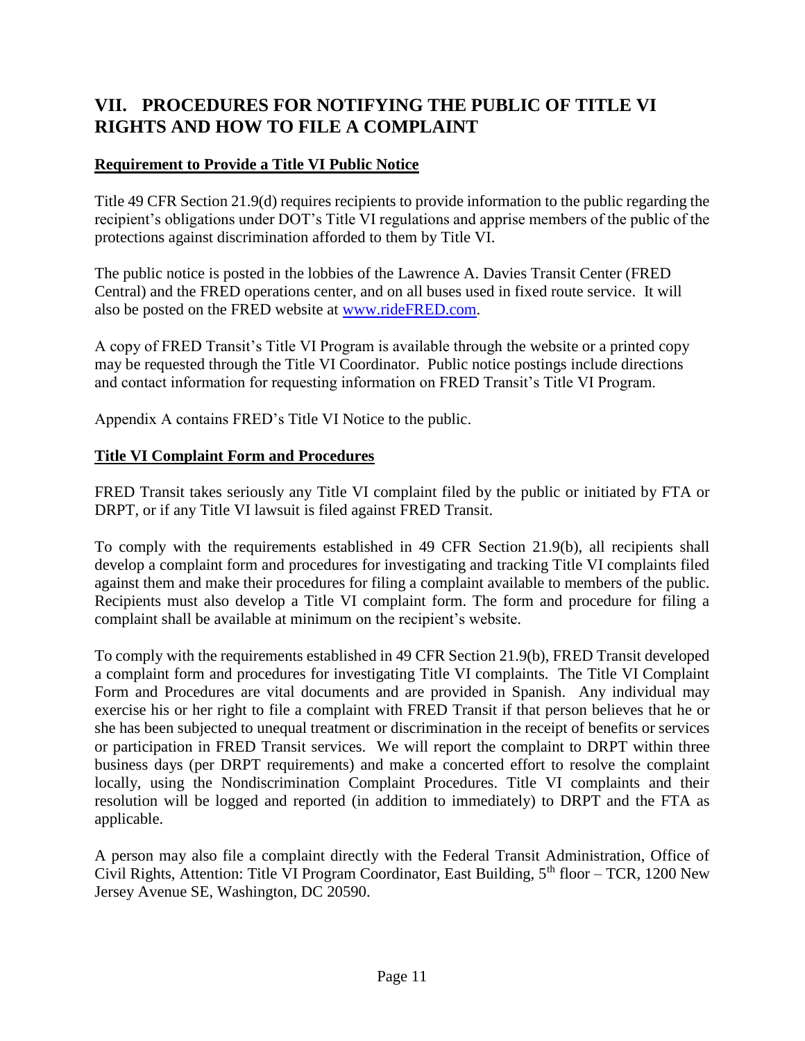# VII. PROCEDURES FOR NOTIFYING THE PUBLIC OF TITLE VI RIGHTS AND HOW TO FILE A COMPLAINT

**Requirement to Provide a Title VI Public Notice**

Title 49 CFR Section 21.9(d) requires recipients to provide information to the public regarding the recipient's obligations under DOT's Title VI regulations and apprise members of the public of the protections against discrimination afforded to them by Title VI.

The public notice is posted in the lobbies of the Lawrence A. Davies Transit Center (FRED Central) and the FRED operations center, and on all buses used in fixed route service. It will also be posted on the FRED website at www.rideFRED.com.

A copy of FRED Transit's Title VI Program is available through the website or a printed copy may be requested through the Title VI Coordinator. Public notice postings include directions and contact information for requesting information on FRED Transit's Title VI Program.

Appendix A contains FRED's Title VI Notice to the public.

**Title VI Complaint Form and Procedures**

FRED Transit takes seriously any Title VI complaint filed by the public or initiated by FTA or DRPT, or if any Title VI lawsuit is filed against FRED Transit.

To comply with the requirements established in 49 CFR Section 21.9(b), all recipients shall develop a complaint form and procedures for investigating and tracking Title VI complaints filed against them and make their procedures for filing a complaint available to members of the public. Recipients must also develop a Title VI complaint form. The form and procedure for filing a complaint shall be available at minimum on the recipient's website.

To comply with the requirements established in 49 CFR Section 21.9(b), FRED Transit developed a complaint form and procedures for investigating Title VI complaints. The Title VI Complaint Form and Procedures are vital documents and are provided in Spanish. Any individual may exercise his or her right to file a complaint with FRED Transit if that person believes that he or she has been subjected to unequal treatment or discrimination in the receipt of benefits or services or participation in FRED Transit services. We will report the complaint to DRPT within three business days (per DRPT requirements) and make a concerted effort to resolve the complaint locally, using the Nondiscrimination Complaint Procedures. Title VI complaints and their resolution will be logged and reported (in addition to immediately) to DRPT and the FTA as applicable.

A person may also file a complaint directly with the Federal Transit Administration, Office of Civil Rights, Attention: Title VI Program Coordinator, East Building, 5th floor – TCR, 1200 New Jersey Avenue SE, Washington, DC 20590.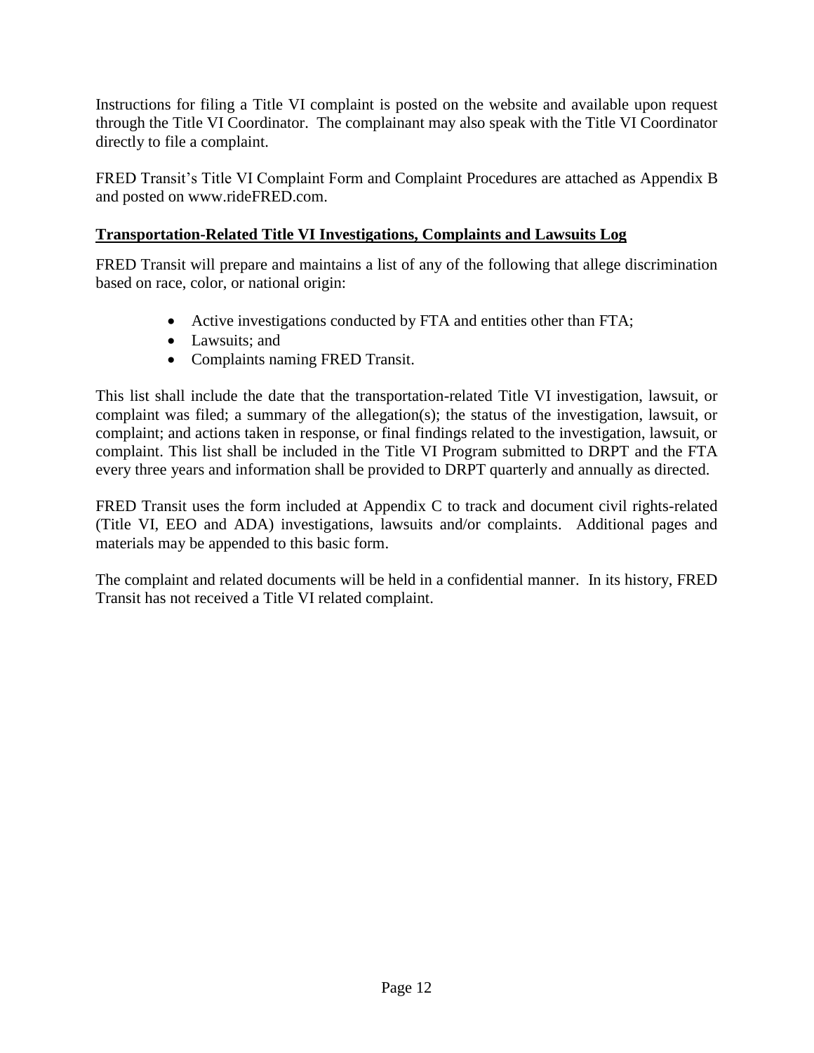Instructions for filing a Title VI complaint is posted on the website and available upon request through the Title VI Coordinator. The complainant may also speak with the Title VI Coordinator directly to file a complaint.

FRED Transit's Title VI Complaint Form and Complaint Procedures are attached as Appendix B and posted on www.rideFRED.com.

**Transportation-Related Title VI Investigations, Complaints and Lawsuits Log**

FRED Transit will prepare and maintains a list of any of the following that allege discrimination based on race, color, or national origin:

- Active investigations conducted by FTA and entities other than FTA;
- Lawsuits; and
- Complaints naming FRED Transit.

This list shall include the date that the transportation-related Title VI investigation, lawsuit, or complaint was filed; a summary of the allegation(s); the status of the investigation, lawsuit, or complaint; and actions taken in response, or final findings related to the investigation, lawsuit, or complaint. This list shall be included in the Title VI Program submitted to DRPT and the FTA every three years and information shall be provided to DRPT quarterly and annually as directed.

FRED Transit uses the form included at Appendix C to track and document civil rights-related (Title VI, EEO and ADA) investigations, lawsuits and/or complaints. Additional pages and materials may be appended to this basic form.

The complaint and related documents will be held in a confidential manner. In its history, FRED Transit has not received a Title VI related complaint.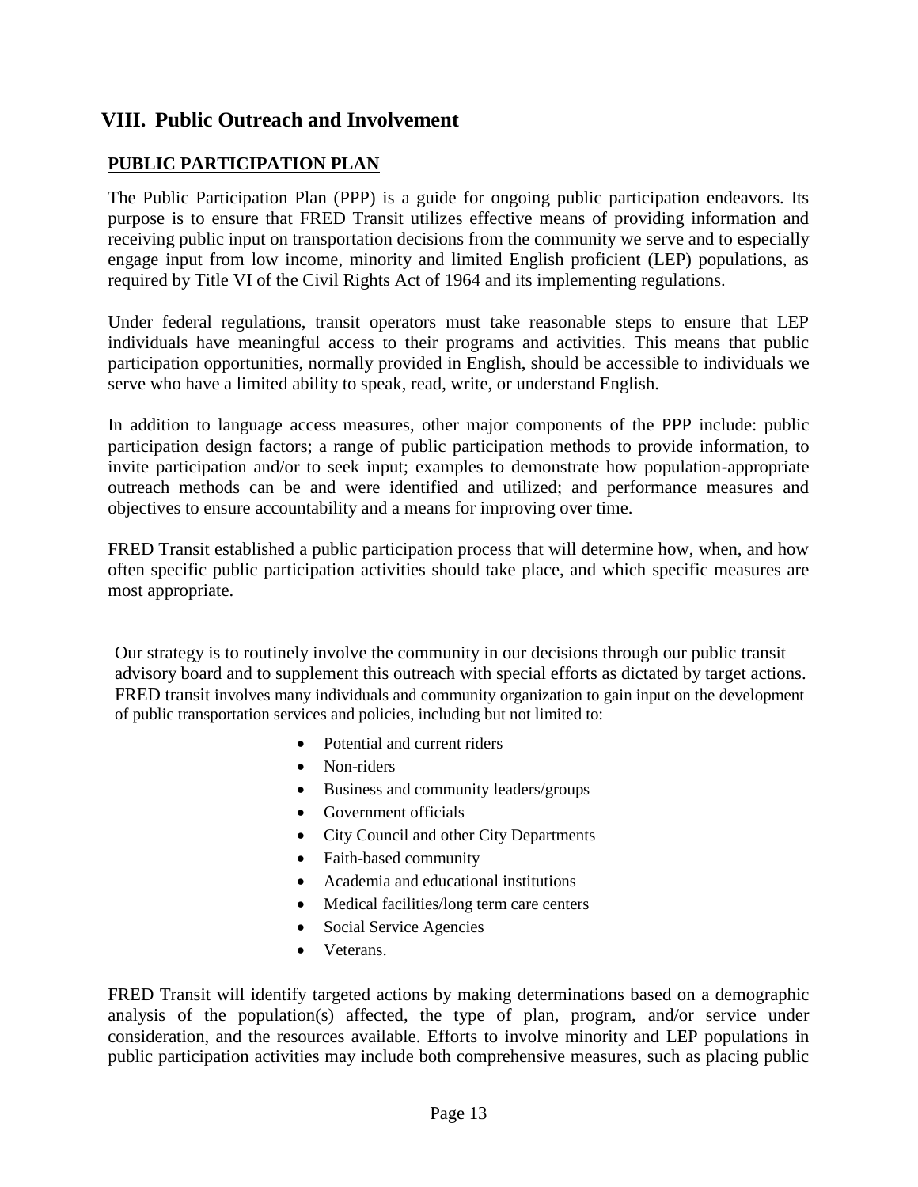## VIII. Public Outreach and Involvement

### PUBLIC PARTICIPATION PLAN

The Public Participation Plan (PPP) is a guide for ongoing public participation endeavors. Its purpose is to ensure that FRED Transit utilizes effective means of providing information and receiving public input on transportation decisions from the community we serve and to especially engage input from low income, minority and limited English proficient (LEP) populations, as required by Title VI of the Civil Rights Act of 1964 and its implementing regulations.

Under federal regulations, transit operators must take reasonable steps to ensure that LEP individuals have meaningful access to their programs and activities. This means that public participation opportunities, normally provided in English, should be accessible to individuals we serve who have a limited ability to speak, read, write, or understand English.

In addition to language access measures, other major components of the PPP include: public participation design factors; a range of public participation methods to provide information, to invite participation and/or to seek input; examples to demonstrate how population-appropriate outreach methods can be and were identified and utilized; and performance measures and objectives to ensure accountability and a means for improving over time.

FRED Transit established a public participation process that will determine how, when, and how often specific public participation activities should take place, and which specific measures are most appropriate.

Our strategy is to routinely involve the community in our decisions through our public transit advisory board and to supplement this outreach with special efforts as dictated by target actions. FRED transit involves many individuals and community organization to gain input on the development of public transportation services and policies, including but not limited to:

- Potential and current riders
- Non-riders
- Business and community leaders/groups
- Government officials
- City Council and other City Departments
- Faith-based community
- Academia and educational institutions
- Medical facilities/long term care centers
- Social Service Agencies
- Veterans.

FRED Transit will identify targeted actions by making determinations based on a demographic analysis of the population(s) affected, the type of plan, program, and/or service under consideration, and the resources available. Efforts to involve minority and LEP populations in public participation activities may include both comprehensive measures, such as placing public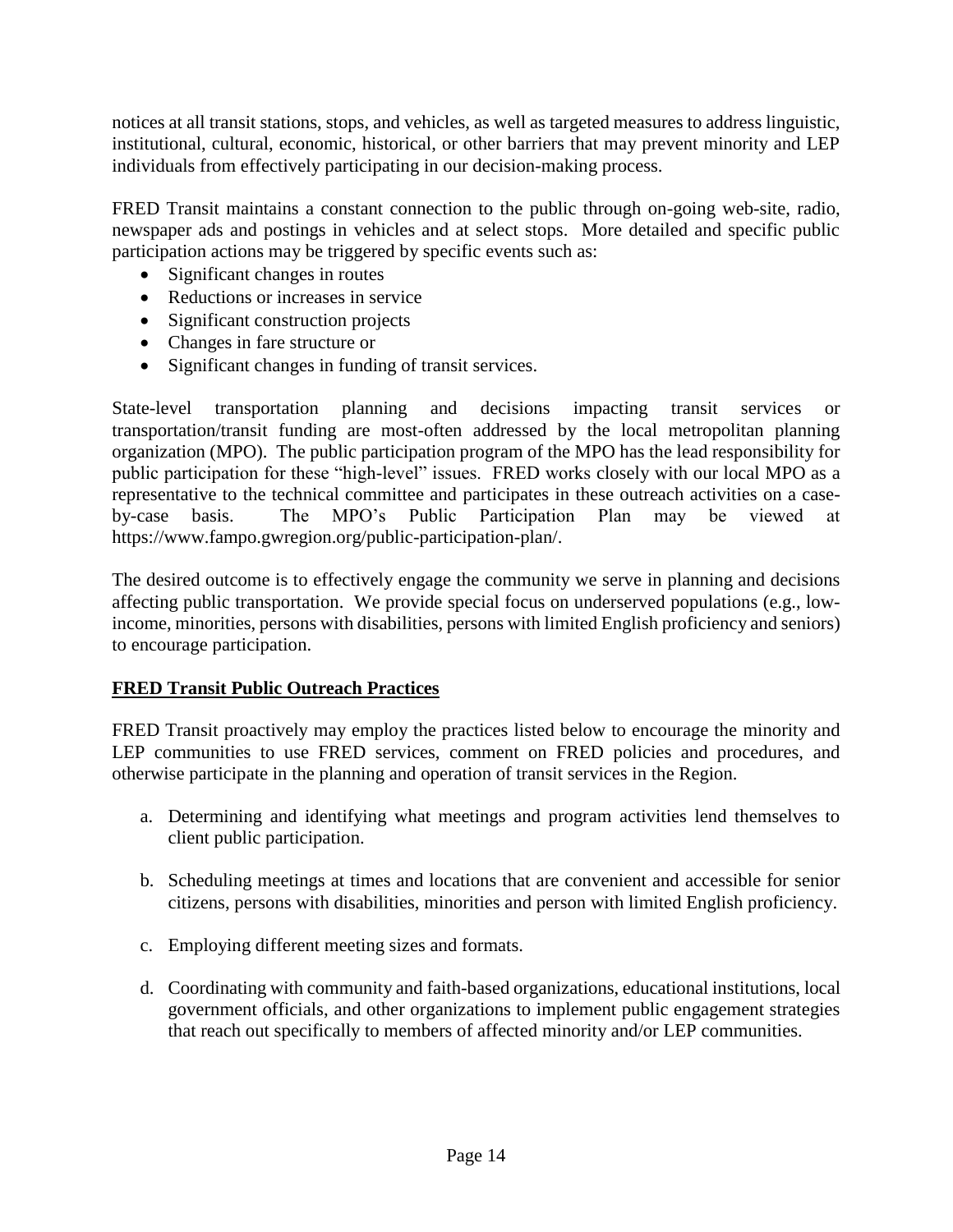notices at all transit stations, stops, and vehicles, as well as targeted measures to address linguistic, institutional, cultural, economic, historical, or other barriers that may prevent minority and LEP individuals from effectively participating in our decision-making process.

FRED Transit maintains a constant connection to the public through on-going web-site, radio, newspaper ads and postings in vehicles and at select stops. More detailed and specific public participation actions may be triggered by specific events such as:

- Significant changes in routes
- Reductions or increases in service
- Significant construction projects
- Changes in fare structure or
- Significant changes in funding of transit services.

State-level transportation planning and decisions impacting transit services or transportation/transit funding are most-often addressed by the local metropolitan planning organization (MPO). The public participation program of the MPO has the lead responsibility for public participation for these "high-level" issues. FRED works closely with our local MPO as a representative to the technical committee and participates in these outreach activities on a case-by-case basis. The MPO's Public Participation Plan may be viewed at https://www.fampo.gwregion.org/public-participation-plan/.

The desired outcome is to effectively engage the community we serve in planning and decisions affecting public transportation. We provide special focus on underserved populations (e.g., low-income, minorities, persons with disabilities, persons with limited English proficiency and seniors) to encourage participation.

**FRED Transit Public Outreach Practices**

FRED Transit proactively may employ the practices listed below to encourage the minority and LEP communities to use FRED services, comment on FRED policies and procedures, and otherwise participate in the planning and operation of transit services in the Region.

a. Determining and identifying what meetings and program activities lend themselves to client public participation.

b. Scheduling meetings at times and locations that are convenient and accessible for senior citizens, persons with disabilities, minorities and person with limited English proficiency.

c. Employing different meeting sizes and formats.

d. Coordinating with community and faith-based organizations, educational institutions, local government officials, and other organizations to implement public engagement strategies that reach out specifically to members of affected minority and/or LEP communities.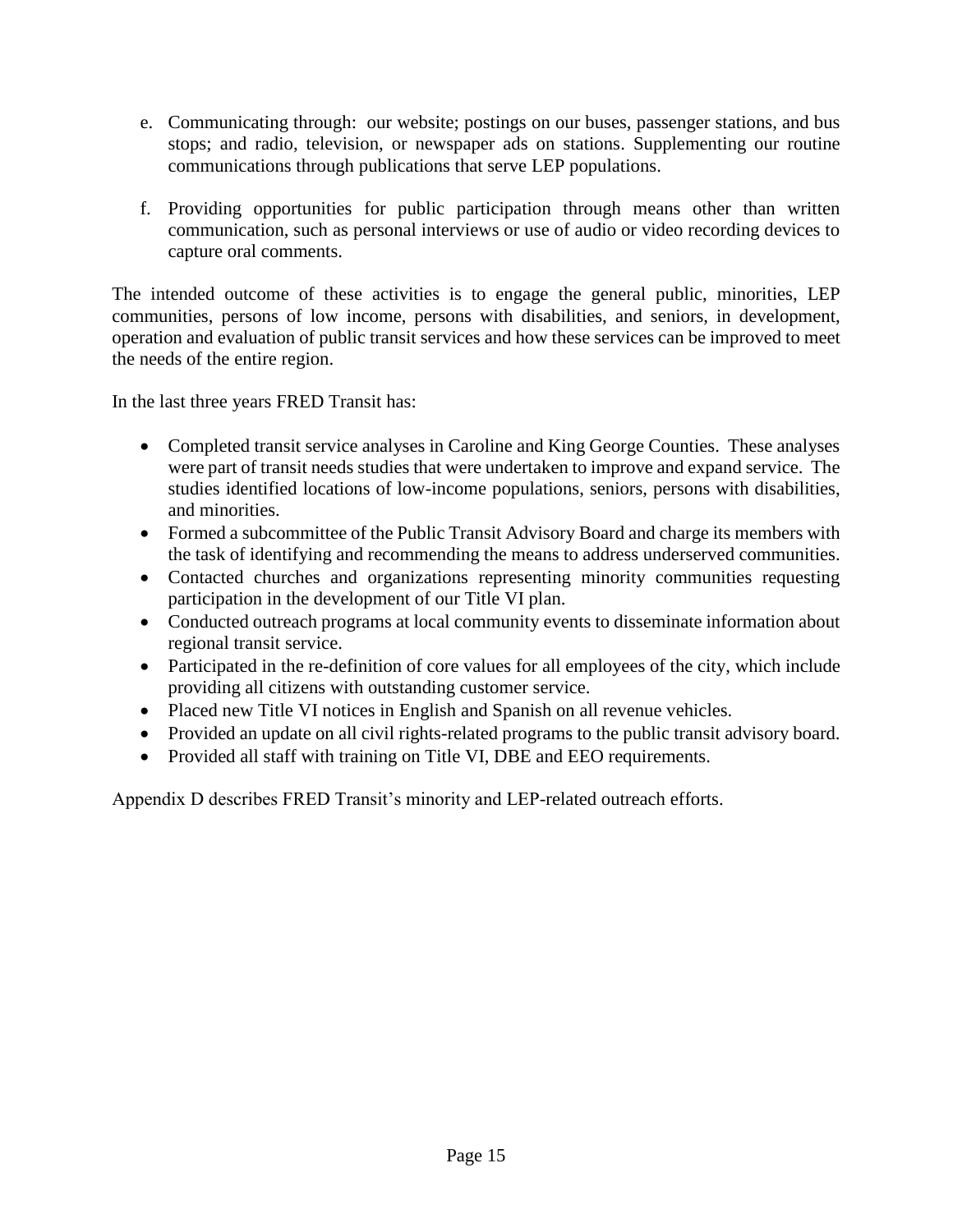e. Communicating through: our website; postings on our buses, passenger stations, and bus stops; and radio, television, or newspaper ads on stations. Supplementing our routine communications through publications that serve LEP populations.

f. Providing opportunities for public participation through means other than written communication, such as personal interviews or use of audio or video recording devices to capture oral comments.

The intended outcome of these activities is to engage the general public, minorities, LEP communities, persons of low income, persons with disabilities, and seniors, in development, operation and evaluation of public transit services and how these services can be improved to meet the needs of the entire region.

In the last three years FRED Transit has:

- Completed transit service analyses in Caroline and King George Counties. These analyses were part of transit needs studies that were undertaken to improve and expand service. The studies identified locations of low-income populations, seniors, persons with disabilities, and minorities.
- Formed a subcommittee of the Public Transit Advisory Board and charge its members with the task of identifying and recommending the means to address underserved communities.
- Contacted churches and organizations representing minority communities requesting participation in the development of our Title VI plan.
- Conducted outreach programs at local community events to disseminate information about regional transit service.
- Participated in the re-definition of core values for all employees of the city, which include providing all citizens with outstanding customer service.
- Placed new Title VI notices in English and Spanish on all revenue vehicles.
- Provided an update on all civil rights-related programs to the public transit advisory board.
- Provided all staff with training on Title VI, DBE and EEO requirements.

Appendix D describes FRED Transit's minority and LEP-related outreach efforts.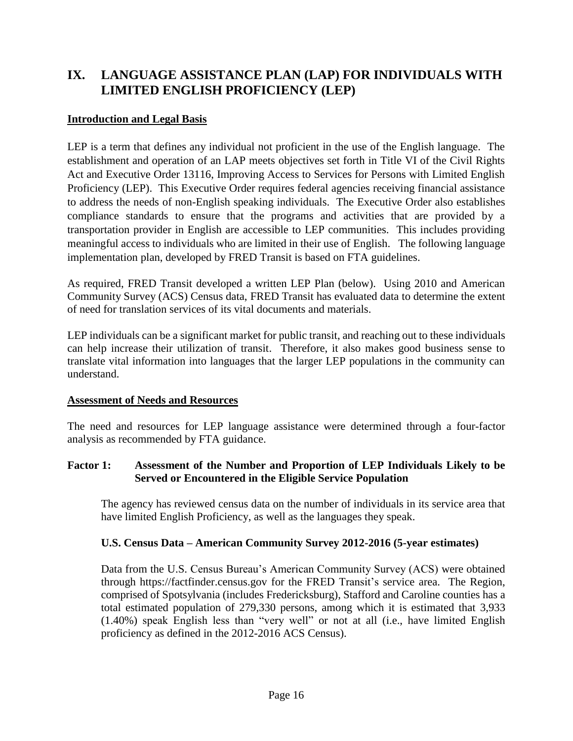# IX. LANGUAGE ASSISTANCE PLAN (LAP) FOR INDIVIDUALS WITH LIMITED ENGLISH PROFICIENCY (LEP)

## Introduction and Legal Basis

LEP is a term that defines any individual not proficient in the use of the English language. The establishment and operation of an LAP meets objectives set forth in Title VI of the Civil Rights Act and Executive Order 13116, Improving Access to Services for Persons with Limited English Proficiency (LEP). This Executive Order requires federal agencies receiving financial assistance to address the needs of non-English speaking individuals. The Executive Order also establishes compliance standards to ensure that the programs and activities that are provided by a transportation provider in English are accessible to LEP communities. This includes providing meaningful access to individuals who are limited in their use of English. The following language implementation plan, developed by FRED Transit is based on FTA guidelines.

As required, FRED Transit developed a written LEP Plan (below). Using 2010 and American Community Survey (ACS) Census data, FRED Transit has evaluated data to determine the extent of need for translation services of its vital documents and materials.

LEP individuals can be a significant market for public transit, and reaching out to these individuals can help increase their utilization of transit. Therefore, it also makes good business sense to translate vital information into languages that the larger LEP populations in the community can understand.

## Assessment of Needs and Resources

The need and resources for LEP language assistance were determined through a four-factor analysis as recommended by FTA guidance.

### Factor 1: Assessment of the Number and Proportion of LEP Individuals Likely to be Served or Encountered in the Eligible Service Population

The agency has reviewed census data on the number of individuals in its service area that have limited English Proficiency, as well as the languages they speak.

#### U.S. Census Data – American Community Survey 2012-2016 (5-year estimates)

Data from the U.S. Census Bureau's American Community Survey (ACS) were obtained through https://factfinder.census.gov for the FRED Transit's service area. The Region, comprised of Spotsylvania (includes Fredericksburg), Stafford and Caroline counties has a total estimated population of 279,330 persons, among which it is estimated that 3,933 (1.40%) speak English less than "very well" or not at all (i.e., have limited English proficiency as defined in the 2012-2016 ACS Census).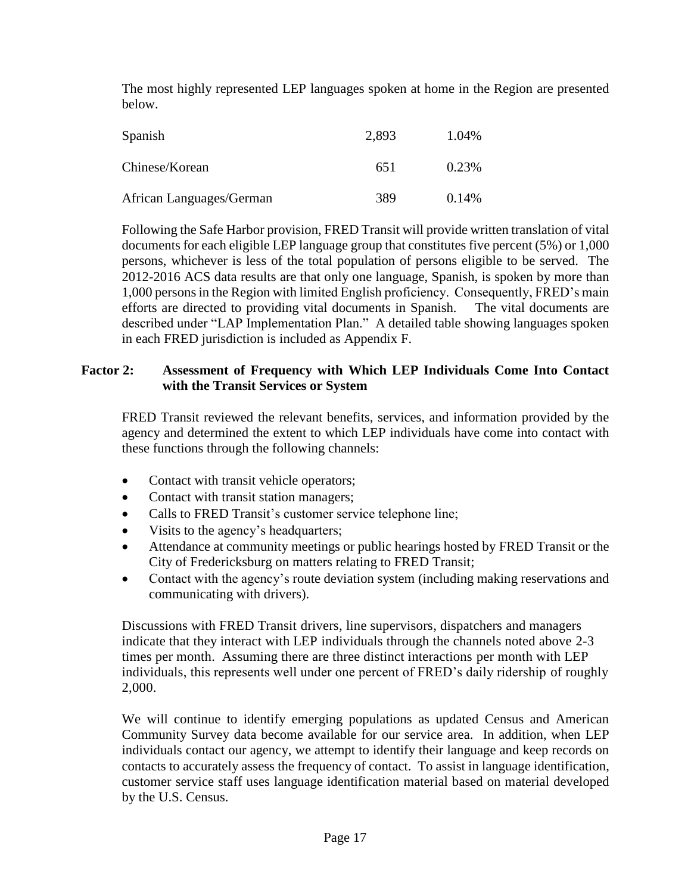The most highly represented LEP languages spoken at home in the Region are presented below.

| | | |
|---|---|---|
| Spanish | 2,893 | 1.04% |
| Chinese/Korean | 651 | 0.23% |
| African Languages/German | 389 | 0.14% |

Following the Safe Harbor provision, FRED Transit will provide written translation of vital documents for each eligible LEP language group that constitutes five percent (5%) or 1,000 persons, whichever is less of the total population of persons eligible to be served. The 2012-2016 ACS data results are that only one language, Spanish, is spoken by more than 1,000 persons in the Region with limited English proficiency. Consequently, FRED's main efforts are directed to providing vital documents in Spanish. The vital documents are described under "LAP Implementation Plan." A detailed table showing languages spoken in each FRED jurisdiction is included as Appendix F.

**Factor 2: Assessment of Frequency with Which LEP Individuals Come Into Contact with the Transit Services or System**

FRED Transit reviewed the relevant benefits, services, and information provided by the agency and determined the extent to which LEP individuals have come into contact with these functions through the following channels:

- Contact with transit vehicle operators;
- Contact with transit station managers;
- Calls to FRED Transit's customer service telephone line;
- Visits to the agency's headquarters;
- Attendance at community meetings or public hearings hosted by FRED Transit or the City of Fredericksburg on matters relating to FRED Transit;
- Contact with the agency's route deviation system (including making reservations and communicating with drivers).

Discussions with FRED Transit drivers, line supervisors, dispatchers and managers indicate that they interact with LEP individuals through the channels noted above 2-3 times per month. Assuming there are three distinct interactions per month with LEP individuals, this represents well under one percent of FRED's daily ridership of roughly 2,000.

We will continue to identify emerging populations as updated Census and American Community Survey data become available for our service area. In addition, when LEP individuals contact our agency, we attempt to identify their language and keep records on contacts to accurately assess the frequency of contact. To assist in language identification, customer service staff uses language identification material based on material developed by the U.S. Census.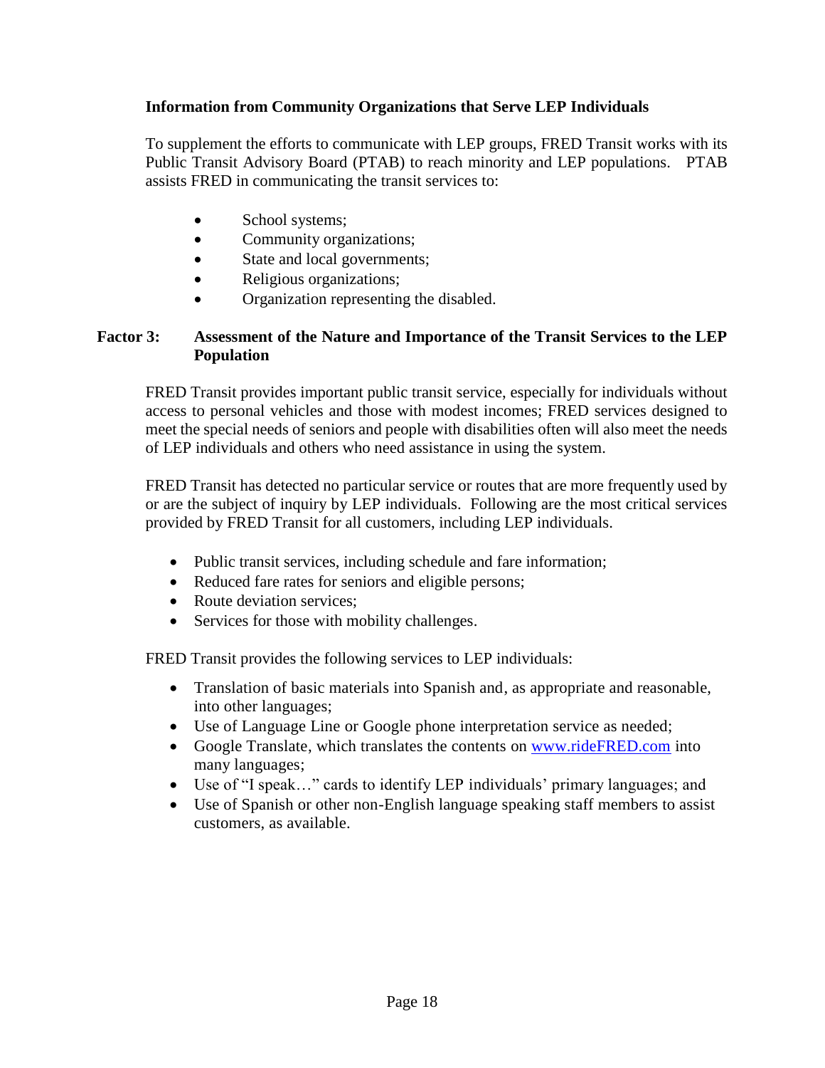**Information from Community Organizations that Serve LEP Individuals**

To supplement the efforts to communicate with LEP groups, FRED Transit works with its Public Transit Advisory Board (PTAB) to reach minority and LEP populations. PTAB assists FRED in communicating the transit services to:

- School systems;
- Community organizations;
- State and local governments;
- Religious organizations;
- Organization representing the disabled.

**Factor 3: Assessment of the Nature and Importance of the Transit Services to the LEP Population**

FRED Transit provides important public transit service, especially for individuals without access to personal vehicles and those with modest incomes; FRED services designed to meet the special needs of seniors and people with disabilities often will also meet the needs of LEP individuals and others who need assistance in using the system.

FRED Transit has detected no particular service or routes that are more frequently used by or are the subject of inquiry by LEP individuals. Following are the most critical services provided by FRED Transit for all customers, including LEP individuals.

- Public transit services, including schedule and fare information;
- Reduced fare rates for seniors and eligible persons;
- Route deviation services;
- Services for those with mobility challenges.

FRED Transit provides the following services to LEP individuals:

- Translation of basic materials into Spanish and, as appropriate and reasonable, into other languages;
- Use of Language Line or Google phone interpretation service as needed;
- Google Translate, which translates the contents on [www.rideFRED.com](http://www.rideFRED.com) into many languages;
- Use of "I speak…" cards to identify LEP individuals' primary languages; and
- Use of Spanish or other non-English language speaking staff members to assist customers, as available.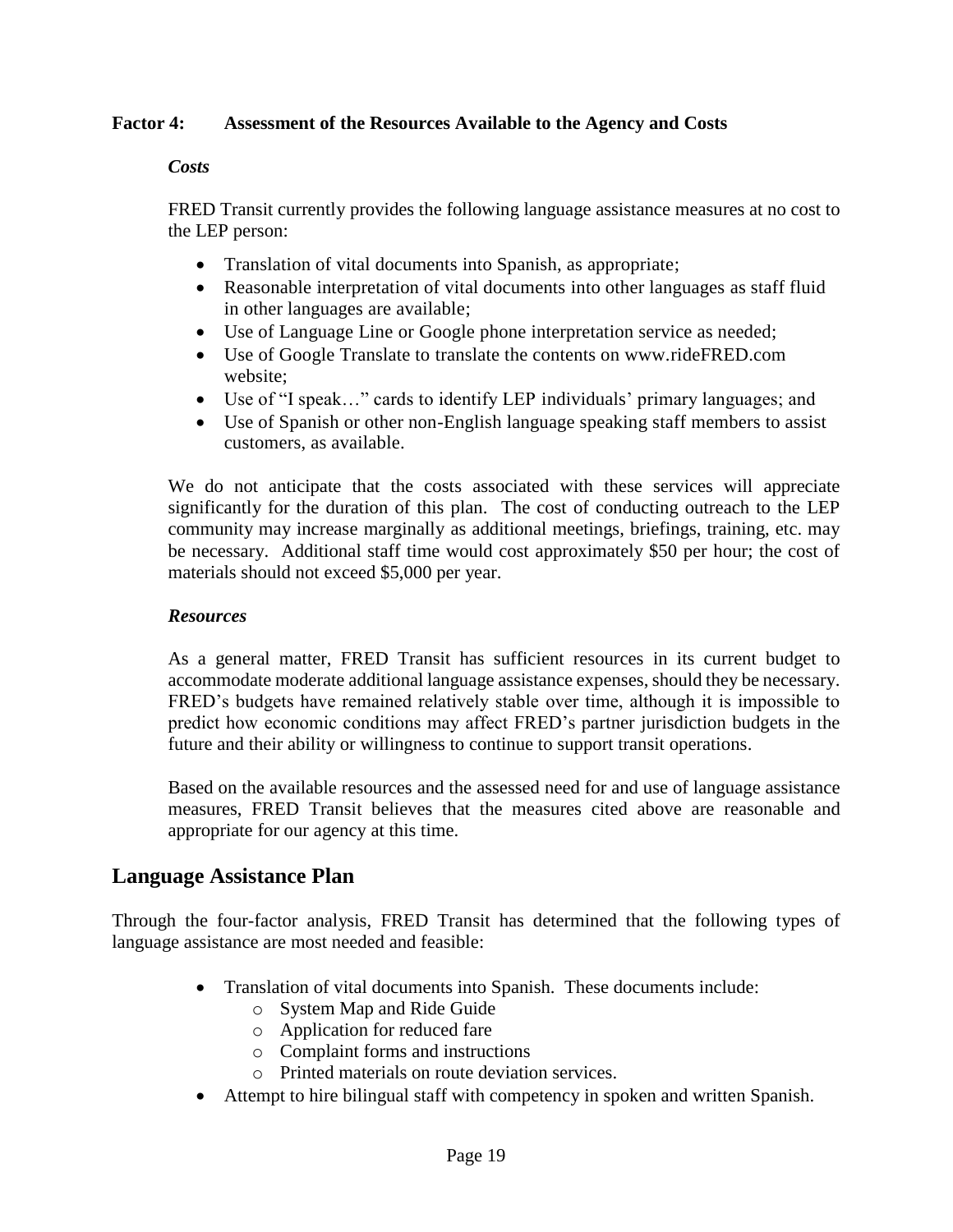**Factor 4: Assessment of the Resources Available to the Agency and Costs**

***Costs***

FRED Transit currently provides the following language assistance measures at no cost to the LEP person:

- Translation of vital documents into Spanish, as appropriate;
- Reasonable interpretation of vital documents into other languages as staff fluid in other languages are available;
- Use of Language Line or Google phone interpretation service as needed;
- Use of Google Translate to translate the contents on www.rideFRED.com website;
- Use of "I speak…" cards to identify LEP individuals' primary languages; and
- Use of Spanish or other non-English language speaking staff members to assist customers, as available.

We do not anticipate that the costs associated with these services will appreciate significantly for the duration of this plan. The cost of conducting outreach to the LEP community may increase marginally as additional meetings, briefings, training, etc. may be necessary. Additional staff time would cost approximately $50 per hour; the cost of materials should not exceed $5,000 per year.

***Resources***

As a general matter, FRED Transit has sufficient resources in its current budget to accommodate moderate additional language assistance expenses, should they be necessary. FRED's budgets have remained relatively stable over time, although it is impossible to predict how economic conditions may affect FRED's partner jurisdiction budgets in the future and their ability or willingness to continue to support transit operations.

Based on the available resources and the assessed need for and use of language assistance measures, FRED Transit believes that the measures cited above are reasonable and appropriate for our agency at this time.

## Language Assistance Plan

Through the four-factor analysis, FRED Transit has determined that the following types of language assistance are most needed and feasible:

- Translation of vital documents into Spanish. These documents include:
  - System Map and Ride Guide
  - Application for reduced fare
  - Complaint forms and instructions
  - Printed materials on route deviation services.
- Attempt to hire bilingual staff with competency in spoken and written Spanish.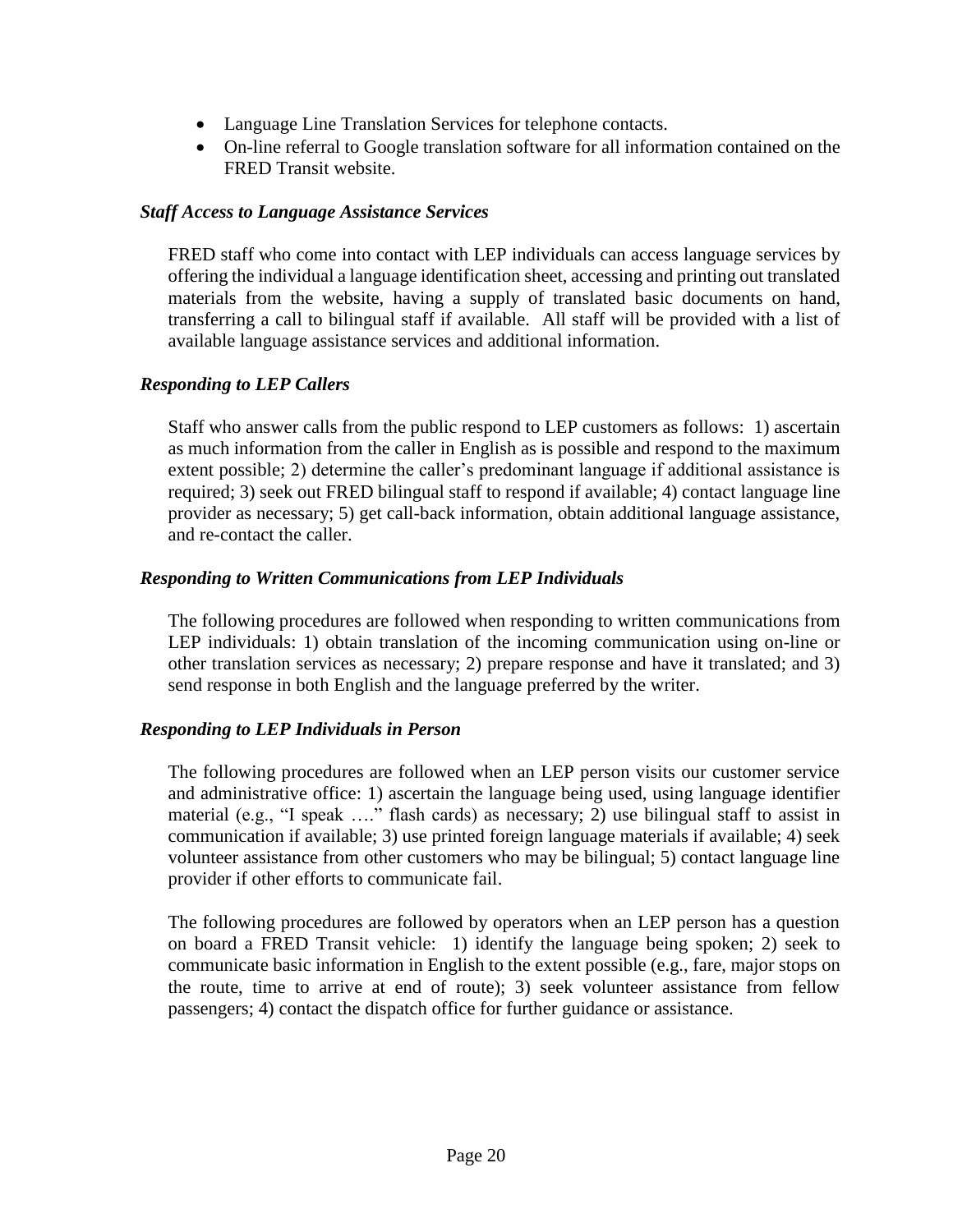- Language Line Translation Services for telephone contacts.
- On-line referral to Google translation software for all information contained on the FRED Transit website.

***Staff Access to Language Assistance Services***

FRED staff who come into contact with LEP individuals can access language services by offering the individual a language identification sheet, accessing and printing out translated materials from the website, having a supply of translated basic documents on hand, transferring a call to bilingual staff if available. All staff will be provided with a list of available language assistance services and additional information.

***Responding to LEP Callers***

Staff who answer calls from the public respond to LEP customers as follows: 1) ascertain as much information from the caller in English as is possible and respond to the maximum extent possible; 2) determine the caller's predominant language if additional assistance is required; 3) seek out FRED bilingual staff to respond if available; 4) contact language line provider as necessary; 5) get call-back information, obtain additional language assistance, and re-contact the caller.

***Responding to Written Communications from LEP Individuals***

The following procedures are followed when responding to written communications from LEP individuals: 1) obtain translation of the incoming communication using on-line or other translation services as necessary; 2) prepare response and have it translated; and 3) send response in both English and the language preferred by the writer.

***Responding to LEP Individuals in Person***

The following procedures are followed when an LEP person visits our customer service and administrative office: 1) ascertain the language being used, using language identifier material (e.g., "I speak …." flash cards) as necessary; 2) use bilingual staff to assist in communication if available; 3) use printed foreign language materials if available; 4) seek volunteer assistance from other customers who may be bilingual; 5) contact language line provider if other efforts to communicate fail.

The following procedures are followed by operators when an LEP person has a question on board a FRED Transit vehicle: 1) identify the language being spoken; 2) seek to communicate basic information in English to the extent possible (e.g., fare, major stops on the route, time to arrive at end of route); 3) seek volunteer assistance from fellow passengers; 4) contact the dispatch office for further guidance or assistance.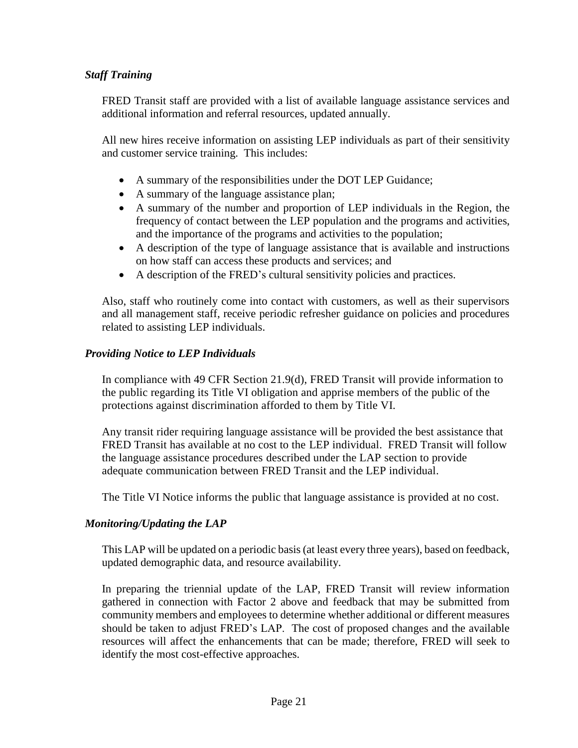### *Staff Training*

FRED Transit staff are provided with a list of available language assistance services and additional information and referral resources, updated annually.

All new hires receive information on assisting LEP individuals as part of their sensitivity and customer service training. This includes:

- A summary of the responsibilities under the DOT LEP Guidance;
- A summary of the language assistance plan;
- A summary of the number and proportion of LEP individuals in the Region, the frequency of contact between the LEP population and the programs and activities, and the importance of the programs and activities to the population;
- A description of the type of language assistance that is available and instructions on how staff can access these products and services; and
- A description of the FRED's cultural sensitivity policies and practices.

Also, staff who routinely come into contact with customers, as well as their supervisors and all management staff, receive periodic refresher guidance on policies and procedures related to assisting LEP individuals.

### *Providing Notice to LEP Individuals*

In compliance with 49 CFR Section 21.9(d), FRED Transit will provide information to the public regarding its Title VI obligation and apprise members of the public of the protections against discrimination afforded to them by Title VI.

Any transit rider requiring language assistance will be provided the best assistance that FRED Transit has available at no cost to the LEP individual. FRED Transit will follow the language assistance procedures described under the LAP section to provide adequate communication between FRED Transit and the LEP individual.

The Title VI Notice informs the public that language assistance is provided at no cost.

### *Monitoring/Updating the LAP*

This LAP will be updated on a periodic basis (at least every three years), based on feedback, updated demographic data, and resource availability.

In preparing the triennial update of the LAP, FRED Transit will review information gathered in connection with Factor 2 above and feedback that may be submitted from community members and employees to determine whether additional or different measures should be taken to adjust FRED's LAP. The cost of proposed changes and the available resources will affect the enhancements that can be made; therefore, FRED will seek to identify the most cost-effective approaches.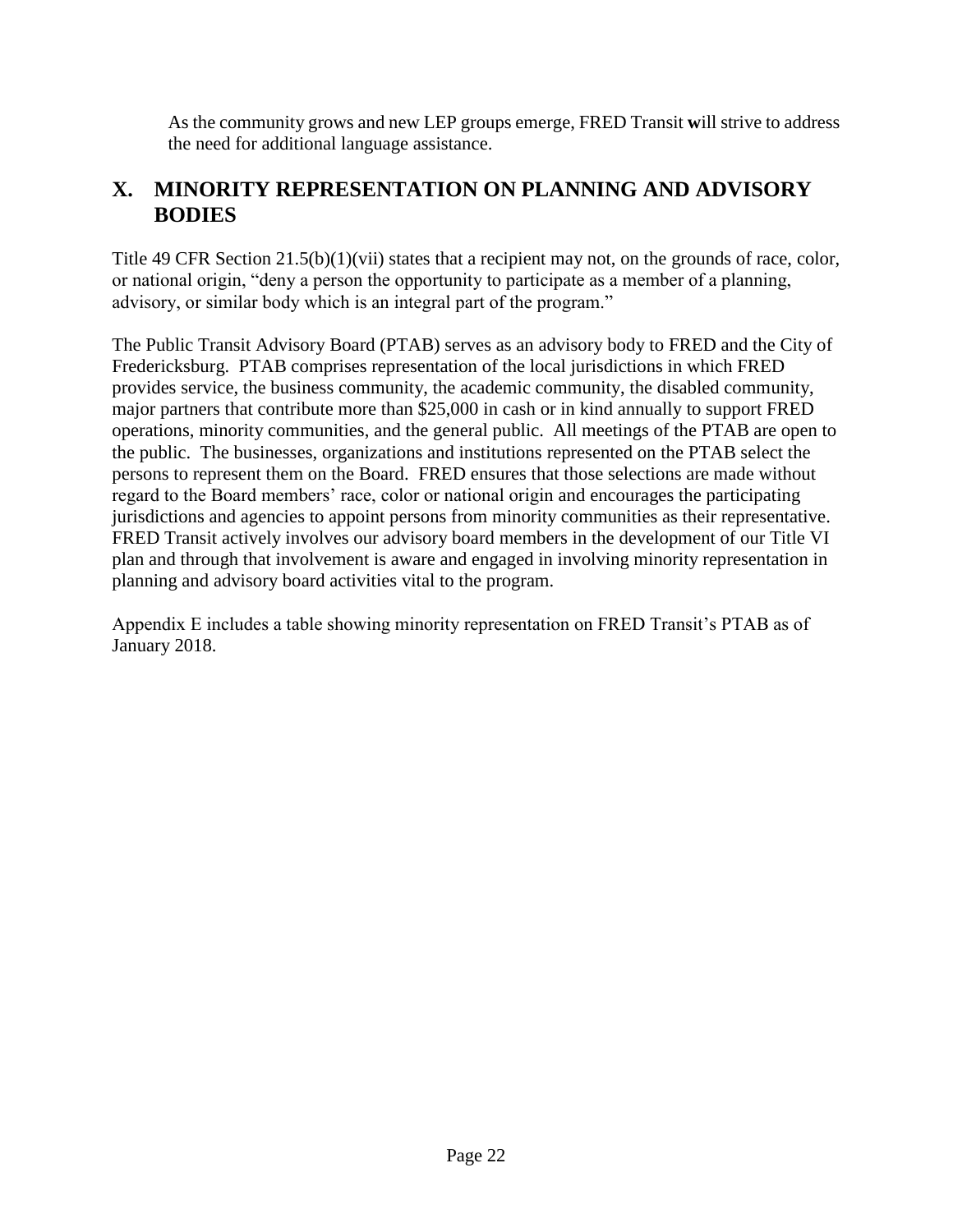As the community grows and new LEP groups emerge, FRED Transit will strive to address the need for additional language assistance.

## X. MINORITY REPRESENTATION ON PLANNING AND ADVISORY BODIES

Title 49 CFR Section 21.5(b)(1)(vii) states that a recipient may not, on the grounds of race, color, or national origin, "deny a person the opportunity to participate as a member of a planning, advisory, or similar body which is an integral part of the program."

The Public Transit Advisory Board (PTAB) serves as an advisory body to FRED and the City of Fredericksburg. PTAB comprises representation of the local jurisdictions in which FRED provides service, the business community, the academic community, the disabled community, major partners that contribute more than $25,000 in cash or in kind annually to support FRED operations, minority communities, and the general public. All meetings of the PTAB are open to the public. The businesses, organizations and institutions represented on the PTAB select the persons to represent them on the Board. FRED ensures that those selections are made without regard to the Board members' race, color or national origin and encourages the participating jurisdictions and agencies to appoint persons from minority communities as their representative. FRED Transit actively involves our advisory board members in the development of our Title VI plan and through that involvement is aware and engaged in involving minority representation in planning and advisory board activities vital to the program.

Appendix E includes a table showing minority representation on FRED Transit's PTAB as of January 2018.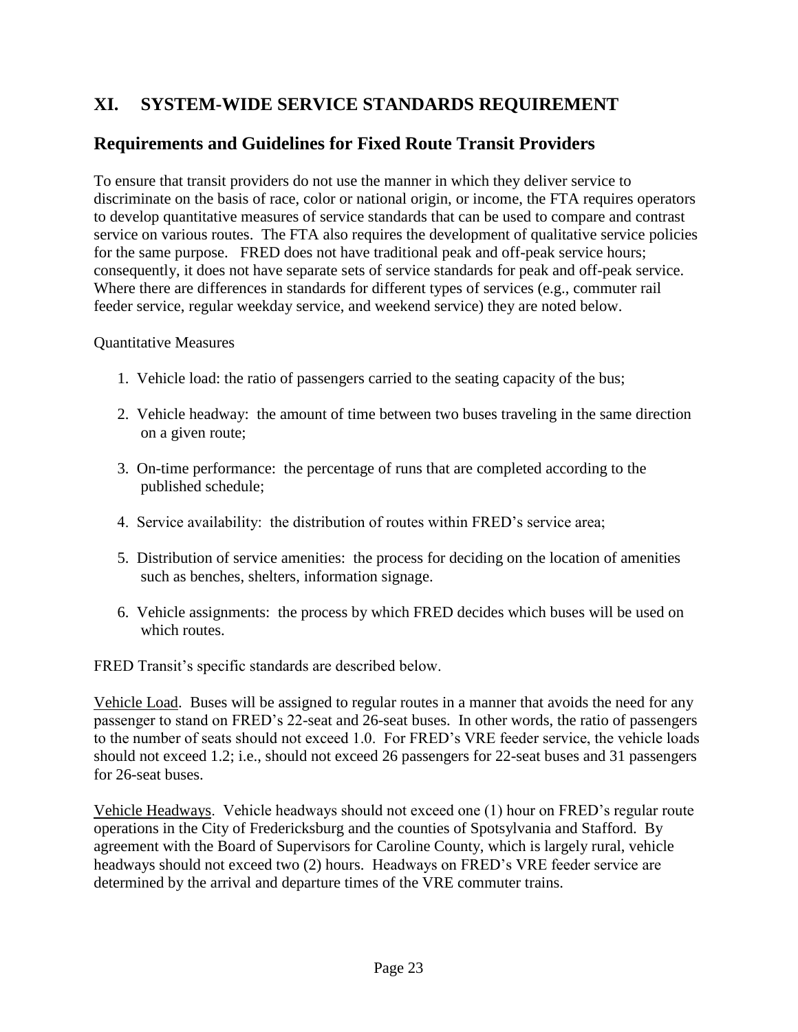# XI. SYSTEM-WIDE SERVICE STANDARDS REQUIREMENT

## Requirements and Guidelines for Fixed Route Transit Providers

To ensure that transit providers do not use the manner in which they deliver service to discriminate on the basis of race, color or national origin, or income, the FTA requires operators to develop quantitative measures of service standards that can be used to compare and contrast service on various routes. The FTA also requires the development of qualitative service policies for the same purpose. FRED does not have traditional peak and off-peak service hours; consequently, it does not have separate sets of service standards for peak and off-peak service. Where there are differences in standards for different types of services (e.g., commuter rail feeder service, regular weekday service, and weekend service) they are noted below.

Quantitative Measures

1. Vehicle load: the ratio of passengers carried to the seating capacity of the bus;
2. Vehicle headway: the amount of time between two buses traveling in the same direction on a given route;
3. On-time performance: the percentage of runs that are completed according to the published schedule;
4. Service availability: the distribution of routes within FRED's service area;
5. Distribution of service amenities: the process for deciding on the location of amenities such as benches, shelters, information signage.
6. Vehicle assignments: the process by which FRED decides which buses will be used on which routes.

FRED Transit's specific standards are described below.

<u>Vehicle Load</u>. Buses will be assigned to regular routes in a manner that avoids the need for any passenger to stand on FRED's 22-seat and 26-seat buses. In other words, the ratio of passengers to the number of seats should not exceed 1.0. For FRED's VRE feeder service, the vehicle loads should not exceed 1.2; i.e., should not exceed 26 passengers for 22-seat buses and 31 passengers for 26-seat buses.

<u>Vehicle Headways</u>. Vehicle headways should not exceed one (1) hour on FRED's regular route operations in the City of Fredericksburg and the counties of Spotsylvania and Stafford. By agreement with the Board of Supervisors for Caroline County, which is largely rural, vehicle headways should not exceed two (2) hours. Headways on FRED's VRE feeder service are determined by the arrival and departure times of the VRE commuter trains.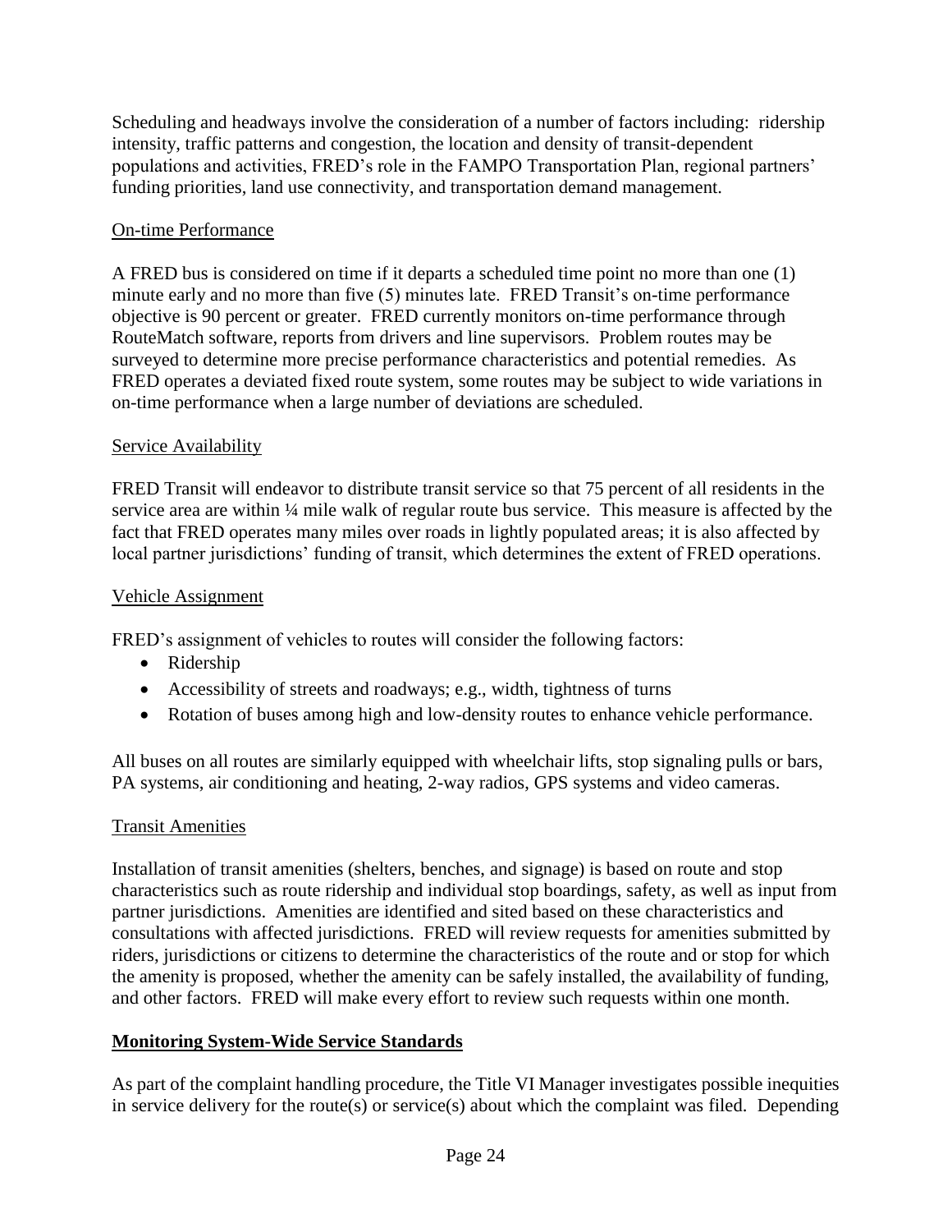Scheduling and headways involve the consideration of a number of factors including: ridership intensity, traffic patterns and congestion, the location and density of transit-dependent populations and activities, FRED's role in the FAMPO Transportation Plan, regional partners' funding priorities, land use connectivity, and transportation demand management.

On-time Performance

A FRED bus is considered on time if it departs a scheduled time point no more than one (1) minute early and no more than five (5) minutes late. FRED Transit's on-time performance objective is 90 percent or greater. FRED currently monitors on-time performance through RouteMatch software, reports from drivers and line supervisors. Problem routes may be surveyed to determine more precise performance characteristics and potential remedies. As FRED operates a deviated fixed route system, some routes may be subject to wide variations in on-time performance when a large number of deviations are scheduled.

Service Availability

FRED Transit will endeavor to distribute transit service so that 75 percent of all residents in the service area are within ¼ mile walk of regular route bus service. This measure is affected by the fact that FRED operates many miles over roads in lightly populated areas; it is also affected by local partner jurisdictions' funding of transit, which determines the extent of FRED operations.

Vehicle Assignment

FRED's assignment of vehicles to routes will consider the following factors:

- Ridership
- Accessibility of streets and roadways; e.g., width, tightness of turns
- Rotation of buses among high and low-density routes to enhance vehicle performance.

All buses on all routes are similarly equipped with wheelchair lifts, stop signaling pulls or bars, PA systems, air conditioning and heating, 2-way radios, GPS systems and video cameras.

Transit Amenities

Installation of transit amenities (shelters, benches, and signage) is based on route and stop characteristics such as route ridership and individual stop boardings, safety, as well as input from partner jurisdictions. Amenities are identified and sited based on these characteristics and consultations with affected jurisdictions. FRED will review requests for amenities submitted by riders, jurisdictions or citizens to determine the characteristics of the route and or stop for which the amenity is proposed, whether the amenity can be safely installed, the availability of funding, and other factors. FRED will make every effort to review such requests within one month.

**Monitoring System-Wide Service Standards**

As part of the complaint handling procedure, the Title VI Manager investigates possible inequities in service delivery for the route(s) or service(s) about which the complaint was filed. Depending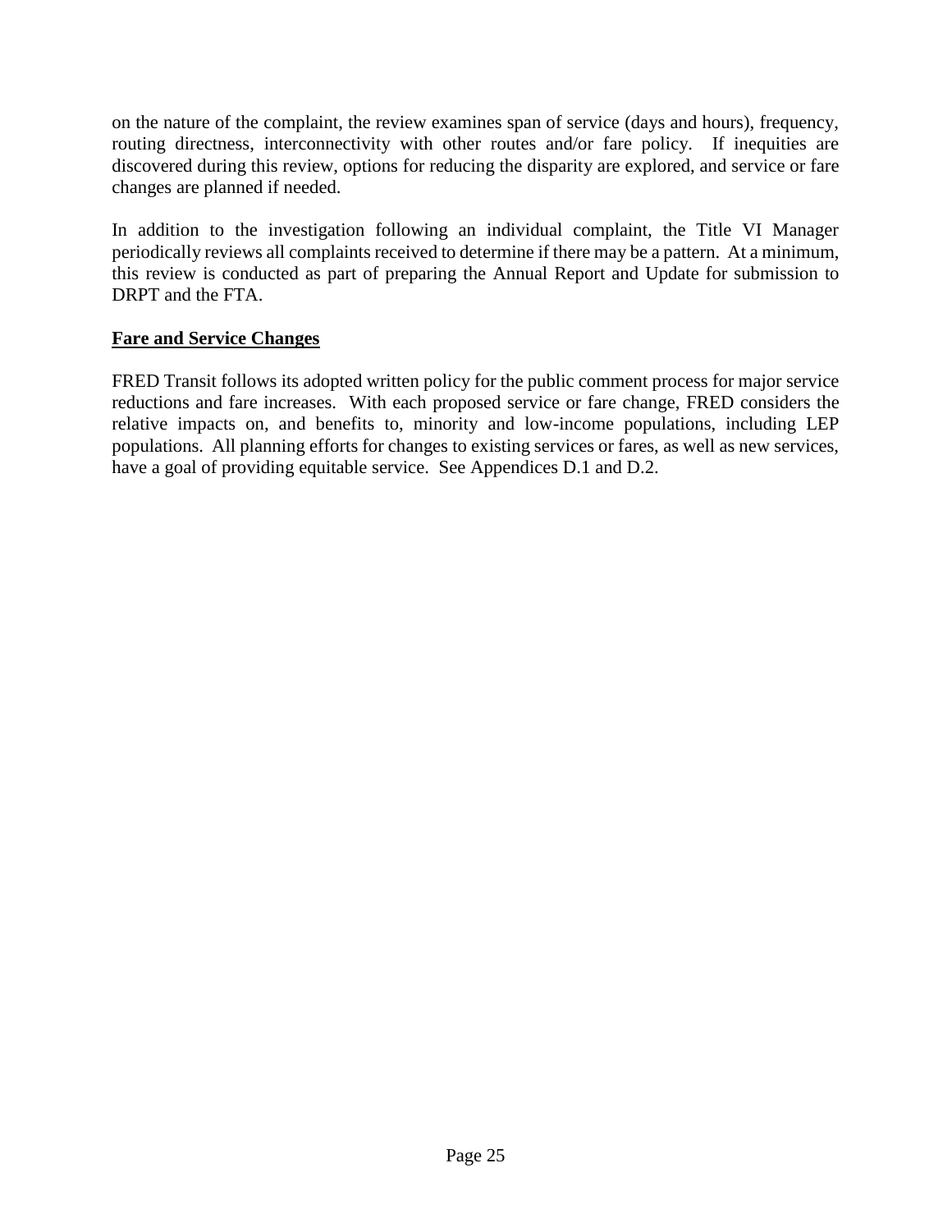on the nature of the complaint, the review examines span of service (days and hours), frequency, routing directness, interconnectivity with other routes and/or fare policy. If inequities are discovered during this review, options for reducing the disparity are explored, and service or fare changes are planned if needed.

In addition to the investigation following an individual complaint, the Title VI Manager periodically reviews all complaints received to determine if there may be a pattern. At a minimum, this review is conducted as part of preparing the Annual Report and Update for submission to DRPT and the FTA.

## Fare and Service Changes

FRED Transit follows its adopted written policy for the public comment process for major service reductions and fare increases. With each proposed service or fare change, FRED considers the relative impacts on, and benefits to, minority and low-income populations, including LEP populations. All planning efforts for changes to existing services or fares, as well as new services, have a goal of providing equitable service. See Appendices D.1 and D.2.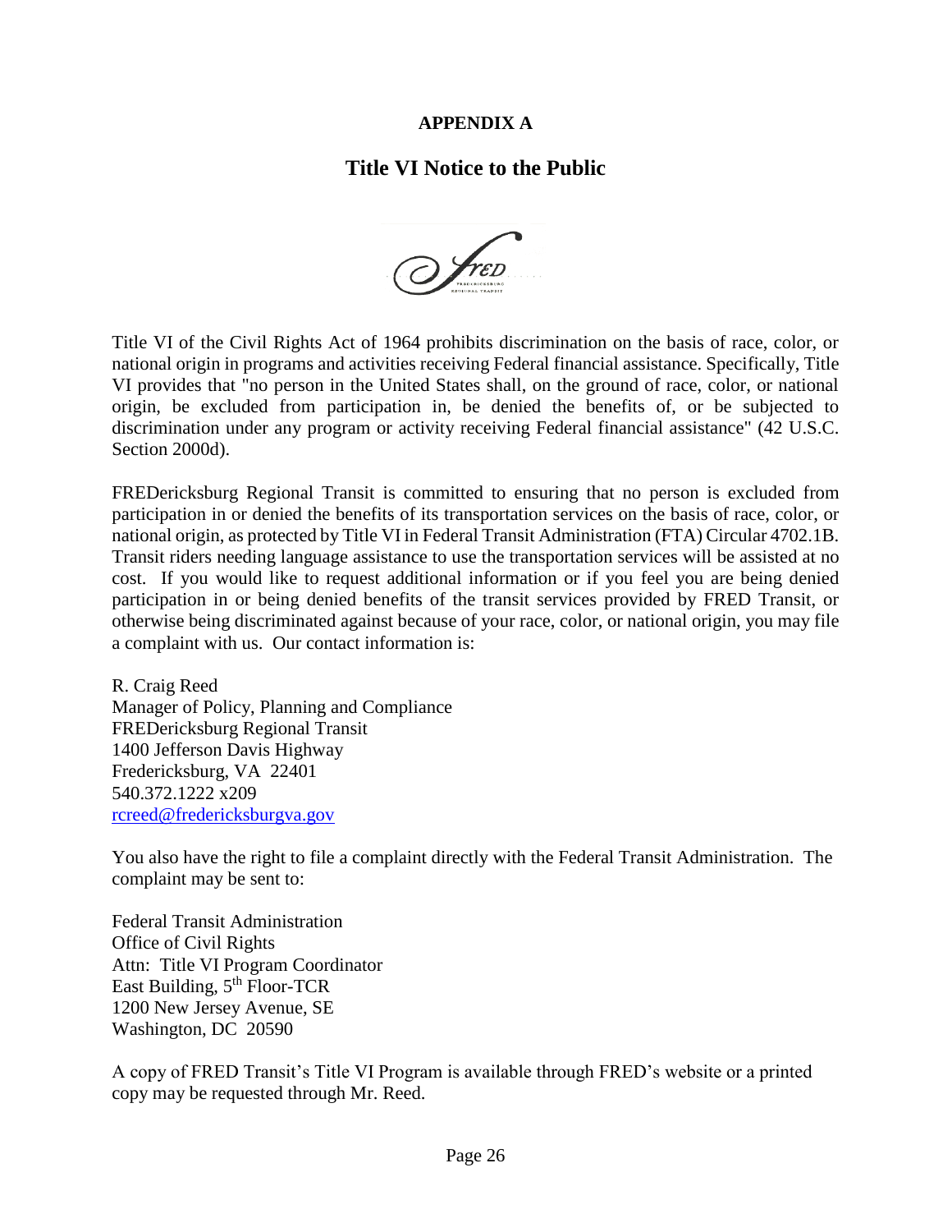**APPENDIX A**

## Title VI Notice to the Public

Title VI of the Civil Rights Act of 1964 prohibits discrimination on the basis of race, color, or national origin in programs and activities receiving Federal financial assistance. Specifically, Title VI provides that "no person in the United States shall, on the ground of race, color, or national origin, be excluded from participation in, be denied the benefits of, or be subjected to discrimination under any program or activity receiving Federal financial assistance" (42 U.S.C. Section 2000d).

FREDericksburg Regional Transit is committed to ensuring that no person is excluded from participation in or denied the benefits of its transportation services on the basis of race, color, or national origin, as protected by Title VI in Federal Transit Administration (FTA) Circular 4702.1B. Transit riders needing language assistance to use the transportation services will be assisted at no cost. If you would like to request additional information or if you feel you are being denied participation in or being denied benefits of the transit services provided by FRED Transit, or otherwise being discriminated against because of your race, color, or national origin, you may file a complaint with us. Our contact information is:

R. Craig Reed
Manager of Policy, Planning and Compliance
FREDericksburg Regional Transit
1400 Jefferson Davis Highway
Fredericksburg, VA 22401
540.372.1222 x209
rcreed@fredericksburgva.gov

You also have the right to file a complaint directly with the Federal Transit Administration. The complaint may be sent to:

Federal Transit Administration
Office of Civil Rights
Attn: Title VI Program Coordinator
East Building, 5th Floor-TCR
1200 New Jersey Avenue, SE
Washington, DC 20590

A copy of FRED Transit's Title VI Program is available through FRED's website or a printed copy may be requested through Mr. Reed.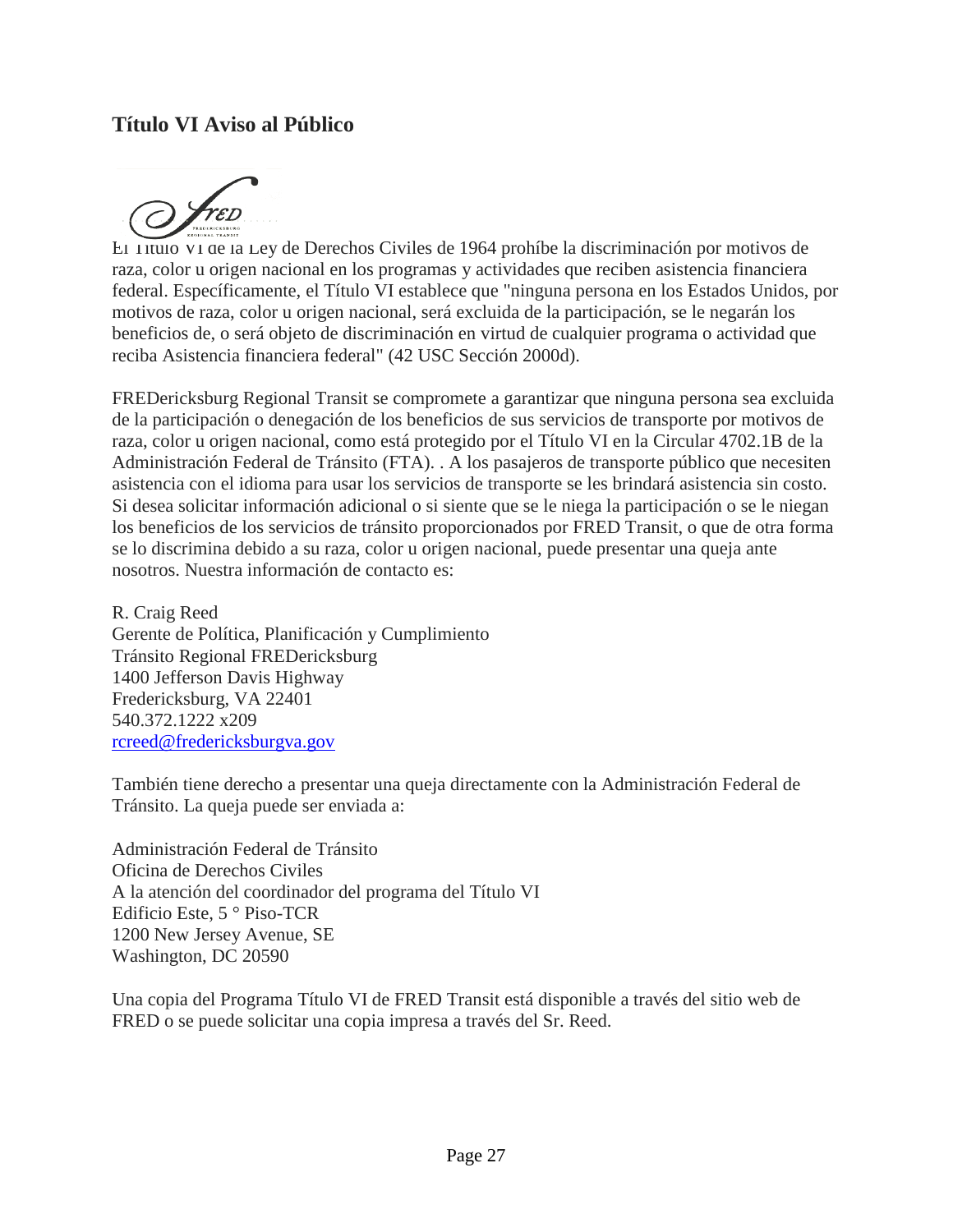## Título VI Aviso al Público

El Título VI de la Ley de Derechos Civiles de 1964 prohíbe la discriminación por motivos de raza, color u origen nacional en los programas y actividades que reciben asistencia financiera federal. Específicamente, el Título VI establece que "ninguna persona en los Estados Unidos, por motivos de raza, color u origen nacional, será excluida de la participación, se le negarán los beneficios de, o será objeto de discriminación en virtud de cualquier programa o actividad que reciba Asistencia financiera federal" (42 USC Sección 2000d).

FREDericksburg Regional Transit se compromete a garantizar que ninguna persona sea excluida de la participación o denegación de los beneficios de sus servicios de transporte por motivos de raza, color u origen nacional, como está protegido por el Título VI en la Circular 4702.1B de la Administración Federal de Tránsito (FTA). . A los pasajeros de transporte público que necesiten asistencia con el idioma para usar los servicios de transporte se les brindará asistencia sin costo. Si desea solicitar información adicional o si siente que se le niega la participación o se le niegan los beneficios de los servicios de tránsito proporcionados por FRED Transit, o que de otra forma se lo discrimina debido a su raza, color u origen nacional, puede presentar una queja ante nosotros. Nuestra información de contacto es:

R. Craig Reed  
Gerente de Política, Planificación y Cumplimiento  
Tránsito Regional FREDericksburg  
1400 Jefferson Davis Highway  
Fredericksburg, VA 22401  
540.372.1222 x209  
rcreed@fredericksburgva.gov

También tiene derecho a presentar una queja directamente con la Administración Federal de Tránsito. La queja puede ser enviada a:

Administración Federal de Tránsito  
Oficina de Derechos Civiles  
A la atención del coordinador del programa del Título VI  
Edificio Este, 5 ° Piso-TCR  
1200 New Jersey Avenue, SE  
Washington, DC 20590

Una copia del Programa Título VI de FRED Transit está disponible a través del sitio web de FRED o se puede solicitar una copia impresa a través del Sr. Reed.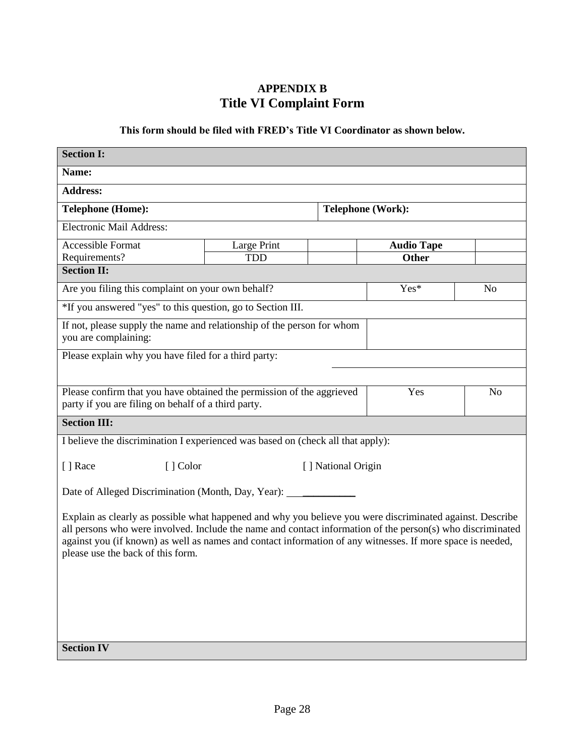## APPENDIX B
# Title VI Complaint Form

**This form should be filed with FRED's Title VI Coordinator as shown below.**

| **Section I:** | | | | | |
|---|---|---|---|---|---|
| **Name:** | | | | | |
| **Address:** | | | | | |
| **Telephone (Home):** | | | **Telephone (Work):** | | |
| Electronic Mail Address: | | | | | |
| Accessible Format Requirements? | Large Print | | **Audio Tape** | | |
| | TDD | | **Other** | | |

| **Section II:** | | |
|---|---|---|
| Are you filing this complaint on your own behalf? | Yes* | No |
| *If you answered "yes" to this question, go to Section III. | | |
| If not, please supply the name and relationship of the person for whom you are complaining: | | |
| Please explain why you have filed for a third party: | | |
| Please confirm that you have obtained the permission of the aggrieved party if you are filing on behalf of a third party. | Yes | No |

**Section III:**

I believe the discrimination I experienced was based on (check all that apply):

[ ] Race [ ] Color [ ] National Origin

Date of Alleged Discrimination (Month, Day, Year): ___________

Explain as clearly as possible what happened and why you believe you were discriminated against. Describe all persons who were involved. Include the name and contact information of the person(s) who discriminated against you (if known) as well as names and contact information of any witnesses. If more space is needed, please use the back of this form.

**Section IV**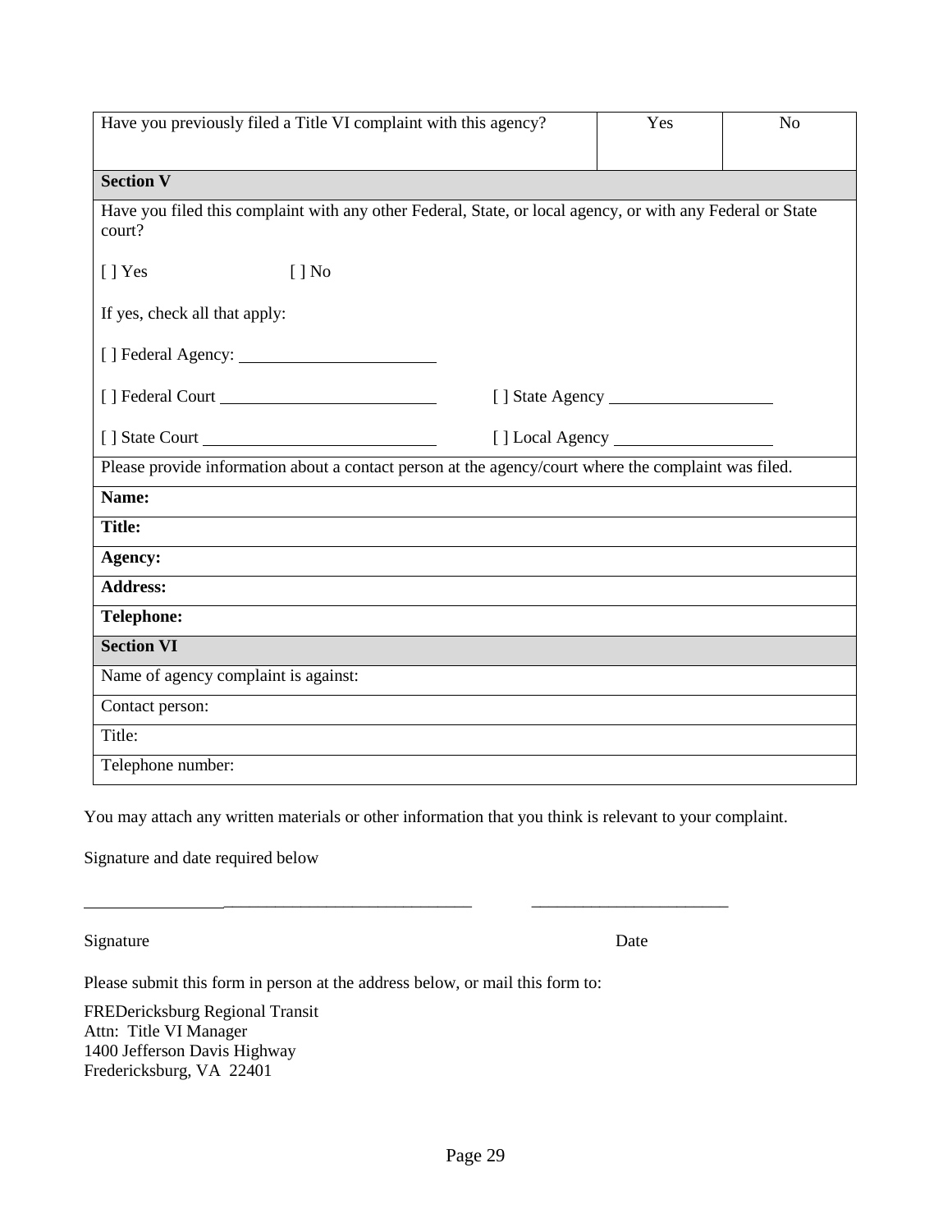| Have you previously filed a Title VI complaint with this agency? | Yes | No |
|---|---|---|

| **Section V** | |
|---|---|
| Have you filed this complaint with any other Federal, State, or local agency, or with any Federal or State court? | |
| [ ] Yes [ ] No | |
| If yes, check all that apply: | |
| [ ] Federal Agency: ______________________ | |
| [ ] Federal Court ______________________ | [ ] State Agency ____________________ |
| [ ] State Court ______________________ | [ ] Local Agency ____________________ |
| Please provide information about a contact person at the agency/court where the complaint was filed. | |
| **Name:** | |
| **Title:** | |
| **Agency:** | |
| **Address:** | |
| **Telephone:** | |

| **Section VI** |
|---|
| Name of agency complaint is against: |
| Contact person: |
| Title: |
| Telephone number: |

You may attach any written materials or other information that you think is relevant to your complaint.

Signature and date required below

______________________________________________ ________________________

Signature Date

Please submit this form in person at the address below, or mail this form to:

FREDericksburg Regional Transit
Attn: Title VI Manager
1400 Jefferson Davis Highway
Fredericksburg, VA 22401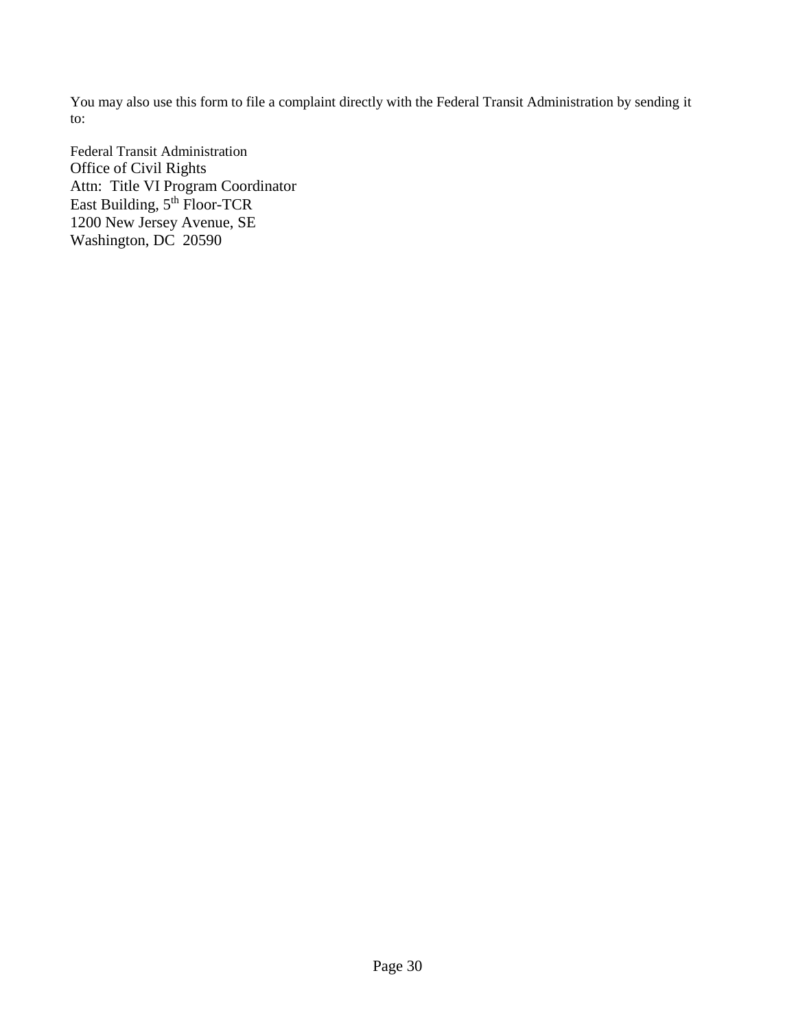You may also use this form to file a complaint directly with the Federal Transit Administration by sending it to:

Federal Transit Administration
Office of Civil Rights
Attn: Title VI Program Coordinator
East Building, 5th Floor-TCR
1200 New Jersey Avenue, SE
Washington, DC 20590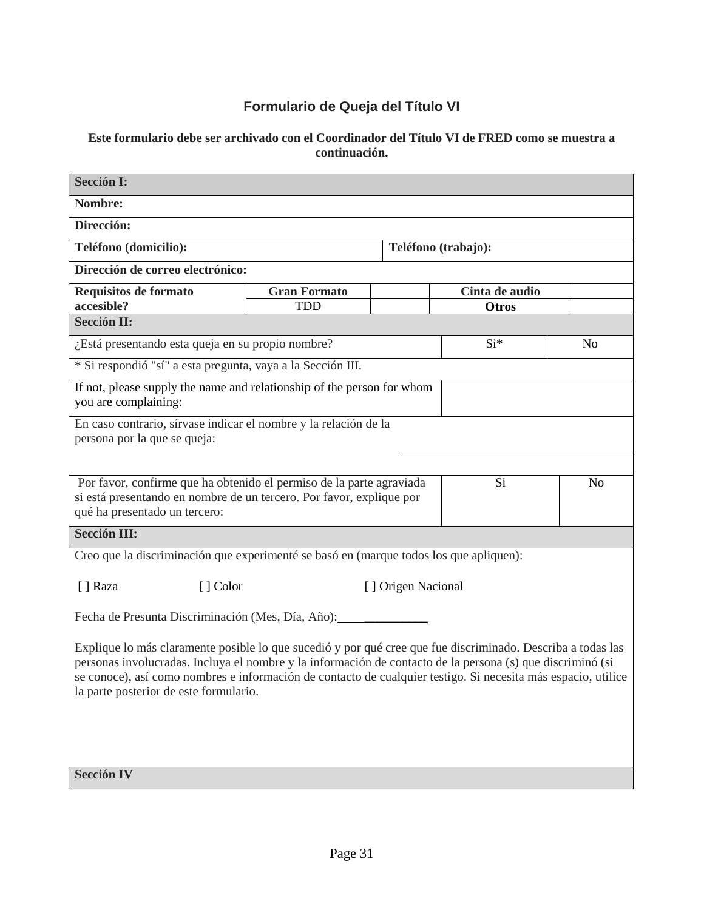## Formulario de Queja del Título VI

**Este formulario debe ser archivado con el Coordinador del Título VI de FRED como se muestra a continuación.**

| **Sección I:** | | | | | |
|---|---|---|---|---|---|
| **Nombre:** | | | | | |
| **Dirección:** | | | | | |
| **Teléfono (domicilio):** | | | **Teléfono (trabajo):** | | |
| **Dirección de correo electrónico:** | | | | | |
| **Requisitos de formato accesible?** | **Gran Formato** | | **Cinta de audio** | | |
| | TDD | | **Otros** | | |

| **Sección II:** | | |
|---|---|---|
| ¿Está presentando esta queja en su propio nombre? | Si* | No |
| * Si respondió "sí" a esta pregunta, vaya a la Sección III. | | |
| If not, please supply the name and relationship of the person for whom you are complaining: | | |
| En caso contrario, sírvase indicar el nombre y la relación de la persona por la que se queja: | | |
| Por favor, confirme que ha obtenido el permiso de la parte agraviada si está presentando en nombre de un tercero. Por favor, explique por qué ha presentado un tercero: | Si | No |

| **Sección III:** |
|---|
| Creo que la discriminación que experimenté se basó en (marque todos los que apliquen):<br><br>[ ] Raza [ ] Color [ ] Origen Nacional<br><br>Fecha de Presunta Discriminación (Mes, Día, Año): ____________<br><br>Explique lo más claramente posible lo que sucedió y por qué cree que fue discriminado. Describa a todas las personas involucradas. Incluya el nombre y la información de contacto de la persona (s) que discriminó (si se conoce), así como nombres e información de contacto de cualquier testigo. Si necesita más espacio, utilice la parte posterior de este formulario. |
| **Sección IV** |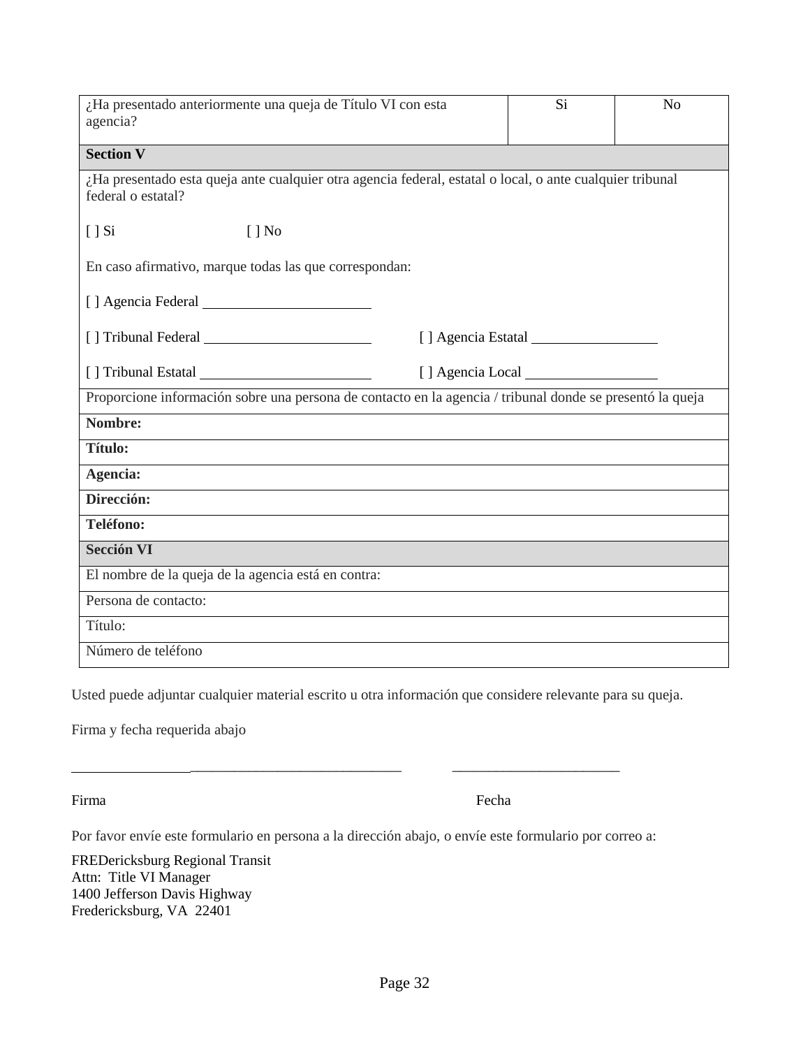| ¿Ha presentado anteriormente una queja de Título VI con esta agencia? | Si | No |
|---|---|---|

| **Section V** |
|---|
| ¿Ha presentado esta queja ante cualquier otra agencia federal, estatal o local, o ante cualquier tribunal federal o estatal?<br><br>[ ] Si [ ] No<br><br>En caso afirmativo, marque todas las que correspondan:<br><br>[ ] Agencia Federal ______________________<br><br>[ ] Tribunal Federal ______________________ [ ] Agencia Estatal _________________<br><br>[ ] Tribunal Estatal ______________________ [ ] Agencia Local _________________ |
| Proporcione información sobre una persona de contacto en la agencia / tribunal donde se presentó la queja |
| **Nombre:** |
| **Título:** |
| **Agencia:** |
| **Dirección:** |
| **Teléfono:** |
| **Sección VI** |
| El nombre de la queja de la agencia está en contra: |
| Persona de contacto: |
| Título: |
| Número de teléfono |

Usted puede adjuntar cualquier material escrito u otra información que considere relevante para su queja.

Firma y fecha requerida abajo

_____________________________________________ _______________________

Firma Fecha

Por favor envíe este formulario en persona a la dirección abajo, o envíe este formulario por correo a:

FREDericksburg Regional Transit
Attn: Title VI Manager
1400 Jefferson Davis Highway
Fredericksburg, VA 22401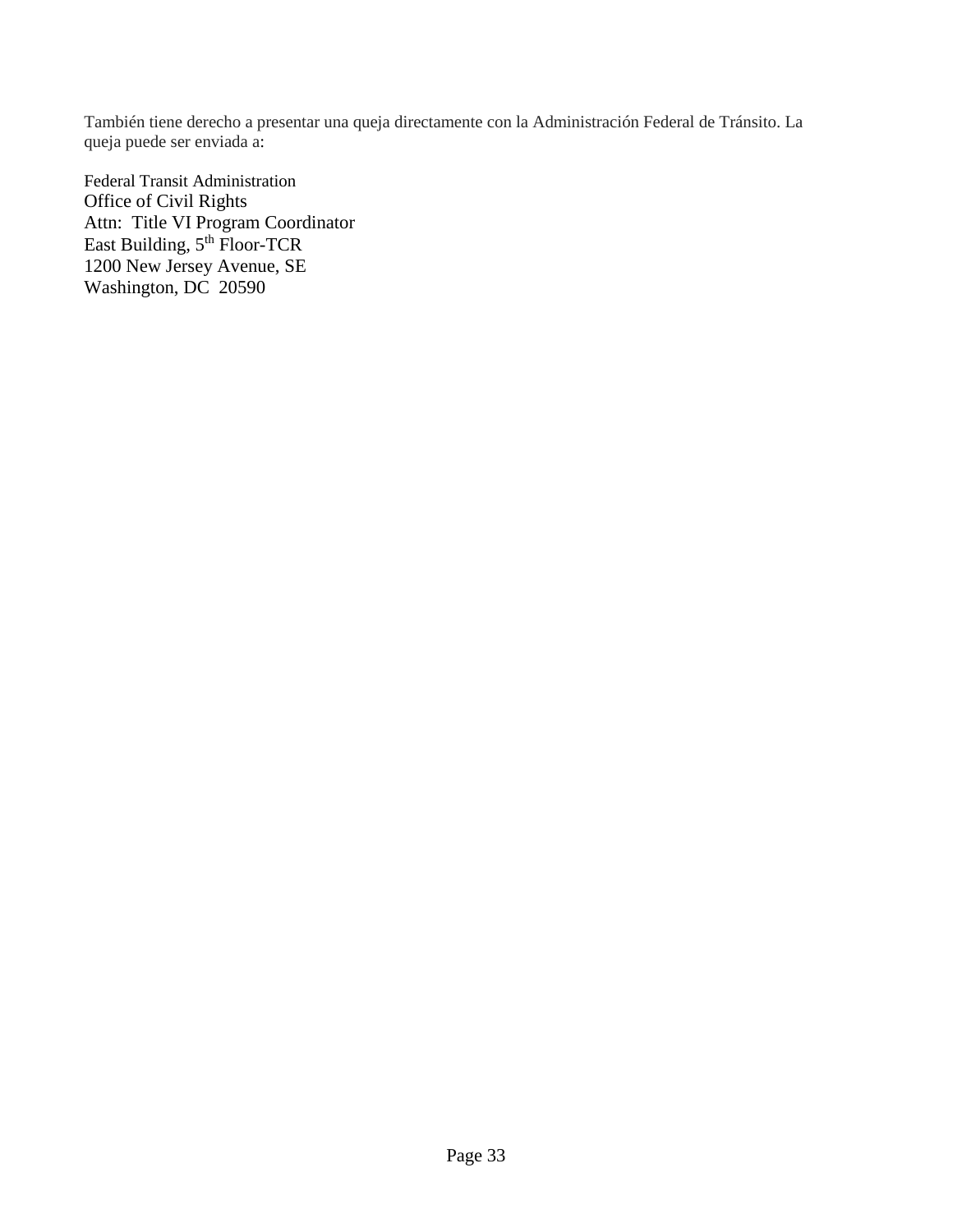También tiene derecho a presentar una queja directamente con la Administración Federal de Tránsito. La queja puede ser enviada a:

Federal Transit Administration
Office of Civil Rights
Attn: Title VI Program Coordinator
East Building, 5th Floor-TCR
1200 New Jersey Avenue, SE
Washington, DC 20590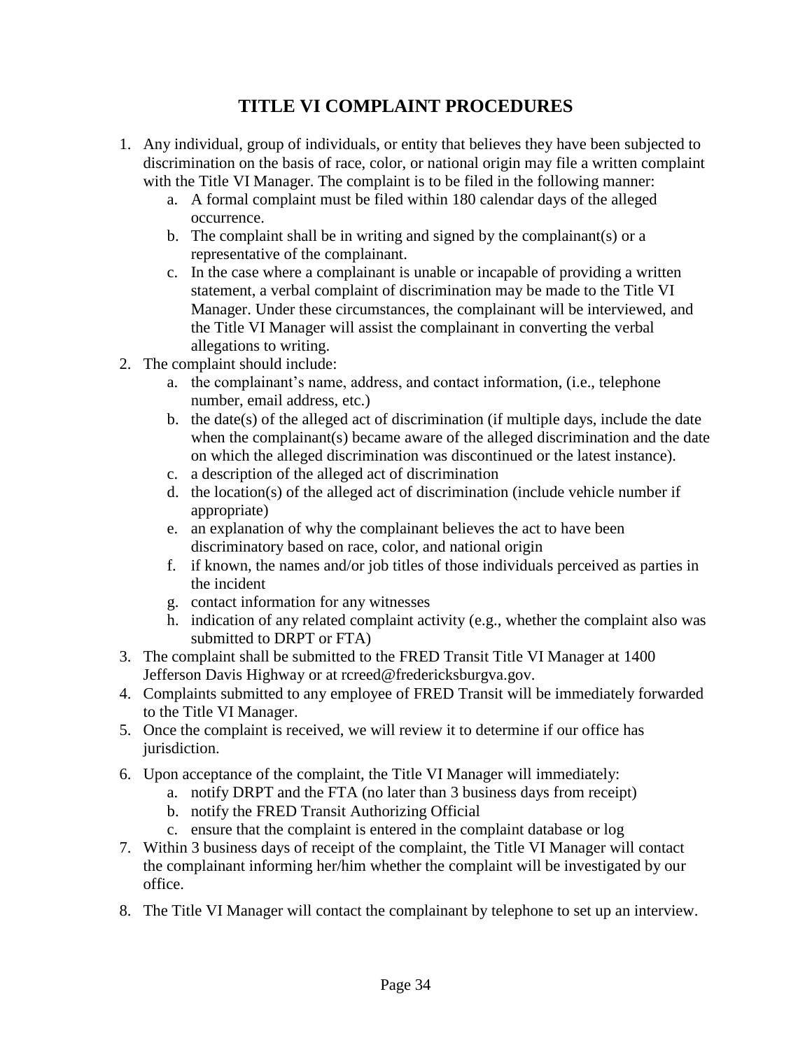# TITLE VI COMPLAINT PROCEDURES

1. Any individual, group of individuals, or entity that believes they have been subjected to discrimination on the basis of race, color, or national origin may file a written complaint with the Title VI Manager. The complaint is to be filed in the following manner:
    a. A formal complaint must be filed within 180 calendar days of the alleged occurrence.
    b. The complaint shall be in writing and signed by the complainant(s) or a representative of the complainant.
    c. In the case where a complainant is unable or incapable of providing a written statement, a verbal complaint of discrimination may be made to the Title VI Manager. Under these circumstances, the complainant will be interviewed, and the Title VI Manager will assist the complainant in converting the verbal allegations to writing.
2. The complaint should include:
    a. the complainant's name, address, and contact information, (i.e., telephone number, email address, etc.)
    b. the date(s) of the alleged act of discrimination (if multiple days, include the date when the complainant(s) became aware of the alleged discrimination and the date on which the alleged discrimination was discontinued or the latest instance).
    c. a description of the alleged act of discrimination
    d. the location(s) of the alleged act of discrimination (include vehicle number if appropriate)
    e. an explanation of why the complainant believes the act to have been discriminatory based on race, color, and national origin
    f. if known, the names and/or job titles of those individuals perceived as parties in the incident
    g. contact information for any witnesses
    h. indication of any related complaint activity (e.g., whether the complaint also was submitted to DRPT or FTA)
3. The complaint shall be submitted to the FRED Transit Title VI Manager at 1400 Jefferson Davis Highway or at rcreed@fredericksburgva.gov.
4. Complaints submitted to any employee of FRED Transit will be immediately forwarded to the Title VI Manager.
5. Once the complaint is received, we will review it to determine if our office has jurisdiction.
6. Upon acceptance of the complaint, the Title VI Manager will immediately:
    a. notify DRPT and the FTA (no later than 3 business days from receipt)
    b. notify the FRED Transit Authorizing Official
    c. ensure that the complaint is entered in the complaint database or log
7. Within 3 business days of receipt of the complaint, the Title VI Manager will contact the complainant informing her/him whether the complaint will be investigated by our office.
8. The Title VI Manager will contact the complainant by telephone to set up an interview.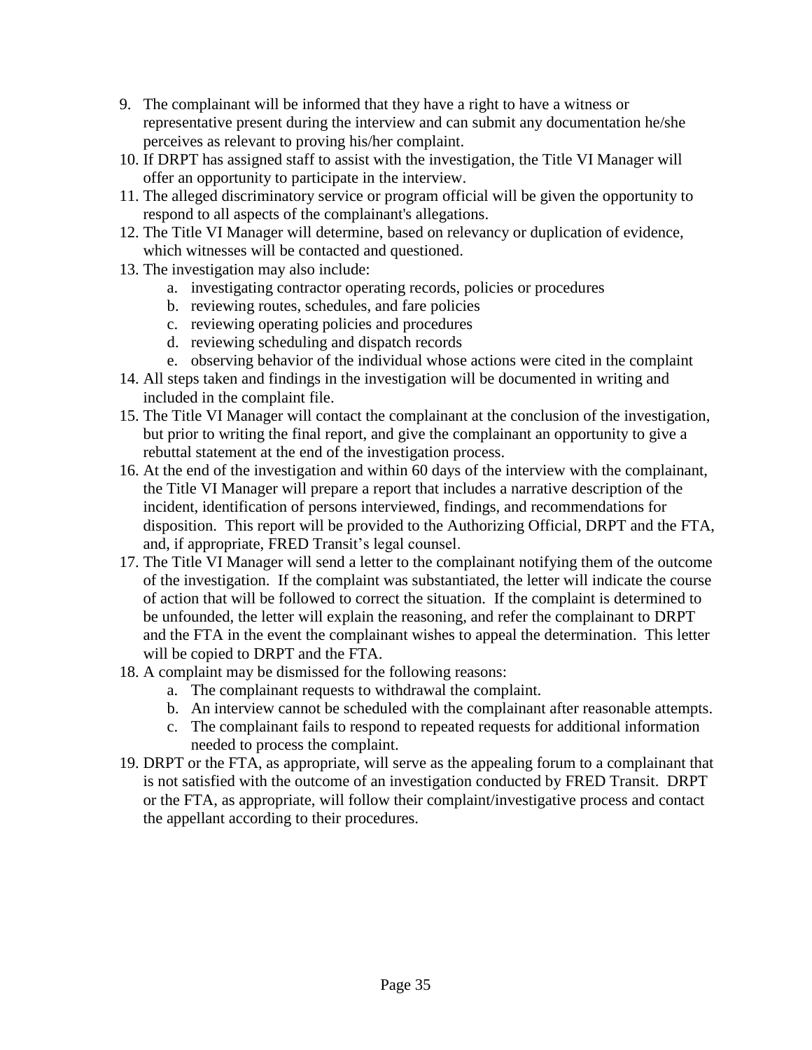9. The complainant will be informed that they have a right to have a witness or representative present during the interview and can submit any documentation he/she perceives as relevant to proving his/her complaint.
10. If DRPT has assigned staff to assist with the investigation, the Title VI Manager will offer an opportunity to participate in the interview.
11. The alleged discriminatory service or program official will be given the opportunity to respond to all aspects of the complainant's allegations.
12. The Title VI Manager will determine, based on relevancy or duplication of evidence, which witnesses will be contacted and questioned.
13. The investigation may also include:
    a. investigating contractor operating records, policies or procedures
    b. reviewing routes, schedules, and fare policies
    c. reviewing operating policies and procedures
    d. reviewing scheduling and dispatch records
    e. observing behavior of the individual whose actions were cited in the complaint
14. All steps taken and findings in the investigation will be documented in writing and included in the complaint file.
15. The Title VI Manager will contact the complainant at the conclusion of the investigation, but prior to writing the final report, and give the complainant an opportunity to give a rebuttal statement at the end of the investigation process.
16. At the end of the investigation and within 60 days of the interview with the complainant, the Title VI Manager will prepare a report that includes a narrative description of the incident, identification of persons interviewed, findings, and recommendations for disposition. This report will be provided to the Authorizing Official, DRPT and the FTA, and, if appropriate, FRED Transit's legal counsel.
17. The Title VI Manager will send a letter to the complainant notifying them of the outcome of the investigation. If the complaint was substantiated, the letter will indicate the course of action that will be followed to correct the situation. If the complaint is determined to be unfounded, the letter will explain the reasoning, and refer the complainant to DRPT and the FTA in the event the complainant wishes to appeal the determination. This letter will be copied to DRPT and the FTA.
18. A complaint may be dismissed for the following reasons:
    a. The complainant requests to withdrawal the complaint.
    b. An interview cannot be scheduled with the complainant after reasonable attempts.
    c. The complainant fails to respond to repeated requests for additional information needed to process the complaint.
19. DRPT or the FTA, as appropriate, will serve as the appealing forum to a complainant that is not satisfied with the outcome of an investigation conducted by FRED Transit. DRPT or the FTA, as appropriate, will follow their complaint/investigative process and contact the appellant according to their procedures.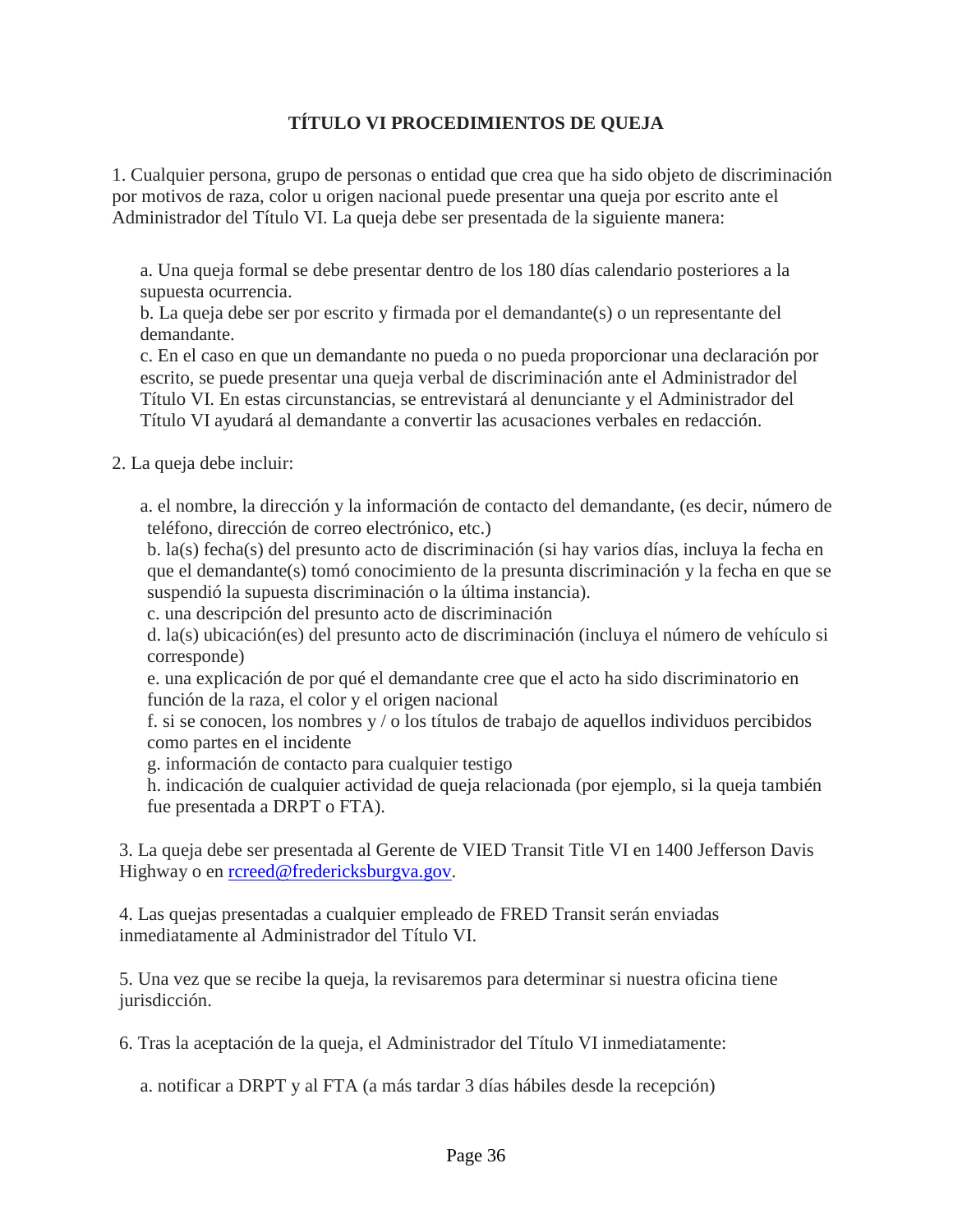# TÍTULO VI PROCEDIMIENTOS DE QUEJA

1. Cualquier persona, grupo de personas o entidad que crea que ha sido objeto de discriminación por motivos de raza, color u origen nacional puede presentar una queja por escrito ante el Administrador del Título VI. La queja debe ser presentada de la siguiente manera:

   a. Una queja formal se debe presentar dentro de los 180 días calendario posteriores a la supuesta ocurrencia.
   b. La queja debe ser por escrito y firmada por el demandante(s) o un representante del demandante.
   c. En el caso en que un demandante no pueda o no pueda proporcionar una declaración por escrito, se puede presentar una queja verbal de discriminación ante el Administrador del Título VI. En estas circunstancias, se entrevistará al denunciante y el Administrador del Título VI ayudará al demandante a convertir las acusaciones verbales en redacción.

2. La queja debe incluir:

   a. el nombre, la dirección y la información de contacto del demandante, (es decir, número de teléfono, dirección de correo electrónico, etc.)
   b. la(s) fecha(s) del presunto acto de discriminación (si hay varios días, incluya la fecha en que el demandante(s) tomó conocimiento de la presunta discriminación y la fecha en que se suspendió la supuesta discriminación o la última instancia).
   c. una descripción del presunto acto de discriminación
   d. la(s) ubicación(es) del presunto acto de discriminación (incluya el número de vehículo si corresponde)
   e. una explicación de por qué el demandante cree que el acto ha sido discriminatorio en función de la raza, el color y el origen nacional
   f. si se conocen, los nombres y / o los títulos de trabajo de aquellos individuos percibidos como partes en el incidente
   g. información de contacto para cualquier testigo
   h. indicación de cualquier actividad de queja relacionada (por ejemplo, si la queja también fue presentada a DRPT o FTA).

3. La queja debe ser presentada al Gerente de VIED Transit Title VI en 1400 Jefferson Davis Highway o en rcreed@fredericksburgva.gov.

4. Las quejas presentadas a cualquier empleado de FRED Transit serán enviadas inmediatamente al Administrador del Título VI.

5. Una vez que se recibe la queja, la revisaremos para determinar si nuestra oficina tiene jurisdicción.

6. Tras la aceptación de la queja, el Administrador del Título VI inmediatamente:

   a. notificar a DRPT y al FTA (a más tardar 3 días hábiles desde la recepción)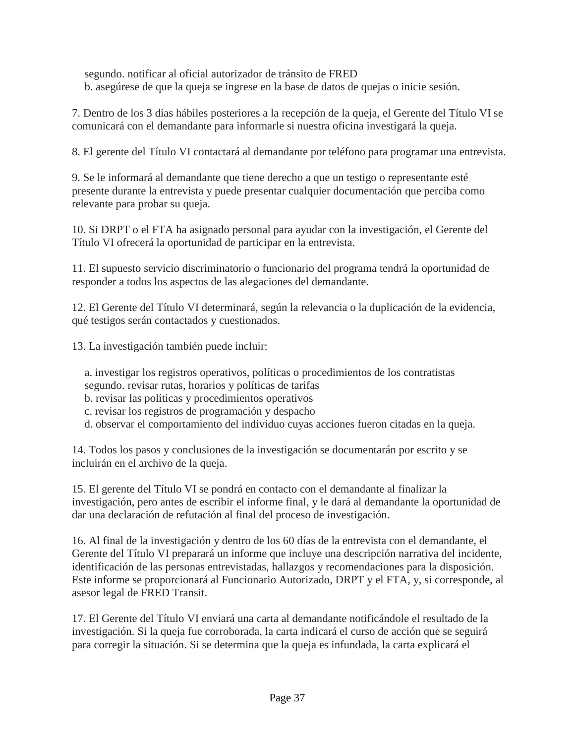segundo. notificar al oficial autorizador de tránsito de FRED
b. asegúrese de que la queja se ingrese en la base de datos de quejas o inicie sesión.

7. Dentro de los 3 días hábiles posteriores a la recepción de la queja, el Gerente del Título VI se comunicará con el demandante para informarle si nuestra oficina investigará la queja.

8. El gerente del Título VI contactará al demandante por teléfono para programar una entrevista.

9. Se le informará al demandante que tiene derecho a que un testigo o representante esté presente durante la entrevista y puede presentar cualquier documentación que perciba como relevante para probar su queja.

10. Si DRPT o el FTA ha asignado personal para ayudar con la investigación, el Gerente del Título VI ofrecerá la oportunidad de participar en la entrevista.

11. El supuesto servicio discriminatorio o funcionario del programa tendrá la oportunidad de responder a todos los aspectos de las alegaciones del demandante.

12. El Gerente del Título VI determinará, según la relevancia o la duplicación de la evidencia, qué testigos serán contactados y cuestionados.

13. La investigación también puede incluir:

a. investigar los registros operativos, políticas o procedimientos de los contratistas
segundo. revisar rutas, horarios y políticas de tarifas
b. revisar las políticas y procedimientos operativos
c. revisar los registros de programación y despacho
d. observar el comportamiento del individuo cuyas acciones fueron citadas en la queja.

14. Todos los pasos y conclusiones de la investigación se documentarán por escrito y se incluirán en el archivo de la queja.

15. El gerente del Título VI se pondrá en contacto con el demandante al finalizar la investigación, pero antes de escribir el informe final, y le dará al demandante la oportunidad de dar una declaración de refutación al final del proceso de investigación.

16. Al final de la investigación y dentro de los 60 días de la entrevista con el demandante, el Gerente del Título VI preparará un informe que incluye una descripción narrativa del incidente, identificación de las personas entrevistadas, hallazgos y recomendaciones para la disposición. Este informe se proporcionará al Funcionario Autorizado, DRPT y el FTA, y, si corresponde, al asesor legal de FRED Transit.

17. El Gerente del Título VI enviará una carta al demandante notificándole el resultado de la investigación. Si la queja fue corroborada, la carta indicará el curso de acción que se seguirá para corregir la situación. Si se determina que la queja es infundada, la carta explicará el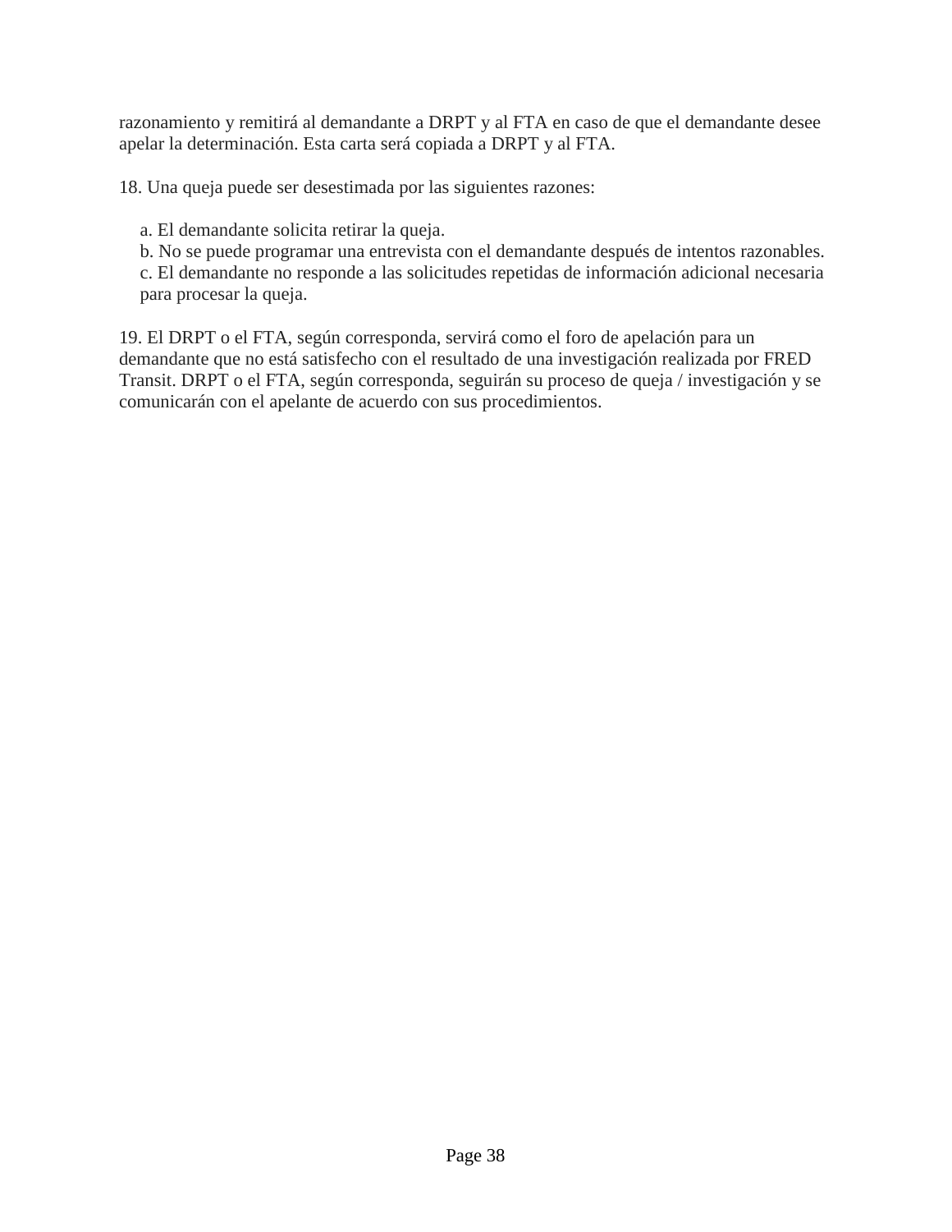razonamiento y remitirá al demandante a DRPT y al FTA en caso de que el demandante desee apelar la determinación. Esta carta será copiada a DRPT y al FTA.

18. Una queja puede ser desestimada por las siguientes razones:

   a. El demandante solicita retirar la queja.
   b. No se puede programar una entrevista con el demandante después de intentos razonables.
   c. El demandante no responde a las solicitudes repetidas de información adicional necesaria para procesar la queja.

19. El DRPT o el FTA, según corresponda, servirá como el foro de apelación para un demandante que no está satisfecho con el resultado de una investigación realizada por FRED Transit. DRPT o el FTA, según corresponda, seguirán su proceso de queja / investigación y se comunicarán con el apelante de acuerdo con sus procedimientos.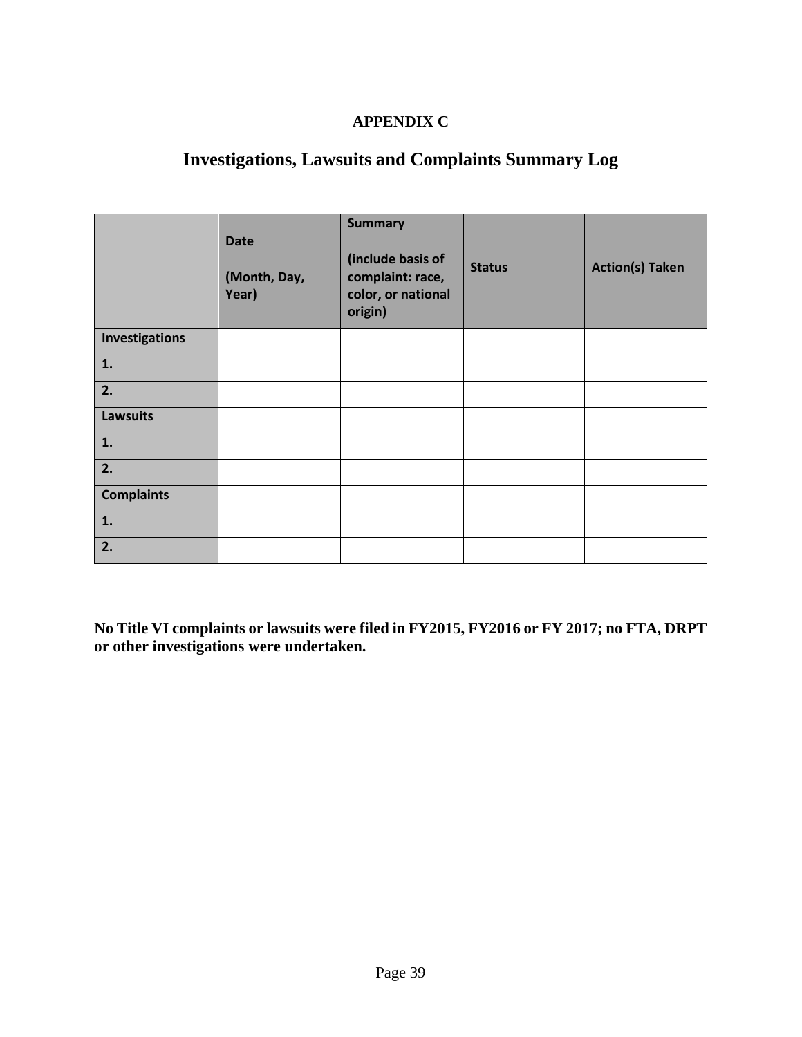**APPENDIX C**

# Investigations, Lawsuits and Complaints Summary Log

| | Date (Month, Day, Year) | Summary (include basis of complaint: race, color, or national origin) | Status | Action(s) Taken |
|---|---|---|---|---|
| **Investigations** | | | | |
| **1.** | | | | |
| **2.** | | | | |
| **Lawsuits** | | | | |
| **1.** | | | | |
| **2.** | | | | |
| **Complaints** | | | | |
| **1.** | | | | |
| **2.** | | | | |

**No Title VI complaints or lawsuits were filed in FY2015, FY2016 or FY 2017; no FTA, DRPT or other investigations were undertaken.**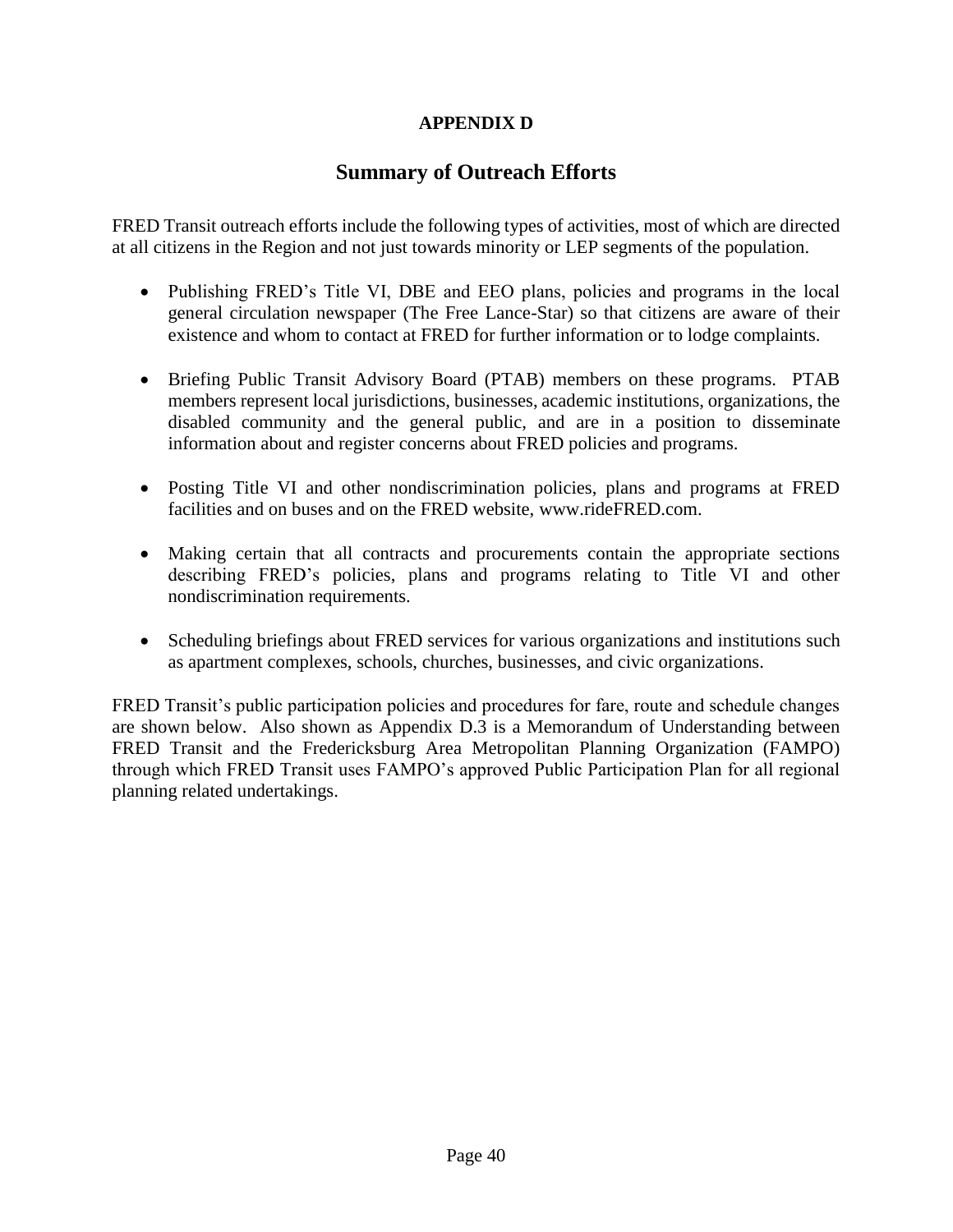**APPENDIX D**

# Summary of Outreach Efforts

FRED Transit outreach efforts include the following types of activities, most of which are directed at all citizens in the Region and not just towards minority or LEP segments of the population.

- Publishing FRED's Title VI, DBE and EEO plans, policies and programs in the local general circulation newspaper (The Free Lance-Star) so that citizens are aware of their existence and whom to contact at FRED for further information or to lodge complaints.

- Briefing Public Transit Advisory Board (PTAB) members on these programs. PTAB members represent local jurisdictions, businesses, academic institutions, organizations, the disabled community and the general public, and are in a position to disseminate information about and register concerns about FRED policies and programs.

- Posting Title VI and other nondiscrimination policies, plans and programs at FRED facilities and on buses and on the FRED website, www.rideFRED.com.

- Making certain that all contracts and procurements contain the appropriate sections describing FRED's policies, plans and programs relating to Title VI and other nondiscrimination requirements.

- Scheduling briefings about FRED services for various organizations and institutions such as apartment complexes, schools, churches, businesses, and civic organizations.

FRED Transit's public participation policies and procedures for fare, route and schedule changes are shown below. Also shown as Appendix D.3 is a Memorandum of Understanding between FRED Transit and the Fredericksburg Area Metropolitan Planning Organization (FAMPO) through which FRED Transit uses FAMPO's approved Public Participation Plan for all regional planning related undertakings.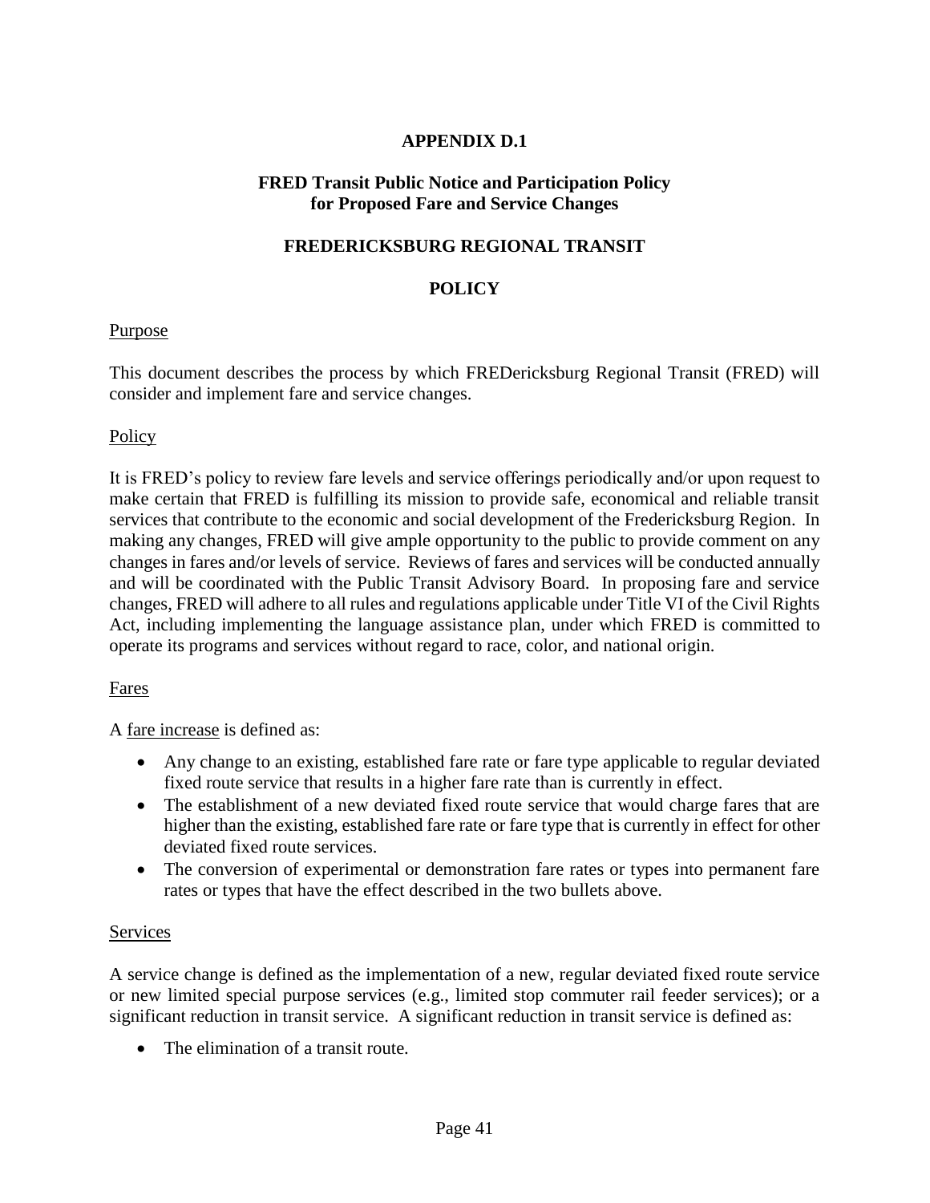# APPENDIX D.1

## FRED Transit Public Notice and Participation Policy for Proposed Fare and Service Changes

## FREDERICKSBURG REGIONAL TRANSIT

## POLICY

<u>Purpose</u>

This document describes the process by which FREDericksburg Regional Transit (FRED) will consider and implement fare and service changes.

<u>Policy</u>

It is FRED's policy to review fare levels and service offerings periodically and/or upon request to make certain that FRED is fulfilling its mission to provide safe, economical and reliable transit services that contribute to the economic and social development of the Fredericksburg Region. In making any changes, FRED will give ample opportunity to the public to provide comment on any changes in fares and/or levels of service. Reviews of fares and services will be conducted annually and will be coordinated with the Public Transit Advisory Board. In proposing fare and service changes, FRED will adhere to all rules and regulations applicable under Title VI of the Civil Rights Act, including implementing the language assistance plan, under which FRED is committed to operate its programs and services without regard to race, color, and national origin.

<u>Fares</u>

A <u>fare increase</u> is defined as:

- Any change to an existing, established fare rate or fare type applicable to regular deviated fixed route service that results in a higher fare rate than is currently in effect.
- The establishment of a new deviated fixed route service that would charge fares that are higher than the existing, established fare rate or fare type that is currently in effect for other deviated fixed route services.
- The conversion of experimental or demonstration fare rates or types into permanent fare rates or types that have the effect described in the two bullets above.

<u>Services</u>

A service change is defined as the implementation of a new, regular deviated fixed route service or new limited special purpose services (e.g., limited stop commuter rail feeder services); or a significant reduction in transit service. A significant reduction in transit service is defined as:

- The elimination of a transit route.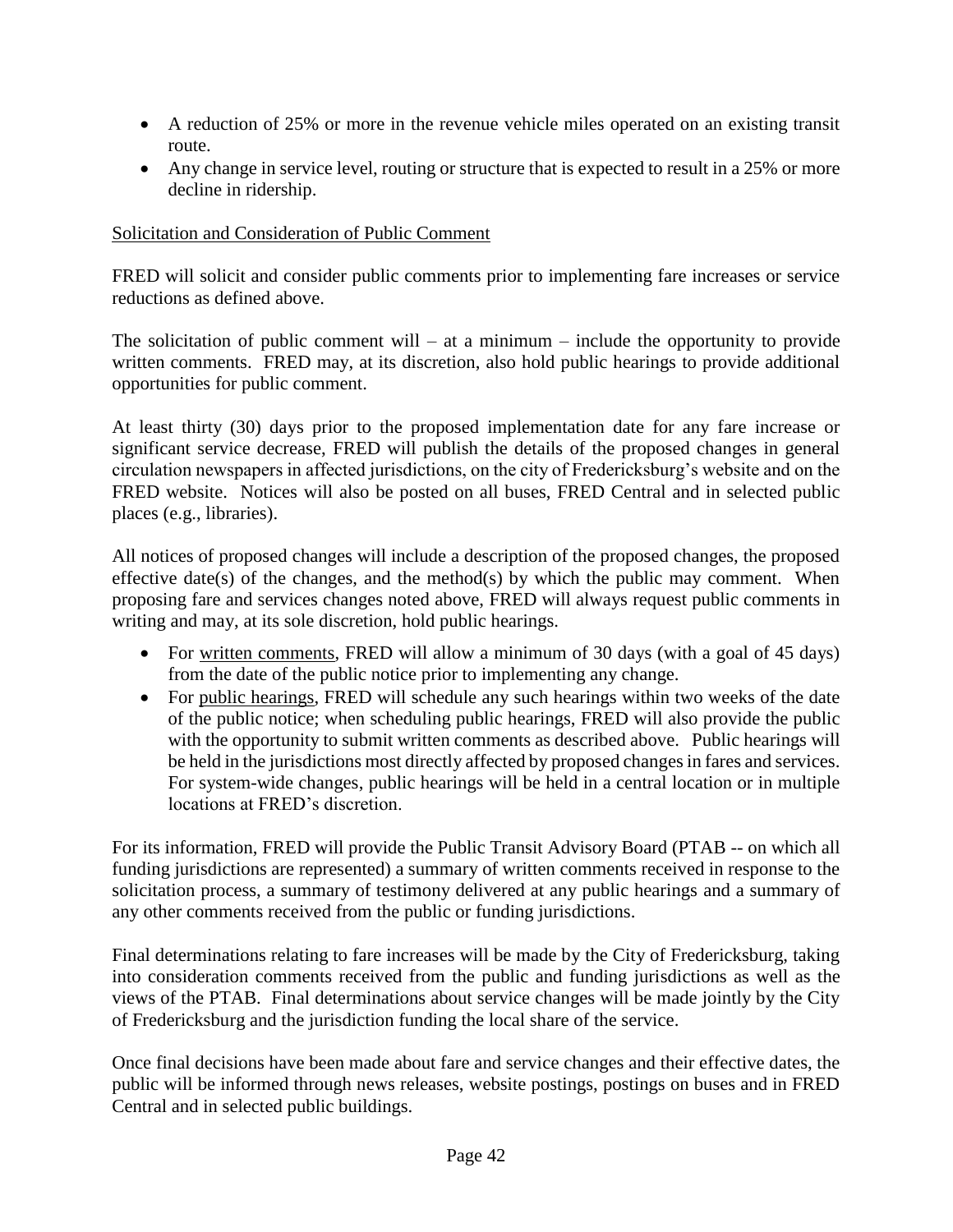- A reduction of 25% or more in the revenue vehicle miles operated on an existing transit route.
- Any change in service level, routing or structure that is expected to result in a 25% or more decline in ridership.

<u>Solicitation and Consideration of Public Comment</u>

FRED will solicit and consider public comments prior to implementing fare increases or service reductions as defined above.

The solicitation of public comment will – at a minimum – include the opportunity to provide written comments. FRED may, at its discretion, also hold public hearings to provide additional opportunities for public comment.

At least thirty (30) days prior to the proposed implementation date for any fare increase or significant service decrease, FRED will publish the details of the proposed changes in general circulation newspapers in affected jurisdictions, on the city of Fredericksburg's website and on the FRED website. Notices will also be posted on all buses, FRED Central and in selected public places (e.g., libraries).

All notices of proposed changes will include a description of the proposed changes, the proposed effective date(s) of the changes, and the method(s) by which the public may comment. When proposing fare and services changes noted above, FRED will always request public comments in writing and may, at its sole discretion, hold public hearings.

- For <u>written comments</u>, FRED will allow a minimum of 30 days (with a goal of 45 days) from the date of the public notice prior to implementing any change.
- For <u>public hearings</u>, FRED will schedule any such hearings within two weeks of the date of the public notice; when scheduling public hearings, FRED will also provide the public with the opportunity to submit written comments as described above. Public hearings will be held in the jurisdictions most directly affected by proposed changes in fares and services. For system-wide changes, public hearings will be held in a central location or in multiple locations at FRED's discretion.

For its information, FRED will provide the Public Transit Advisory Board (PTAB -- on which all funding jurisdictions are represented) a summary of written comments received in response to the solicitation process, a summary of testimony delivered at any public hearings and a summary of any other comments received from the public or funding jurisdictions.

Final determinations relating to fare increases will be made by the City of Fredericksburg, taking into consideration comments received from the public and funding jurisdictions as well as the views of the PTAB. Final determinations about service changes will be made jointly by the City of Fredericksburg and the jurisdiction funding the local share of the service.

Once final decisions have been made about fare and service changes and their effective dates, the public will be informed through news releases, website postings, postings on buses and in FRED Central and in selected public buildings.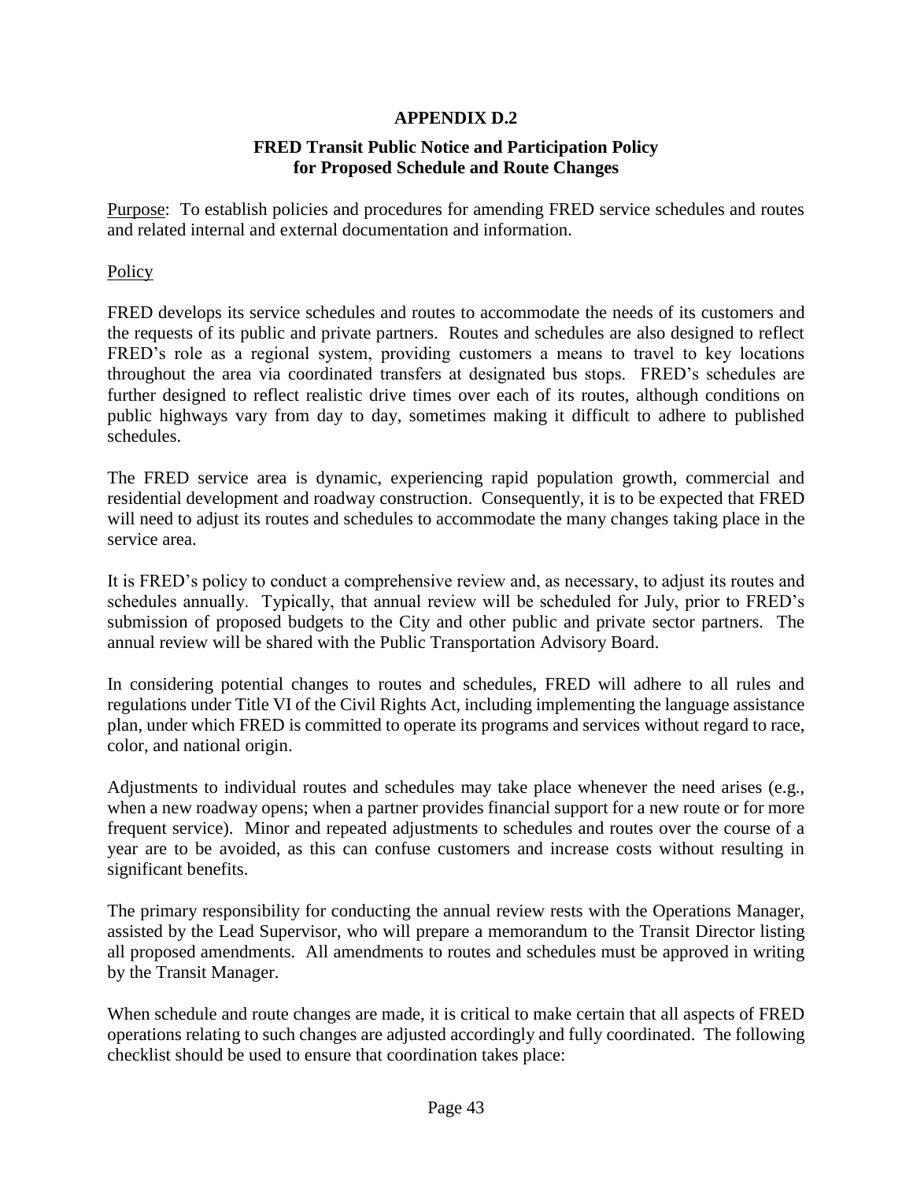## APPENDIX D.2

### FRED Transit Public Notice and Participation Policy for Proposed Schedule and Route Changes

Purpose: To establish policies and procedures for amending FRED service schedules and routes and related internal and external documentation and information.

Policy

FRED develops its service schedules and routes to accommodate the needs of its customers and the requests of its public and private partners. Routes and schedules are also designed to reflect FRED's role as a regional system, providing customers a means to travel to key locations throughout the area via coordinated transfers at designated bus stops. FRED's schedules are further designed to reflect realistic drive times over each of its routes, although conditions on public highways vary from day to day, sometimes making it difficult to adhere to published schedules.

The FRED service area is dynamic, experiencing rapid population growth, commercial and residential development and roadway construction. Consequently, it is to be expected that FRED will need to adjust its routes and schedules to accommodate the many changes taking place in the service area.

It is FRED's policy to conduct a comprehensive review and, as necessary, to adjust its routes and schedules annually. Typically, that annual review will be scheduled for July, prior to FRED's submission of proposed budgets to the City and other public and private sector partners. The annual review will be shared with the Public Transportation Advisory Board.

In considering potential changes to routes and schedules, FRED will adhere to all rules and regulations under Title VI of the Civil Rights Act, including implementing the language assistance plan, under which FRED is committed to operate its programs and services without regard to race, color, and national origin.

Adjustments to individual routes and schedules may take place whenever the need arises (e.g., when a new roadway opens; when a partner provides financial support for a new route or for more frequent service). Minor and repeated adjustments to schedules and routes over the course of a year are to be avoided, as this can confuse customers and increase costs without resulting in significant benefits.

The primary responsibility for conducting the annual review rests with the Operations Manager, assisted by the Lead Supervisor, who will prepare a memorandum to the Transit Director listing all proposed amendments. All amendments to routes and schedules must be approved in writing by the Transit Manager.

When schedule and route changes are made, it is critical to make certain that all aspects of FRED operations relating to such changes are adjusted accordingly and fully coordinated. The following checklist should be used to ensure that coordination takes place: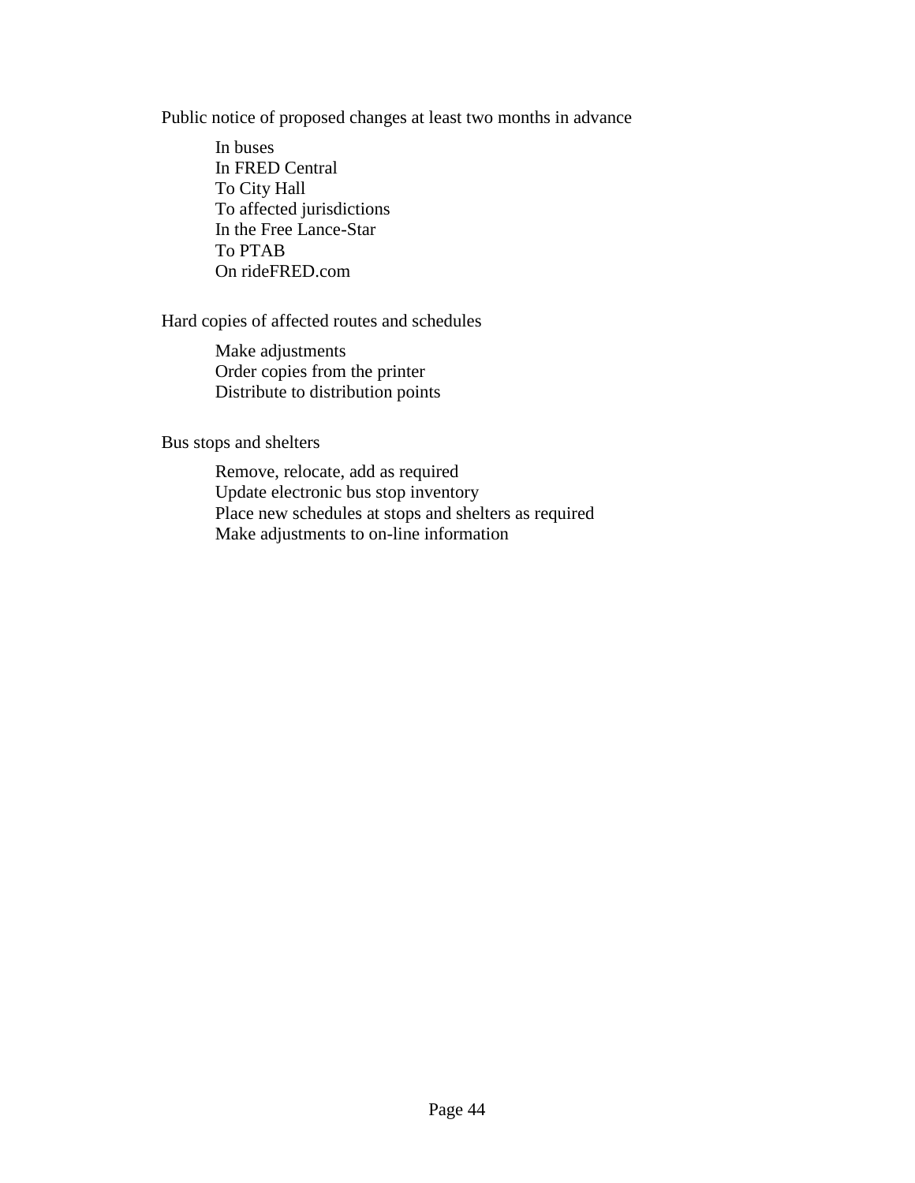Public notice of proposed changes at least two months in advance

- In buses
- In FRED Central
- To City Hall
- To affected jurisdictions
- In the Free Lance-Star
- To PTAB
- On rideFRED.com

Hard copies of affected routes and schedules

- Make adjustments
- Order copies from the printer
- Distribute to distribution points

Bus stops and shelters

- Remove, relocate, add as required
- Update electronic bus stop inventory
- Place new schedules at stops and shelters as required
- Make adjustments to on-line information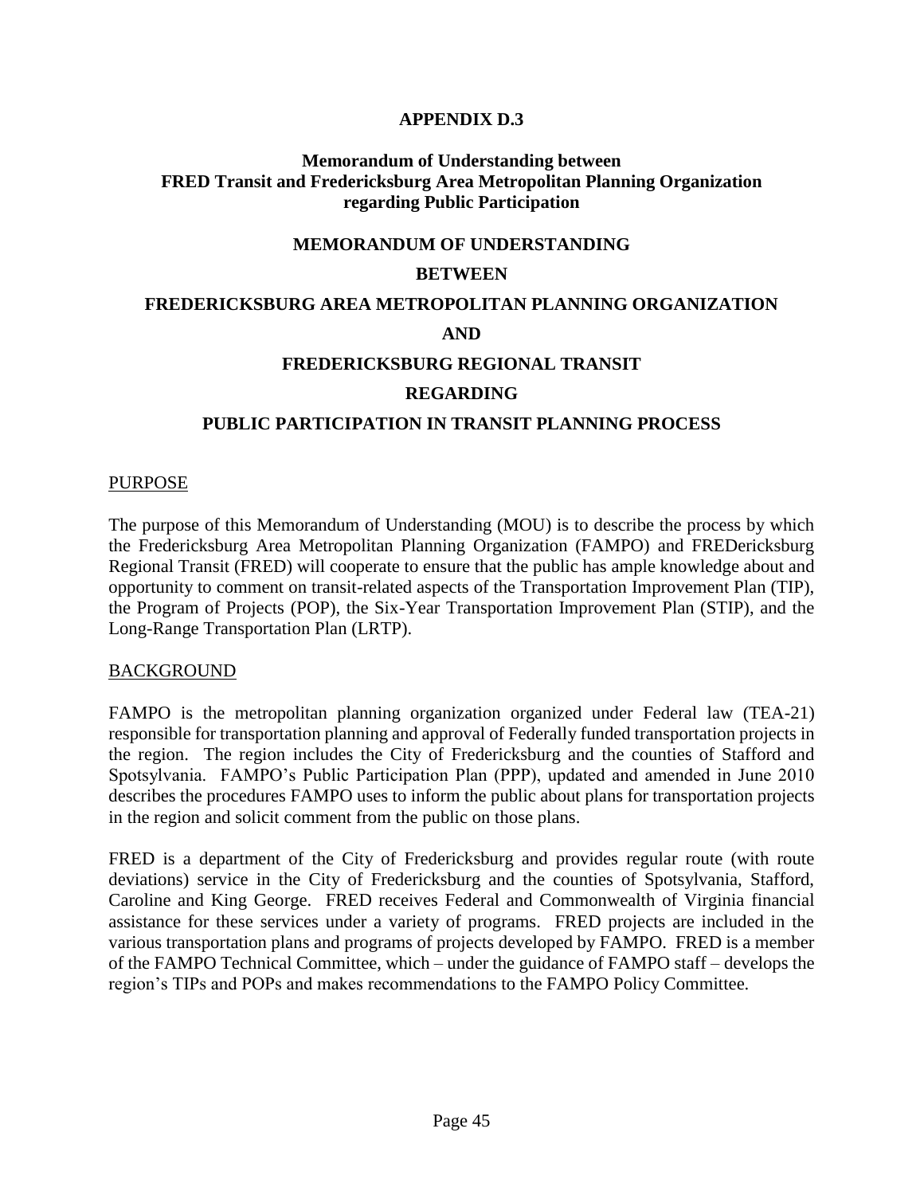# APPENDIX D.3

## Memorandum of Understanding between FRED Transit and Fredericksburg Area Metropolitan Planning Organization regarding Public Participation

**MEMORANDUM OF UNDERSTANDING**

**BETWEEN**

**FREDERICKSBURG AREA METROPOLITAN PLANNING ORGANIZATION**

**AND**

**FREDERICKSBURG REGIONAL TRANSIT**

**REGARDING**

**PUBLIC PARTICIPATION IN TRANSIT PLANNING PROCESS**

### PURPOSE

The purpose of this Memorandum of Understanding (MOU) is to describe the process by which the Fredericksburg Area Metropolitan Planning Organization (FAMPO) and FREDericksburg Regional Transit (FRED) will cooperate to ensure that the public has ample knowledge about and opportunity to comment on transit-related aspects of the Transportation Improvement Plan (TIP), the Program of Projects (POP), the Six-Year Transportation Improvement Plan (STIP), and the Long-Range Transportation Plan (LRTP).

### BACKGROUND

FAMPO is the metropolitan planning organization organized under Federal law (TEA-21) responsible for transportation planning and approval of Federally funded transportation projects in the region. The region includes the City of Fredericksburg and the counties of Stafford and Spotsylvania. FAMPO's Public Participation Plan (PPP), updated and amended in June 2010 describes the procedures FAMPO uses to inform the public about plans for transportation projects in the region and solicit comment from the public on those plans.

FRED is a department of the City of Fredericksburg and provides regular route (with route deviations) service in the City of Fredericksburg and the counties of Spotsylvania, Stafford, Caroline and King George. FRED receives Federal and Commonwealth of Virginia financial assistance for these services under a variety of programs. FRED projects are included in the various transportation plans and programs of projects developed by FAMPO. FRED is a member of the FAMPO Technical Committee, which – under the guidance of FAMPO staff – develops the region's TIPs and POPs and makes recommendations to the FAMPO Policy Committee.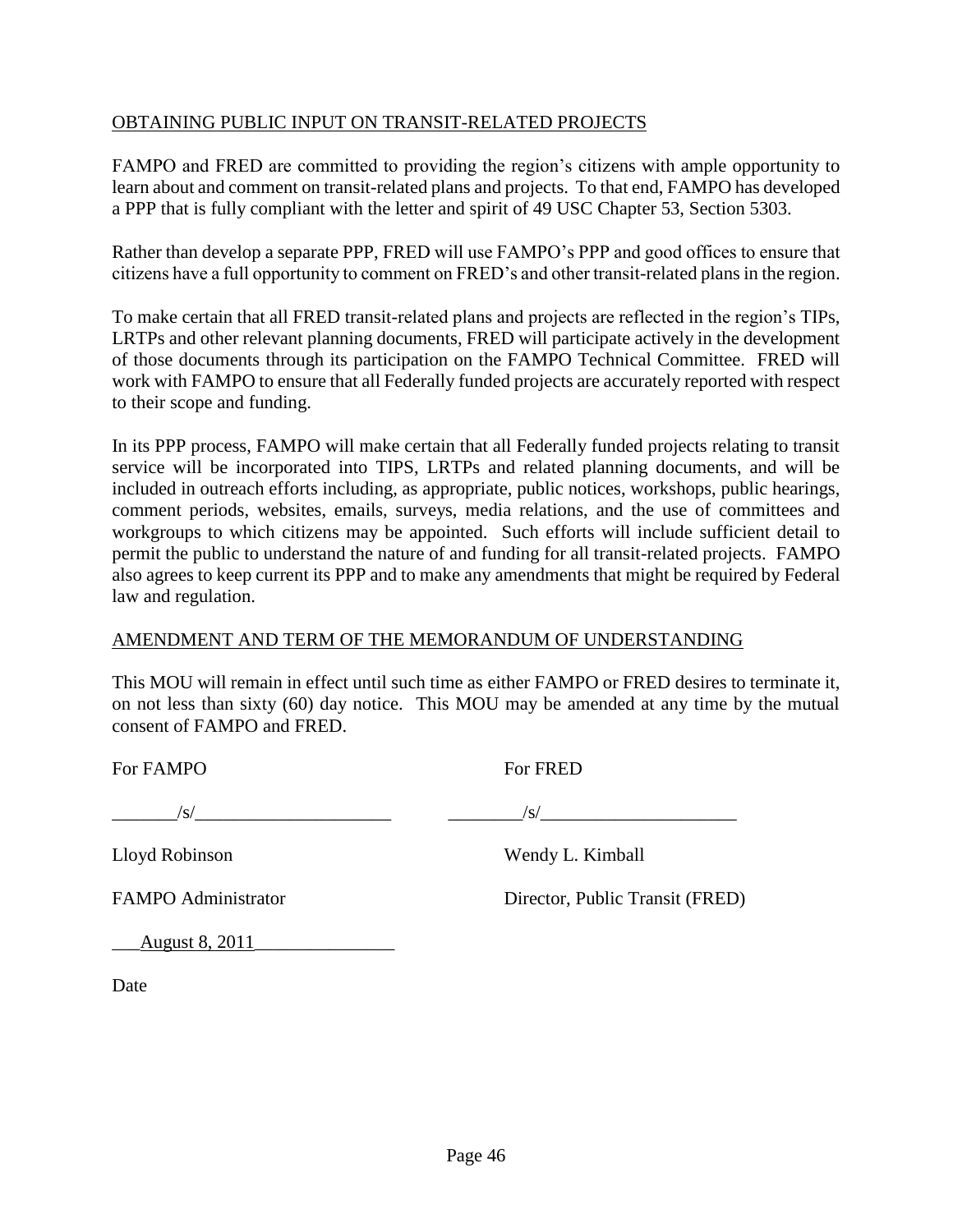## OBTAINING PUBLIC INPUT ON TRANSIT-RELATED PROJECTS

FAMPO and FRED are committed to providing the region's citizens with ample opportunity to learn about and comment on transit-related plans and projects. To that end, FAMPO has developed a PPP that is fully compliant with the letter and spirit of 49 USC Chapter 53, Section 5303.

Rather than develop a separate PPP, FRED will use FAMPO's PPP and good offices to ensure that citizens have a full opportunity to comment on FRED's and other transit-related plans in the region.

To make certain that all FRED transit-related plans and projects are reflected in the region's TIPs, LRTPs and other relevant planning documents, FRED will participate actively in the development of those documents through its participation on the FAMPO Technical Committee. FRED will work with FAMPO to ensure that all Federally funded projects are accurately reported with respect to their scope and funding.

In its PPP process, FAMPO will make certain that all Federally funded projects relating to transit service will be incorporated into TIPS, LRTPs and related planning documents, and will be included in outreach efforts including, as appropriate, public notices, workshops, public hearings, comment periods, websites, emails, surveys, media relations, and the use of committees and workgroups to which citizens may be appointed. Such efforts will include sufficient detail to permit the public to understand the nature of and funding for all transit-related projects. FAMPO also agrees to keep current its PPP and to make any amendments that might be required by Federal law and regulation.

## AMENDMENT AND TERM OF THE MEMORANDUM OF UNDERSTANDING

This MOU will remain in effect until such time as either FAMPO or FRED desires to terminate it, on not less than sixty (60) day notice. This MOU may be amended at any time by the mutual consent of FAMPO and FRED.

| For FAMPO | For FRED |
|---|---|
| _______/s/_____________________ | ________/s/_____________________ |
| Lloyd Robinson | Wendy L. Kimball |
| FAMPO Administrator | Director, Public Transit (FRED) |
| ___August 8, 2011_______________ | |
| Date | |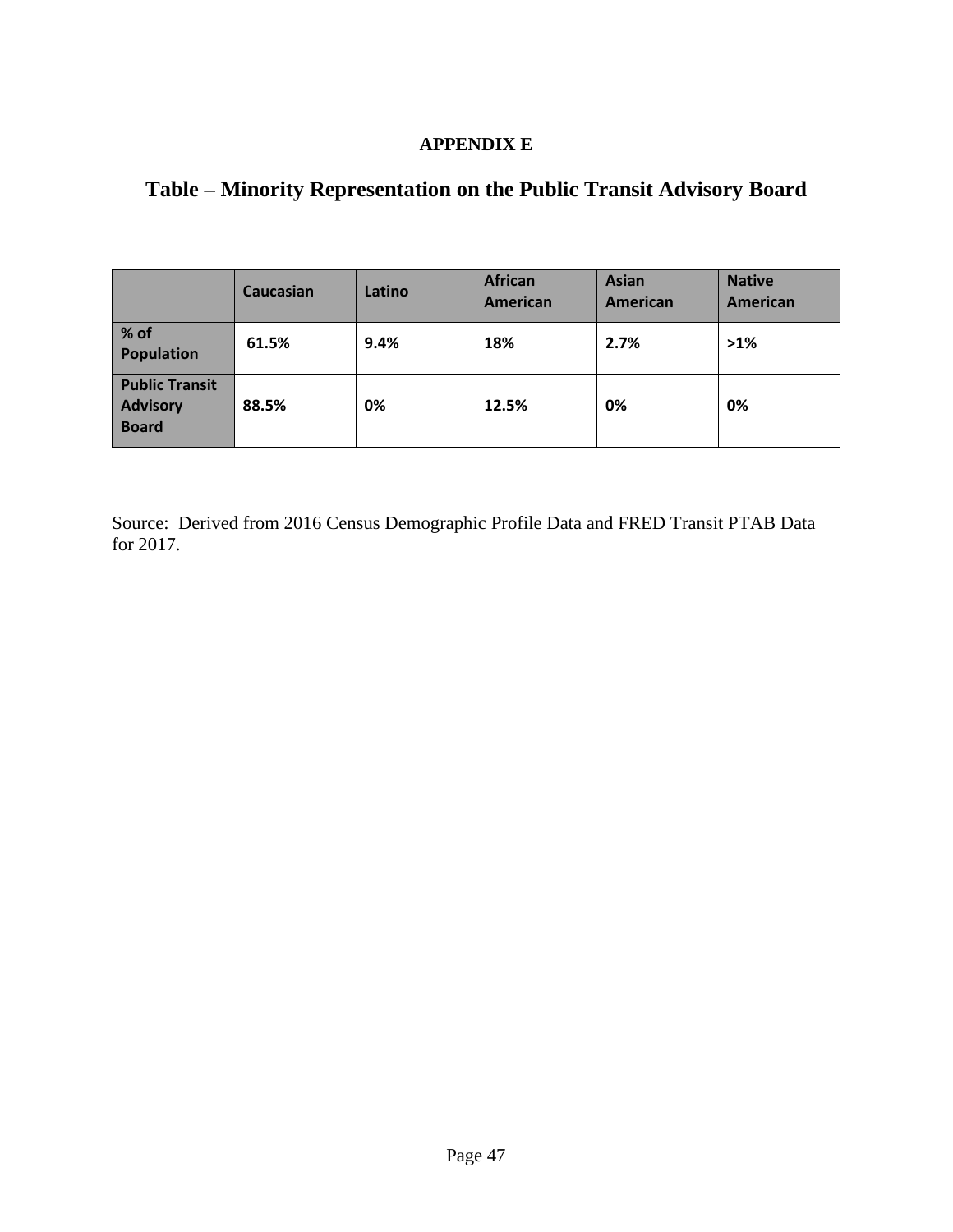**APPENDIX E**

# Table – Minority Representation on the Public Transit Advisory Board

| | Caucasian | Latino | African American | Asian American | Native American |
|---|---|---|---|---|---|
| % of Population | 61.5% | 9.4% | 18% | 2.7% | >1% |
| Public Transit Advisory Board | 88.5% | 0% | 12.5% | 0% | 0% |

Source: Derived from 2016 Census Demographic Profile Data and FRED Transit PTAB Data for 2017.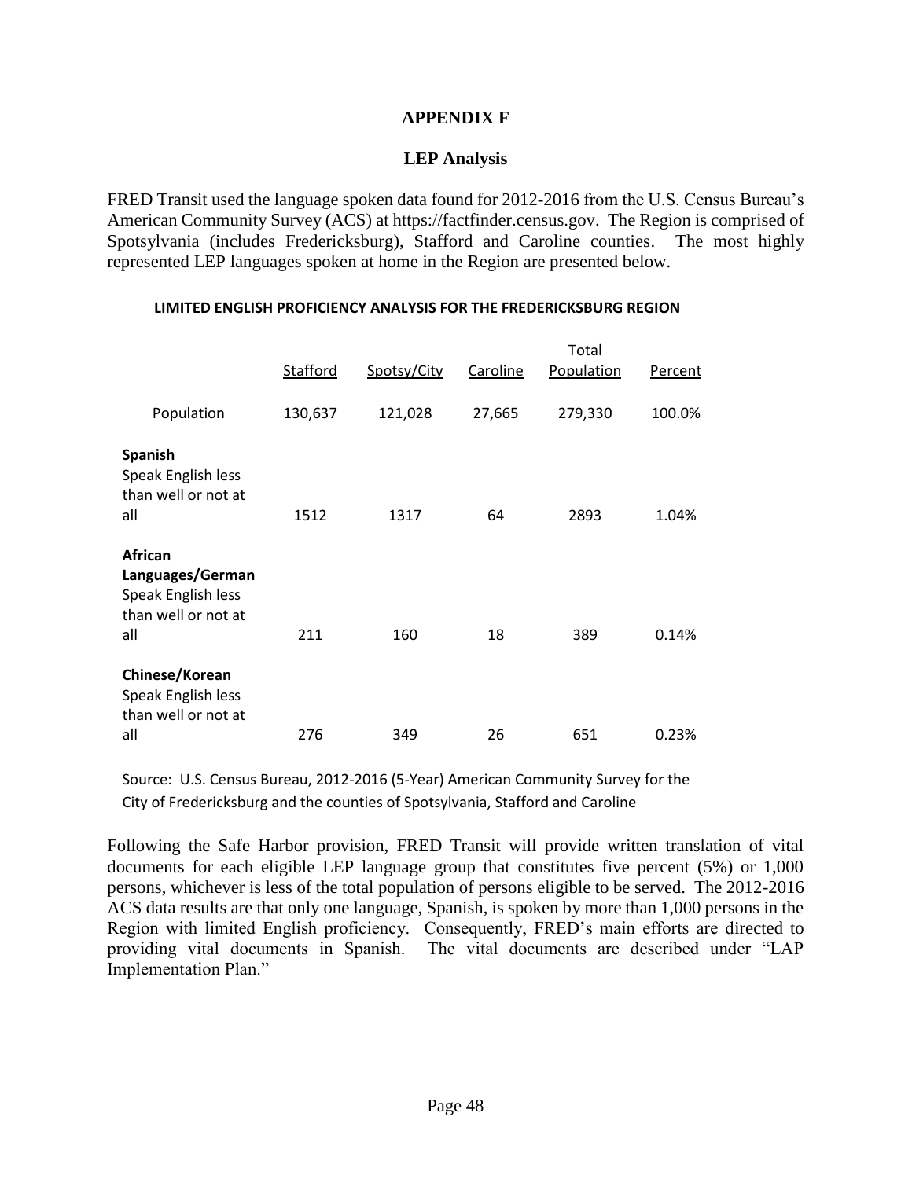# APPENDIX F

## LEP Analysis

FRED Transit used the language spoken data found for 2012-2016 from the U.S. Census Bureau's American Community Survey (ACS) at https://factfinder.census.gov. The Region is comprised of Spotsylvania (includes Fredericksburg), Stafford and Caroline counties. The most highly represented LEP languages spoken at home in the Region are presented below.

**LIMITED ENGLISH PROFICIENCY ANALYSIS FOR THE FREDERICKSBURG REGION**

| | Stafford | Spotsy/City | Caroline | Total Population | Percent |
|---|---|---|---|---|---|
| Population | 130,637 | 121,028 | 27,665 | 279,330 | 100.0% |
| **Spanish** Speak English less than well or not at all | 1512 | 1317 | 64 | 2893 | 1.04% |
| **African Languages/German** Speak English less than well or not at all | 211 | 160 | 18 | 389 | 0.14% |
| **Chinese/Korean** Speak English less than well or not at all | 276 | 349 | 26 | 651 | 0.23% |

Source: U.S. Census Bureau, 2012-2016 (5-Year) American Community Survey for the City of Fredericksburg and the counties of Spotsylvania, Stafford and Caroline

Following the Safe Harbor provision, FRED Transit will provide written translation of vital documents for each eligible LEP language group that constitutes five percent (5%) or 1,000 persons, whichever is less of the total population of persons eligible to be served. The 2012-2016 ACS data results are that only one language, Spanish, is spoken by more than 1,000 persons in the Region with limited English proficiency. Consequently, FRED's main efforts are directed to providing vital documents in Spanish. The vital documents are described under "LAP Implementation Plan."